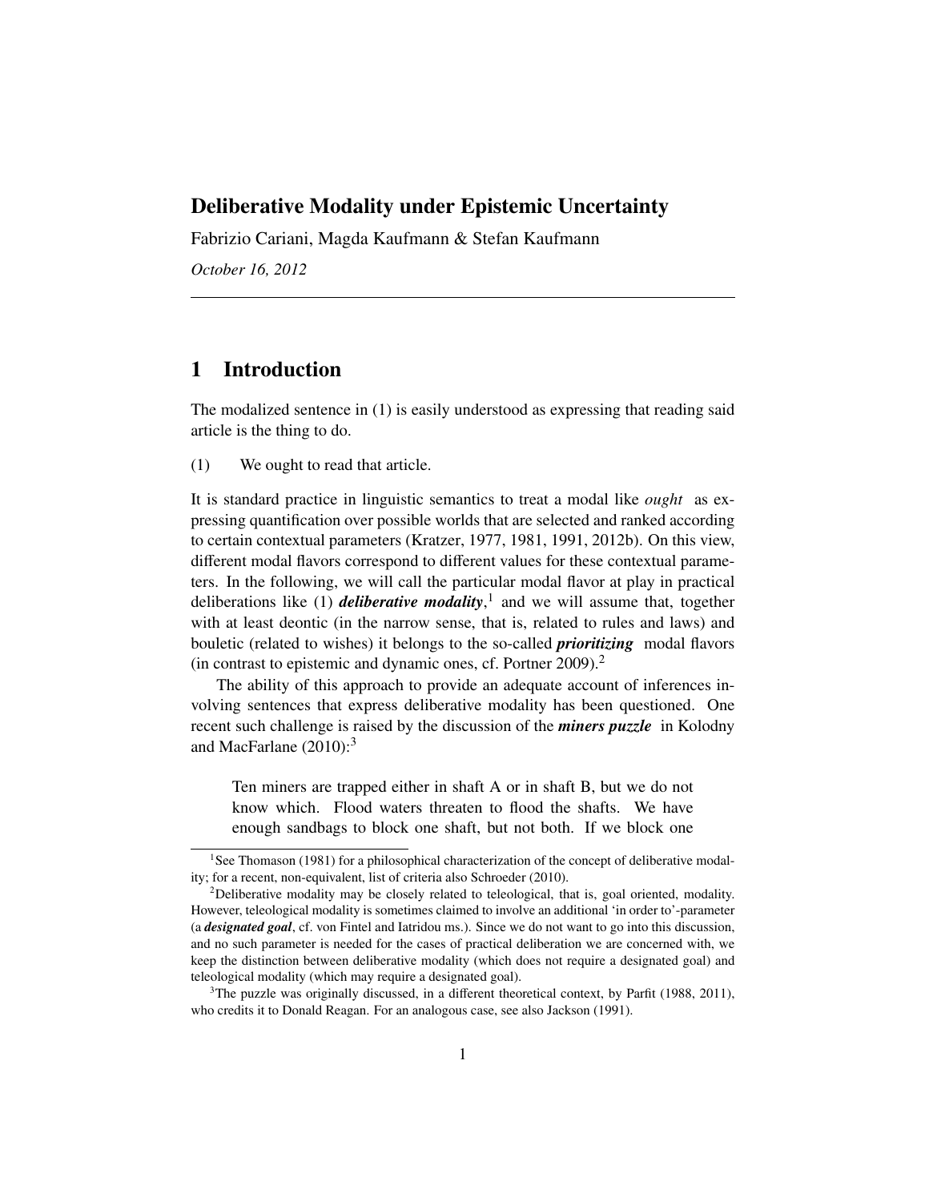# Deliberative Modality under Epistemic Uncertainty

Fabrizio Cariani, Magda Kaufmann & Stefan Kaufmann

*October 16, 2012*

---

## 1 Introduction

The modalized sentence in (1) is easily understood as expressing that reading said article is the thing to do.

(1) We ought to read that article.

It is standard practice in linguistic semantics to treat a modal like *ought* as expressing quantification over possible worlds that are selected and ranked according to certain contextual parameters (Kratzer, 1977, 1981, 1991, 2012b). On this view, different modal flavors correspond to different values for these contextual parameters. In the following, we will call the particular modal flavor at play in practical deliberations like (1) ***deliberative modality***,[1] and we will assume that, together with at least deontic (in the narrow sense, that is, related to rules and laws) and bouletic (related to wishes) it belongs to the so-called ***prioritizing*** modal flavors (in contrast to epistemic and dynamic ones, cf. Portner 2009).[2]

The ability of this approach to provide an adequate account of inferences involving sentences that express deliberative modality has been questioned. One recent such challenge is raised by the discussion of the ***miners puzzle*** in Kolodny and MacFarlane (2010):[3]

> Ten miners are trapped either in shaft A or in shaft B, but we do not know which. Flood waters threaten to flood the shafts. We have enough sandbags to block one shaft, but not both. If we block one

---

[1] See Thomason (1981) for a philosophical characterization of the concept of deliberative modality; for a recent, non-equivalent, list of criteria also Schroeder (2010).

[2] Deliberative modality may be closely related to teleological, that is, goal oriented, modality. However, teleological modality is sometimes claimed to involve an additional 'in order to'-parameter (a ***designated goal***, cf. von Fintel and Iatridou ms.). Since we do not want to go into this discussion, and no such parameter is needed for the cases of practical deliberation we are concerned with, we keep the distinction between deliberative modality (which does not require a designated goal) and teleological modality (which may require a designated goal).

[3] The puzzle was originally discussed, in a different theoretical context, by Parfit (1988, 2011), who credits it to Donald Reagan. For an analogous case, see also Jackson (1991).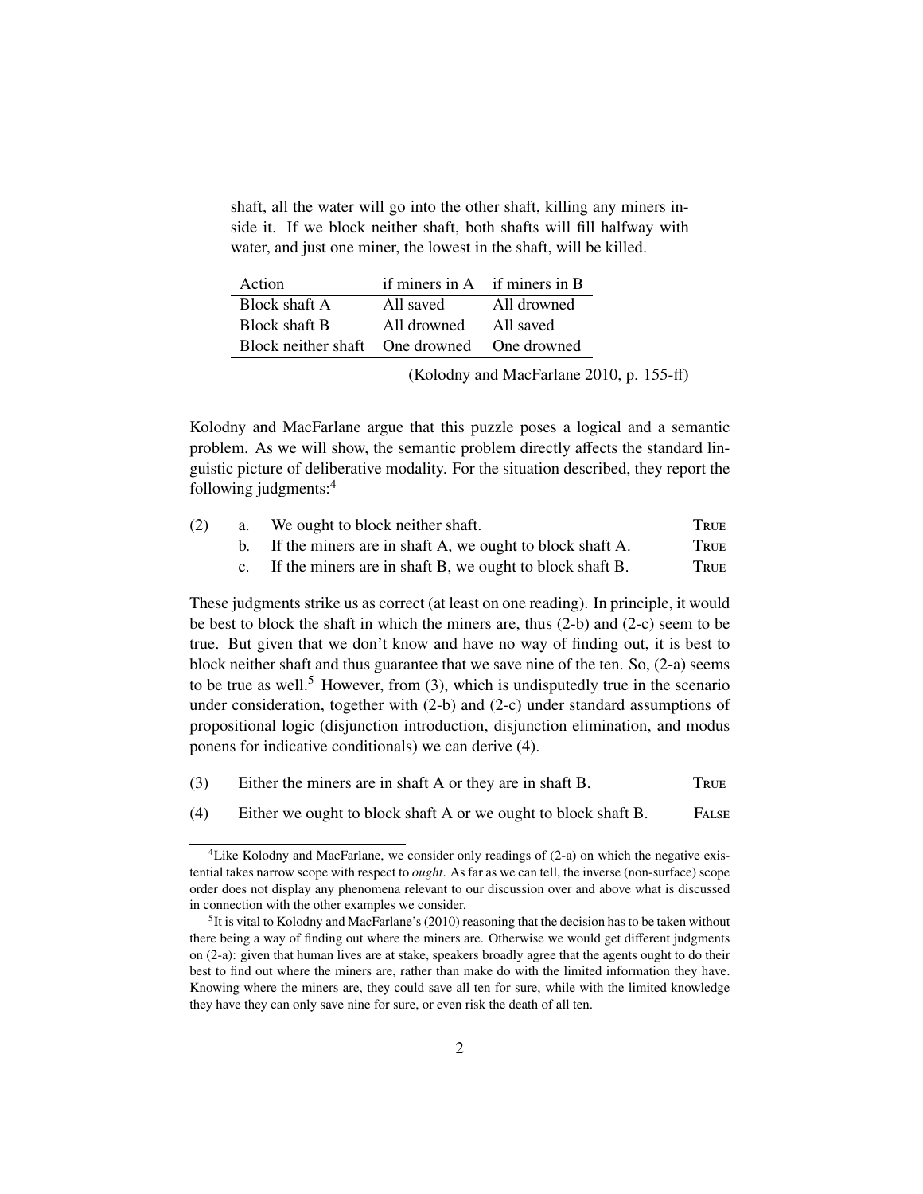shaft, all the water will go into the other shaft, killing any miners inside it. If we block neither shaft, both shafts will fill halfway with water, and just one miner, the lowest in the shaft, will be killed.

| Action | if miners in A | if miners in B |
|---|---|---|
| Block shaft A | All saved | All drowned |
| Block shaft B | All drowned | All saved |
| Block neither shaft | One drowned | One drowned |

(Kolodny and MacFarlane 2010, p. 155-ff)

Kolodny and MacFarlane argue that this puzzle poses a logical and a semantic problem. As we will show, the semantic problem directly affects the standard linguistic picture of deliberative modality. For the situation described, they report the following judgments:[4]

(2) a. We ought to block neither shaft. TRUE
 b. If the miners are in shaft A, we ought to block shaft A. TRUE
 c. If the miners are in shaft B, we ought to block shaft B. TRUE

These judgments strike us as correct (at least on one reading). In principle, it would be best to block the shaft in which the miners are, thus (2-b) and (2-c) seem to be true. But given that we don't know and have no way of finding out, it is best to block neither shaft and thus guarantee that we save nine of the ten. So, (2-a) seems to be true as well.[5] However, from (3), which is undisputedly true in the scenario under consideration, together with (2-b) and (2-c) under standard assumptions of propositional logic (disjunction introduction, disjunction elimination, and modus ponens for indicative conditionals) we can derive (4).

(3) Either the miners are in shaft A or they are in shaft B. TRUE

(4) Either we ought to block shaft A or we ought to block shaft B. FALSE

---

[4]Like Kolodny and MacFarlane, we consider only readings of (2-a) on which the negative existential takes narrow scope with respect to *ought*. As far as we can tell, the inverse (non-surface) scope order does not display any phenomena relevant to our discussion over and above what is discussed in connection with the other examples we consider.

[5]It is vital to Kolodny and MacFarlane's (2010) reasoning that the decision has to be taken without there being a way of finding out where the miners are. Otherwise we would get different judgments on (2-a): given that human lives are at stake, speakers broadly agree that the agents ought to do their best to find out where the miners are, rather than make do with the limited information they have. Knowing where the miners are, they could save all ten for sure, while with the limited knowledge they have they can only save nine for sure, or even risk the death of all ten.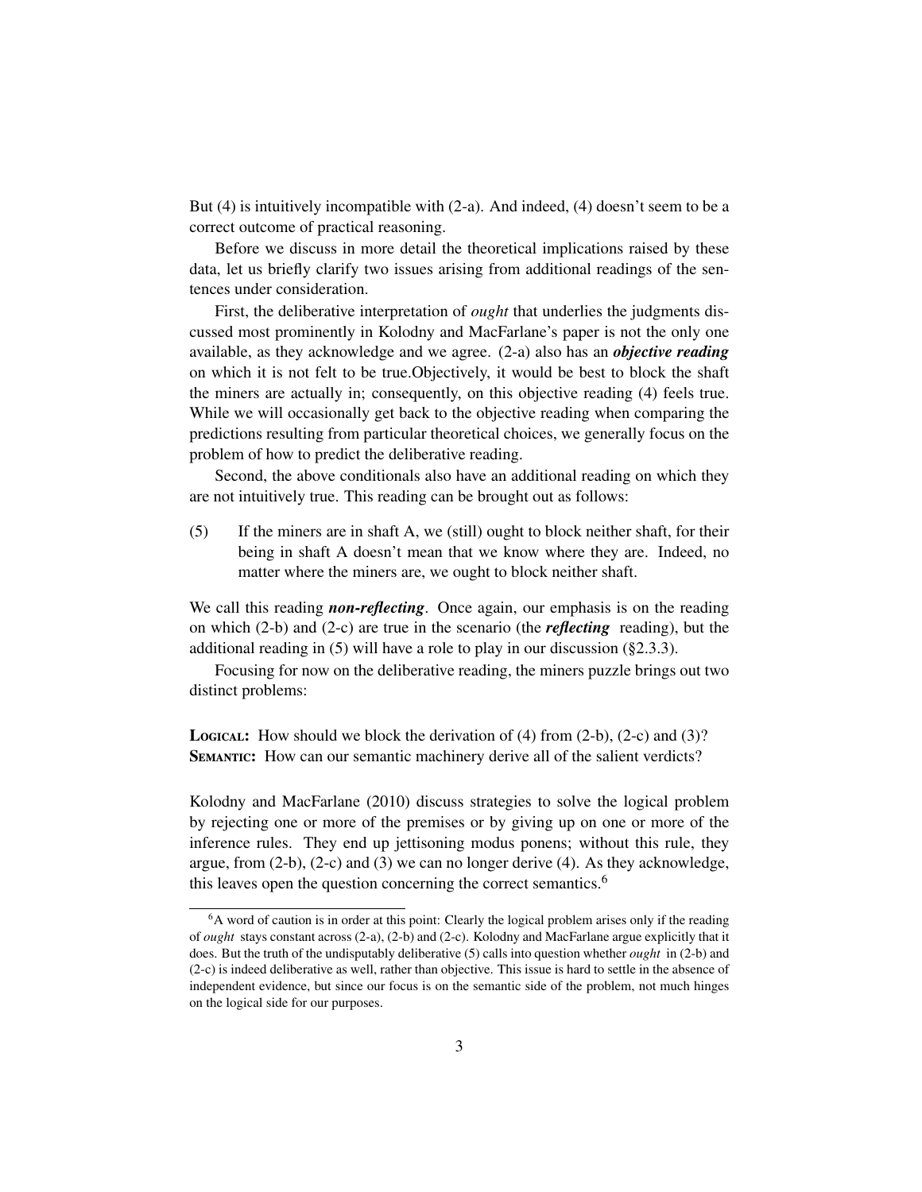But (4) is intuitively incompatible with (2-a). And indeed, (4) doesn't seem to be a correct outcome of practical reasoning.

Before we discuss in more detail the theoretical implications raised by these data, let us briefly clarify two issues arising from additional readings of the sentences under consideration.

First, the deliberative interpretation of *ought* that underlies the judgments discussed most prominently in Kolodny and MacFarlane's paper is not the only one available, as they acknowledge and we agree. (2-a) also has an ***objective reading*** on which it is not felt to be true.Objectively, it would be best to block the shaft the miners are actually in; consequently, on this objective reading (4) feels true. While we will occasionally get back to the objective reading when comparing the predictions resulting from particular theoretical choices, we generally focus on the problem of how to predict the deliberative reading.

Second, the above conditionals also have an additional reading on which they are not intuitively true. This reading can be brought out as follows:

(5) If the miners are in shaft A, we (still) ought to block neither shaft, for their being in shaft A doesn't mean that we know where they are. Indeed, no matter where the miners are, we ought to block neither shaft.

We call this reading ***non-reflecting***. Once again, our emphasis is on the reading on which (2-b) and (2-c) are true in the scenario (the ***reflecting*** reading), but the additional reading in (5) will have a role to play in our discussion (§2.3.3).

Focusing for now on the deliberative reading, the miners puzzle brings out two distinct problems:

**Logical:** How should we block the derivation of (4) from (2-b), (2-c) and (3)?
**Semantic:** How can our semantic machinery derive all of the salient verdicts?

Kolodny and MacFarlane (2010) discuss strategies to solve the logical problem by rejecting one or more of the premises or by giving up on one or more of the inference rules. They end up jettisoning modus ponens; without this rule, they argue, from (2-b), (2-c) and (3) we can no longer derive (4). As they acknowledge, this leaves open the question concerning the correct semantics.[6]

[6] A word of caution is in order at this point: Clearly the logical problem arises only if the reading of *ought* stays constant across (2-a), (2-b) and (2-c). Kolodny and MacFarlane argue explicitly that it does. But the truth of the undisputably deliberative (5) calls into question whether *ought* in (2-b) and (2-c) is indeed deliberative as well, rather than objective. This issue is hard to settle in the absence of independent evidence, but since our focus is on the semantic side of the problem, not much hinges on the logical side for our purposes.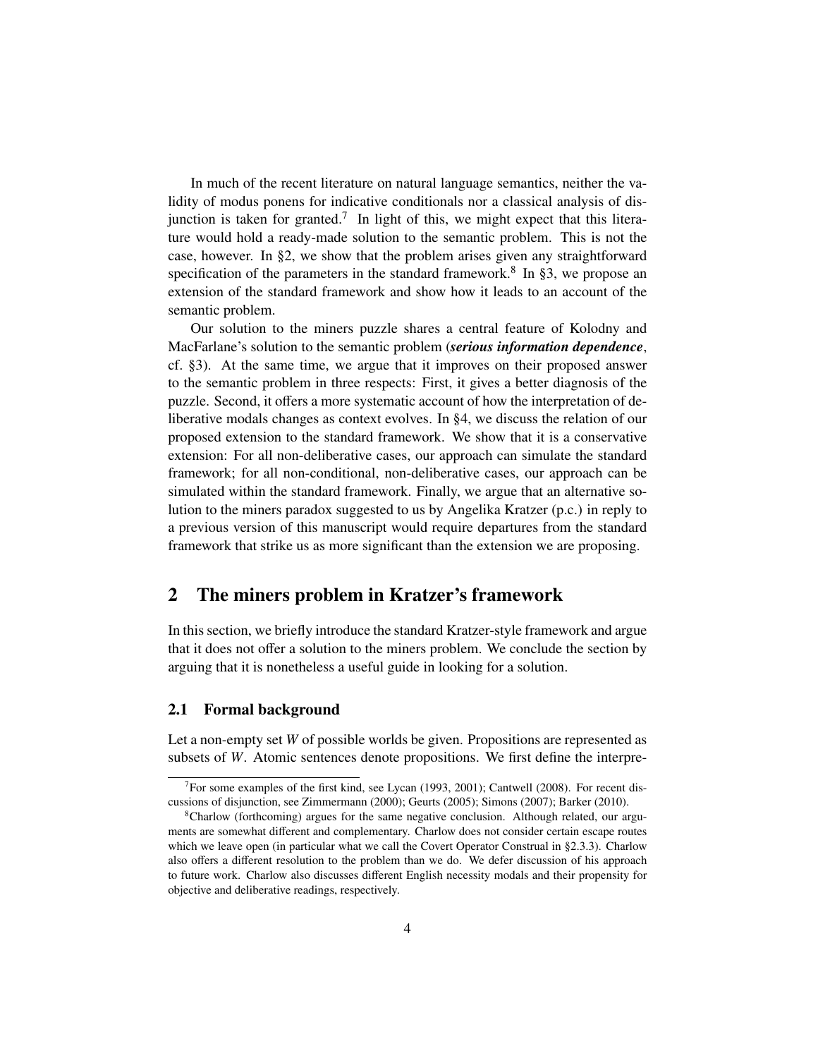In much of the recent literature on natural language semantics, neither the validity of modus ponens for indicative conditionals nor a classical analysis of disjunction is taken for granted.[7] In light of this, we might expect that this literature would hold a ready-made solution to the semantic problem. This is not the case, however. In §2, we show that the problem arises given any straightforward specification of the parameters in the standard framework.[8] In §3, we propose an extension of the standard framework and show how it leads to an account of the semantic problem.

Our solution to the miners puzzle shares a central feature of Kolodny and MacFarlane's solution to the semantic problem (***serious information dependence***, cf. §3). At the same time, we argue that it improves on their proposed answer to the semantic problem in three respects: First, it gives a better diagnosis of the puzzle. Second, it offers a more systematic account of how the interpretation of deliberative modals changes as context evolves. In §4, we discuss the relation of our proposed extension to the standard framework. We show that it is a conservative extension: For all non-deliberative cases, our approach can simulate the standard framework; for all non-conditional, non-deliberative cases, our approach can be simulated within the standard framework. Finally, we argue that an alternative solution to the miners paradox suggested to us by Angelika Kratzer (p.c.) in reply to a previous version of this manuscript would require departures from the standard framework that strike us as more significant than the extension we are proposing.

## 2 The miners problem in Kratzer's framework

In this section, we briefly introduce the standard Kratzer-style framework and argue that it does not offer a solution to the miners problem. We conclude the section by arguing that it is nonetheless a useful guide in looking for a solution.

### 2.1 Formal background

Let a non-empty set $W$ of possible worlds be given. Propositions are represented as subsets of $W$. Atomic sentences denote propositions. We first define the interpre-

---

[7] For some examples of the first kind, see Lycan (1993, 2001); Cantwell (2008). For recent discussions of disjunction, see Zimmermann (2000); Geurts (2005); Simons (2007); Barker (2010).

[8] Charlow (forthcoming) argues for the same negative conclusion. Although related, our arguments are somewhat different and complementary. Charlow does not consider certain escape routes which we leave open (in particular what we call the Covert Operator Construal in §2.3.3). Charlow also offers a different resolution to the problem than we do. We defer discussion of his approach to future work. Charlow also discusses different English necessity modals and their propensity for objective and deliberative readings, respectively.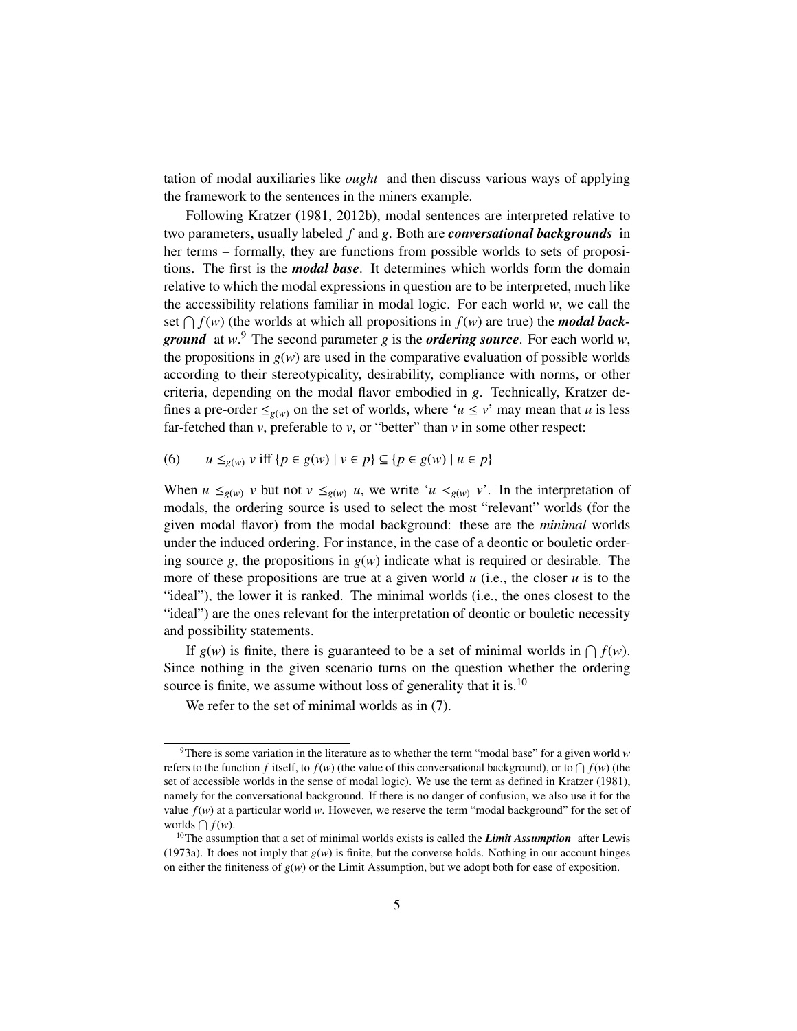tation of modal auxiliaries like *ought* and then discuss various ways of applying the framework to the sentences in the miners example.

Following Kratzer (1981, 2012b), modal sentences are interpreted relative to two parameters, usually labeled $f$ and $g$. Both are ***conversational backgrounds*** in her terms – formally, they are functions from possible worlds to sets of propositions. The first is the ***modal base***. It determines which worlds form the domain relative to which the modal expressions in question are to be interpreted, much like the accessibility relations familiar in modal logic. For each world $w$, we call the set $\bigcap f(w)$ (the worlds at which all propositions in $f(w)$ are true) the ***modal background*** at $w$.[9] The second parameter $g$ is the ***ordering source***. For each world $w$, the propositions in $g(w)$ are used in the comparative evaluation of possible worlds according to their stereotypicality, desirability, compliance with norms, or other criteria, depending on the modal flavor embodied in $g$. Technically, Kratzer defines a pre-order $\leq_{g(w)}$ on the set of worlds, where '$u \leq v$' may mean that $u$ is less far-fetched than $v$, preferable to $v$, or "better" than $v$ in some other respect:

(6) $u \leq_{g(w)} v$ iff $\{p \in g(w) \mid v \in p\} \subseteq \{p \in g(w) \mid u \in p\}$

When $u \leq_{g(w)} v$ but not $v \leq_{g(w)} u$, we write '$u <_{g(w)} v$'. In the interpretation of modals, the ordering source is used to select the most "relevant" worlds (for the given modal flavor) from the modal background: these are the *minimal* worlds under the induced ordering. For instance, in the case of a deontic or bouletic ordering source $g$, the propositions in $g(w)$ indicate what is required or desirable. The more of these propositions are true at a given world $u$ (i.e., the closer $u$ is to the "ideal"), the lower it is ranked. The minimal worlds (i.e., the ones closest to the "ideal") are the ones relevant for the interpretation of deontic or bouletic necessity and possibility statements.

If $g(w)$ is finite, there is guaranteed to be a set of minimal worlds in $\bigcap f(w)$. Since nothing in the given scenario turns on the question whether the ordering source is finite, we assume without loss of generality that it is.[10]

We refer to the set of minimal worlds as in (7).

---

[9] There is some variation in the literature as to whether the term "modal base" for a given world $w$ refers to the function $f$ itself, to $f(w)$ (the value of this conversational background), or to $\bigcap f(w)$ (the set of accessible worlds in the sense of modal logic). We use the term as defined in Kratzer (1981), namely for the conversational background. If there is no danger of confusion, we also use it for the value $f(w)$ at a particular world $w$. However, we reserve the term "modal background" for the set of worlds $\bigcap f(w)$.

[10] The assumption that a set of minimal worlds exists is called the ***Limit Assumption*** after Lewis (1973a). It does not imply that $g(w)$ is finite, but the converse holds. Nothing in our account hinges on either the finiteness of $g(w)$ or the Limit Assumption, but we adopt both for ease of exposition.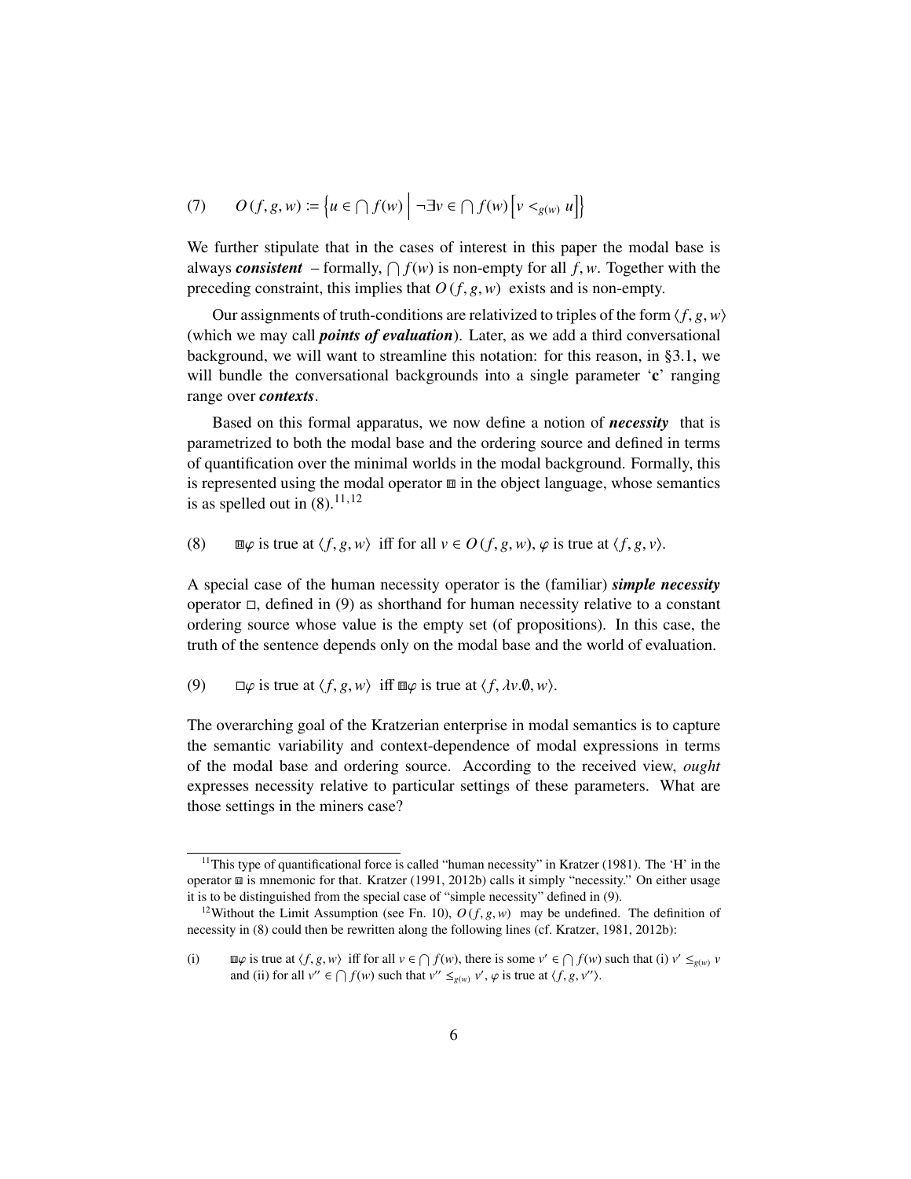(7) $\quad O(f, g, w) := \left\{ u \in \bigcap f(w) \,\middle|\, \neg \exists v \in \bigcap f(w) \left[ v <_{g(w)} u \right] \right\}$

We further stipulate that in the cases of interest in this paper the modal base is always ***consistent*** – formally, $\bigcap f(w)$ is non-empty for all $f, w$. Together with the preceding constraint, this implies that $O(f, g, w)$ exists and is non-empty.

Our assignments of truth-conditions are relativized to triples of the form $\langle f, g, w \rangle$ (which we may call ***points of evaluation***). Later, as we add a third conversational background, we will want to streamline this notation: for this reason, in §3.1, we will bundle the conversational backgrounds into a single parameter '**c**' ranging range over ***contexts***.

Based on this formal apparatus, we now define a notion of ***necessity*** that is parametrized to both the modal base and the ordering source and defined in terms of quantification over the minimal worlds in the modal background. Formally, this is represented using the modal operator $\boxed{\text{H}}$ in the object language, whose semantics is as spelled out in (8).[11,12]

(8) $\quad \boxed{\text{H}}\varphi$ is true at $\langle f, g, w \rangle$ iff for all $v \in O(f, g, w)$, $\varphi$ is true at $\langle f, g, v \rangle$.

A special case of the human necessity operator is the (familiar) ***simple necessity*** operator $\Box$, defined in (9) as shorthand for human necessity relative to a constant ordering source whose value is the empty set (of propositions). In this case, the truth of the sentence depends only on the modal base and the world of evaluation.

(9) $\quad \Box\varphi$ is true at $\langle f, g, w \rangle$ iff $\boxed{\text{H}}\varphi$ is true at $\langle f, \lambda v.\emptyset, w \rangle$.

The overarching goal of the Kratzerian enterprise in modal semantics is to capture the semantic variability and context-dependence of modal expressions in terms of the modal base and ordering source. According to the received view, *ought* expresses necessity relative to particular settings of these parameters. What are those settings in the miners case?

---

[11] This type of quantificational force is called "human necessity" in Kratzer (1981). The 'H' in the operator $\boxed{\text{H}}$ is mnemonic for that. Kratzer (1991, 2012b) calls it simply "necessity." On either usage it is to be distinguished from the special case of "simple necessity" defined in (9).

[12] Without the Limit Assumption (see Fn. 10), $O(f, g, w)$ may be undefined. The definition of necessity in (8) could then be rewritten along the following lines (cf. Kratzer, 1981, 2012b):

(i) $\quad \boxed{\text{H}}\varphi$ is true at $\langle f, g, w \rangle$ iff for all $v \in \bigcap f(w)$, there is some $v' \in \bigcap f(w)$ such that (i) $v' \leq_{g(w)} v$ and (ii) for all $v'' \in \bigcap f(w)$ such that $v'' \leq_{g(w)} v'$, $\varphi$ is true at $\langle f, g, v'' \rangle$.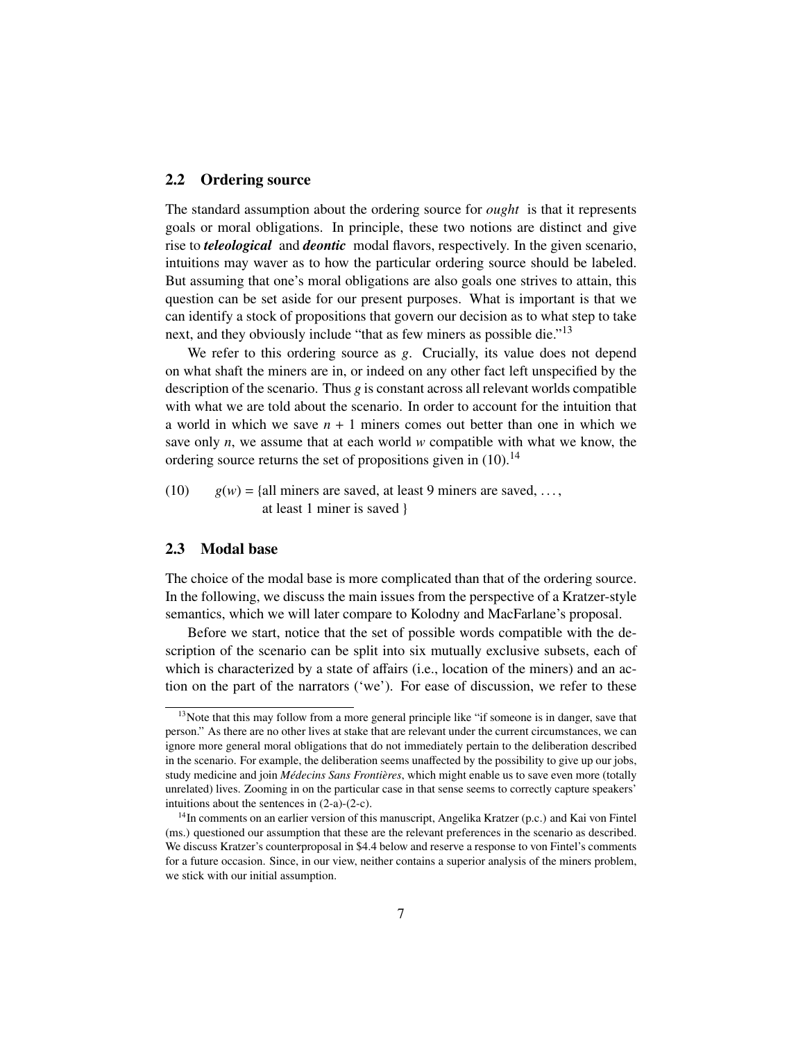## 2.2 Ordering source

The standard assumption about the ordering source for *ought* is that it represents goals or moral obligations. In principle, these two notions are distinct and give rise to ***teleological*** and ***deontic*** modal flavors, respectively. In the given scenario, intuitions may waver as to how the particular ordering source should be labeled. But assuming that one's moral obligations are also goals one strives to attain, this question can be set aside for our present purposes. What is important is that we can identify a stock of propositions that govern our decision as to what step to take next, and they obviously include "that as few miners as possible die."[13]

We refer to this ordering source as $g$. Crucially, its value does not depend on what shaft the miners are in, or indeed on any other fact left unspecified by the description of the scenario. Thus $g$ is constant across all relevant worlds compatible with what we are told about the scenario. In order to account for the intuition that a world in which we save $n + 1$ miners comes out better than one in which we save only $n$, we assume that at each world $w$ compatible with what we know, the ordering source returns the set of propositions given in (10).[14]

(10) $g(w)$ = {all miners are saved, at least 9 miners are saved, ..., at least 1 miner is saved }

## 2.3 Modal base

The choice of the modal base is more complicated than that of the ordering source. In the following, we discuss the main issues from the perspective of a Kratzer-style semantics, which we will later compare to Kolodny and MacFarlane's proposal.

Before we start, notice that the set of possible words compatible with the description of the scenario can be split into six mutually exclusive subsets, each of which is characterized by a state of affairs (i.e., location of the miners) and an action on the part of the narrators ('we'). For ease of discussion, we refer to these

---

[13] Note that this may follow from a more general principle like "if someone is in danger, save that person." As there are no other lives at stake that are relevant under the current circumstances, we can ignore more general moral obligations that do not immediately pertain to the deliberation described in the scenario. For example, the deliberation seems unaffected by the possibility to give up our jobs, study medicine and join *Médecins Sans Frontières*, which might enable us to save even more (totally unrelated) lives. Zooming in on the particular case in that sense seems to correctly capture speakers' intuitions about the sentences in (2-a)-(2-c).

[14] In comments on an earlier version of this manuscript, Angelika Kratzer (p.c.) and Kai von Fintel (ms.) questioned our assumption that these are the relevant preferences in the scenario as described. We discuss Kratzer's counterproposal in $4.4 below and reserve a response to von Fintel's comments for a future occasion. Since, in our view, neither contains a superior analysis of the miners problem, we stick with our initial assumption.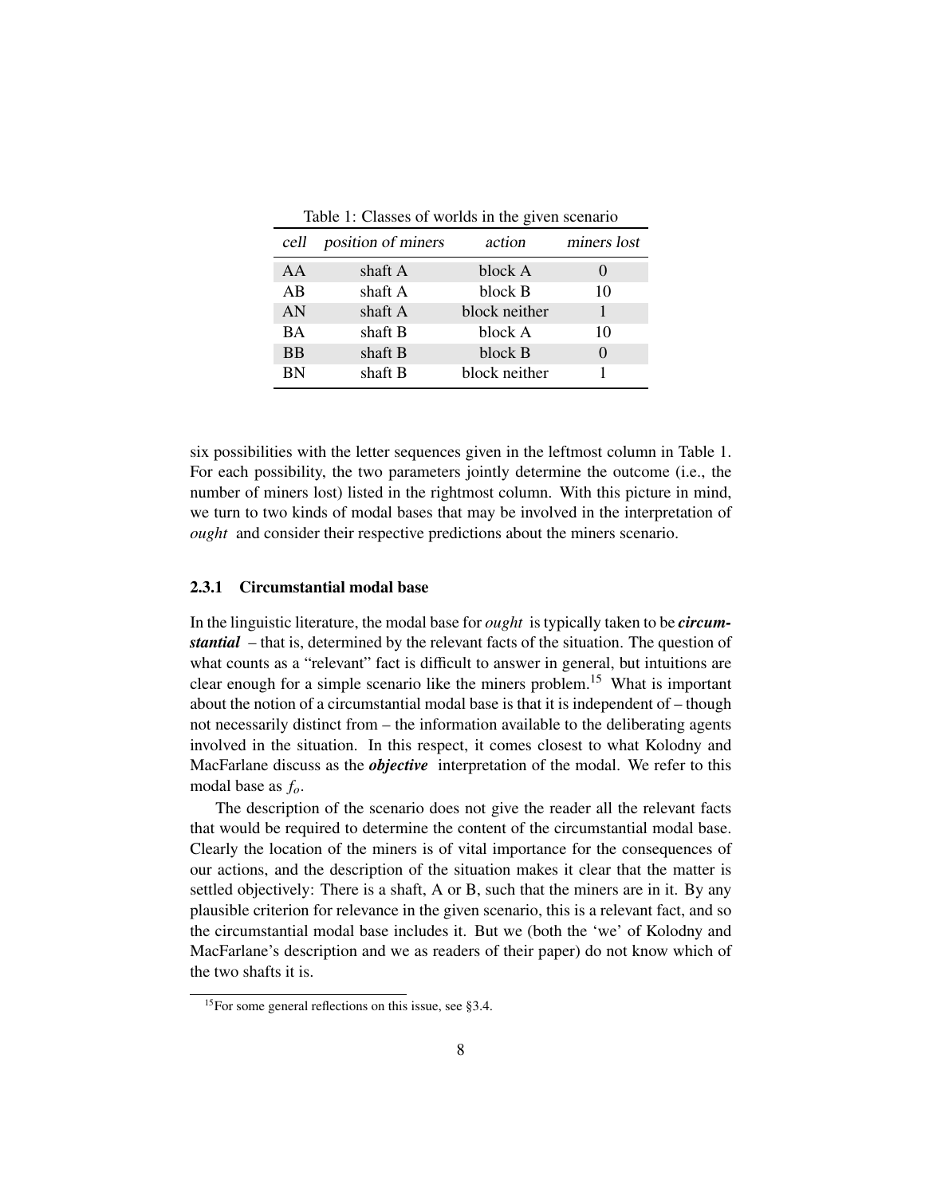Table 1: Classes of worlds in the given scenario

| *cell* | *position of miners* | *action* | *miners lost* |
|---|---|---|---|
| AA | shaft A | block A | 0 |
| AB | shaft A | block B | 10 |
| AN | shaft A | block neither | 1 |
| BA | shaft B | block A | 10 |
| BB | shaft B | block B | 0 |
| BN | shaft B | block neither | 1 |

six possibilities with the letter sequences given in the leftmost column in Table 1. For each possibility, the two parameters jointly determine the outcome (i.e., the number of miners lost) listed in the rightmost column. With this picture in mind, we turn to two kinds of modal bases that may be involved in the interpretation of *ought* and consider their respective predictions about the miners scenario.

### 2.3.1 Circumstantial modal base

In the linguistic literature, the modal base for *ought* is typically taken to be ***circumstantial*** – that is, determined by the relevant facts of the situation. The question of what counts as a "relevant" fact is difficult to answer in general, but intuitions are clear enough for a simple scenario like the miners problem.[15] What is important about the notion of a circumstantial modal base is that it is independent of – though not necessarily distinct from – the information available to the deliberating agents involved in the situation. In this respect, it comes closest to what Kolodny and MacFarlane discuss as the ***objective*** interpretation of the modal. We refer to this modal base as $f_o$.

The description of the scenario does not give the reader all the relevant facts that would be required to determine the content of the circumstantial modal base. Clearly the location of the miners is of vital importance for the consequences of our actions, and the description of the situation makes it clear that the matter is settled objectively: There is a shaft, A or B, such that the miners are in it. By any plausible criterion for relevance in the given scenario, this is a relevant fact, and so the circumstantial modal base includes it. But we (both the 'we' of Kolodny and MacFarlane's description and we as readers of their paper) do not know which of the two shafts it is.

[15] For some general reflections on this issue, see §3.4.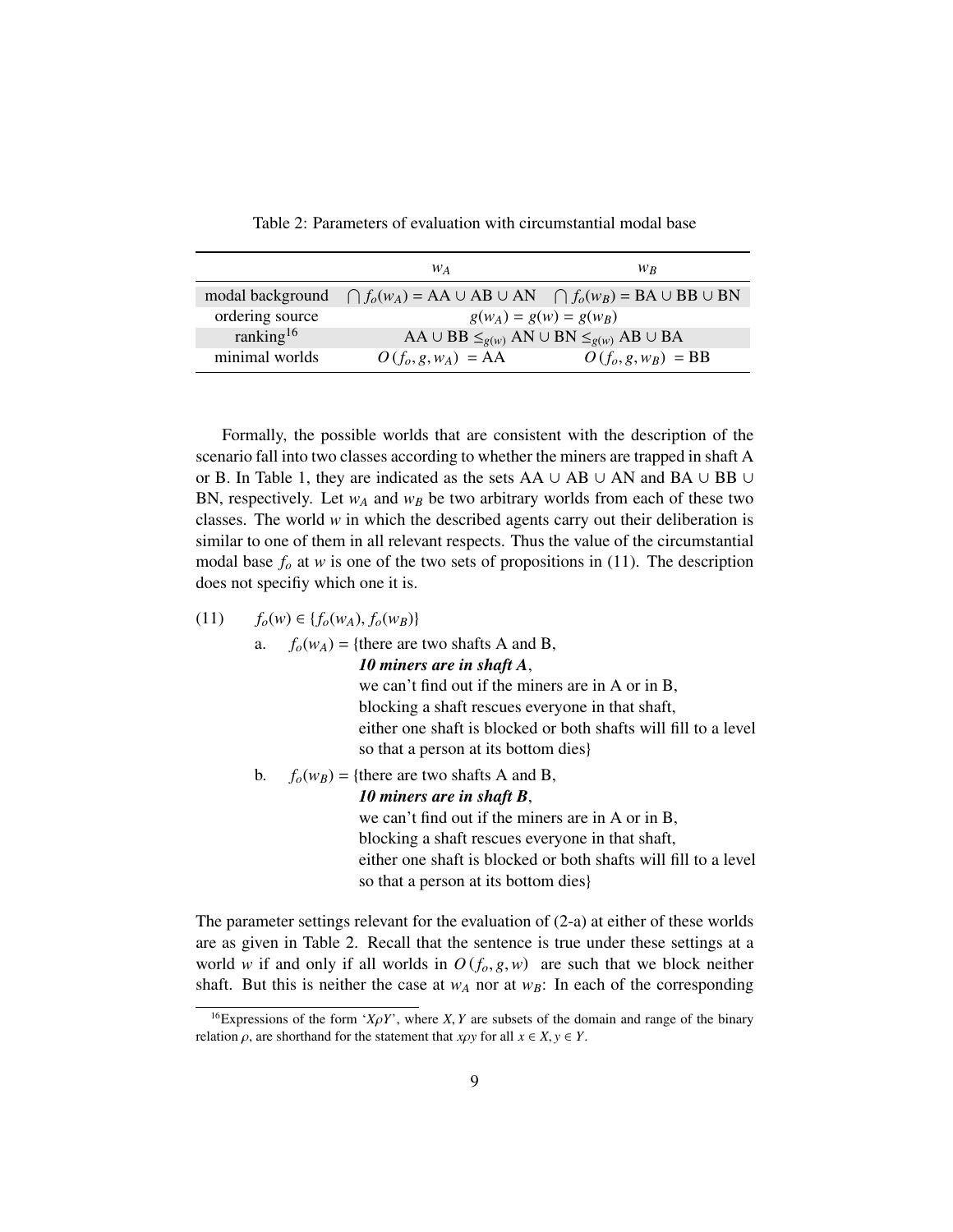Table 2: Parameters of evaluation with circumstantial modal base

| | $w_A$ | $w_B$ |
|---|---|---|
| modal background | $\bigcap f_o(w_A) = \text{AA} \cup \text{AB} \cup \text{AN}$ | $\bigcap f_o(w_B) = \text{BA} \cup \text{BB} \cup \text{BN}$ |
| ordering source | $g(w_A) = g(w) = g(w_B)$ | |
| ranking[16] | $\text{AA} \cup \text{BB} \leq_{g(w)} \text{AN} \cup \text{BN} \leq_{g(w)} \text{AB} \cup \text{BA}$ | |
| minimal worlds | $O(f_o, g, w_A) = \text{AA}$ | $O(f_o, g, w_B) = \text{BB}$ |

Formally, the possible worlds that are consistent with the description of the scenario fall into two classes according to whether the miners are trapped in shaft A or B. In Table 1, they are indicated as the sets AA ∪ AB ∪ AN and BA ∪ BB ∪ BN, respectively. Let $w_A$ and $w_B$ be two arbitrary worlds from each of these two classes. The world $w$ in which the described agents carry out their deliberation is similar to one of them in all relevant respects. Thus the value of the circumstantial modal base $f_o$ at $w$ is one of the two sets of propositions in (11). The description does not specifiy which one it is.

(11) $f_o(w) \in \{f_o(w_A), f_o(w_B)\}$

a. $f_o(w_A) =$ {there are two shafts A and B,
   ***10 miners are in shaft A***,
   we can't find out if the miners are in A or in B,
   blocking a shaft rescues everyone in that shaft,
   either one shaft is blocked or both shafts will fill to a level so that a person at its bottom dies}

b. $f_o(w_B) =$ {there are two shafts A and B,
   ***10 miners are in shaft B***,
   we can't find out if the miners are in A or in B,
   blocking a shaft rescues everyone in that shaft,
   either one shaft is blocked or both shafts will fill to a level so that a person at its bottom dies}

The parameter settings relevant for the evaluation of (2-a) at either of these worlds are as given in Table 2. Recall that the sentence is true under these settings at a world $w$ if and only if all worlds in $O(f_o, g, w)$ are such that we block neither shaft. But this is neither the case at $w_A$ nor at $w_B$: In each of the corresponding

[16] Expressions of the form '$X \rho Y$', where $X, Y$ are subsets of the domain and range of the binary relation $\rho$, are shorthand for the statement that $x \rho y$ for all $x \in X, y \in Y$.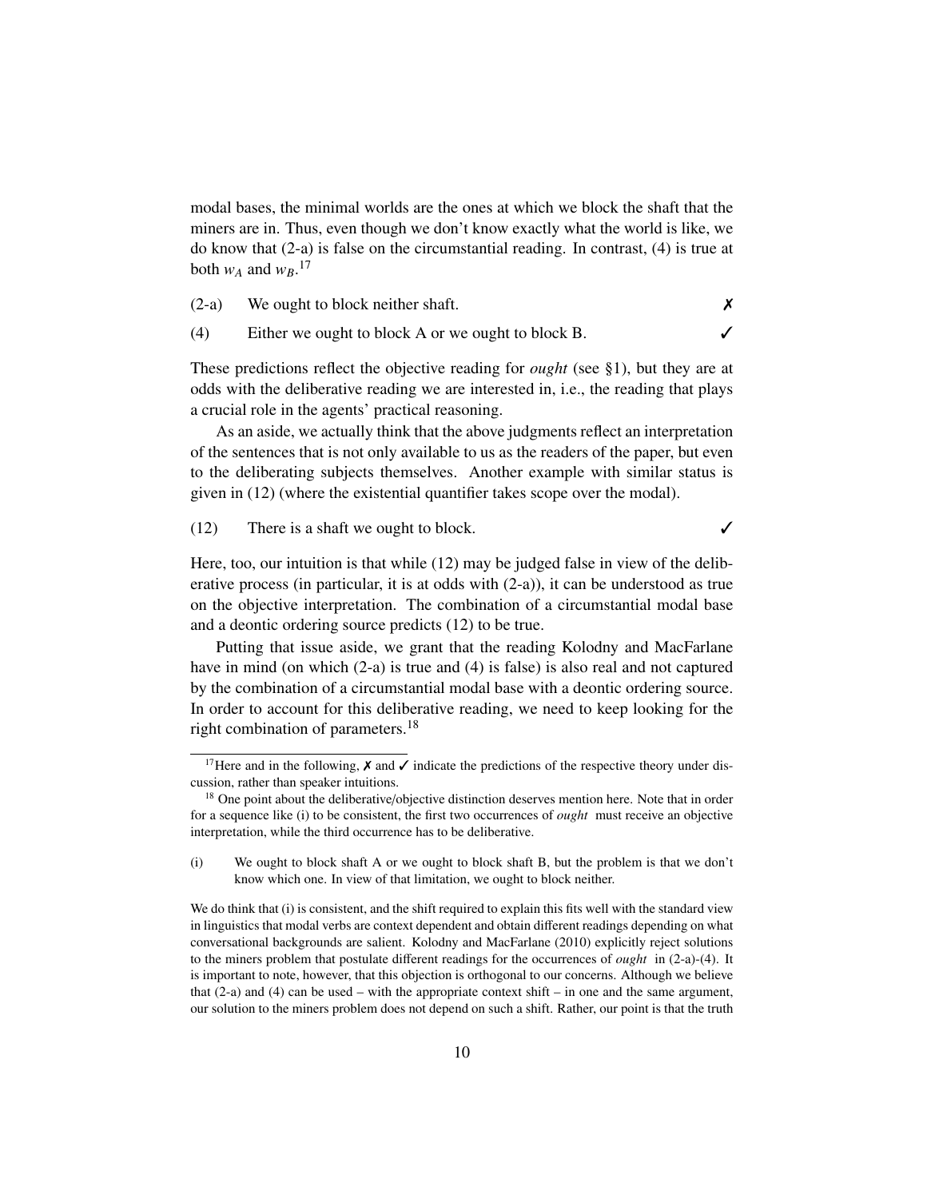modal bases, the minimal worlds are the ones at which we block the shaft that the miners are in. Thus, even though we don't know exactly what the world is like, we do know that (2-a) is false on the circumstantial reading. In contrast, (4) is true at both $w_A$ and $w_B$.[17]

(2-a) We ought to block neither shaft. ✗

(4) Either we ought to block A or we ought to block B. ✓

These predictions reflect the objective reading for *ought* (see §1), but they are at odds with the deliberative reading we are interested in, i.e., the reading that plays a crucial role in the agents' practical reasoning.

As an aside, we actually think that the above judgments reflect an interpretation of the sentences that is not only available to us as the readers of the paper, but even to the deliberating subjects themselves. Another example with similar status is given in (12) (where the existential quantifier takes scope over the modal).

(12) There is a shaft we ought to block. ✓

Here, too, our intuition is that while (12) may be judged false in view of the deliberative process (in particular, it is at odds with (2-a)), it can be understood as true on the objective interpretation. The combination of a circumstantial modal base and a deontic ordering source predicts (12) to be true.

Putting that issue aside, we grant that the reading Kolodny and MacFarlane have in mind (on which (2-a) is true and (4) is false) is also real and not captured by the combination of a circumstantial modal base with a deontic ordering source. In order to account for this deliberative reading, we need to keep looking for the right combination of parameters.[18]

---

[17] Here and in the following, ✗ and ✓ indicate the predictions of the respective theory under discussion, rather than speaker intuitions.

[18] One point about the deliberative/objective distinction deserves mention here. Note that in order for a sequence like (i) to be consistent, the first two occurrences of *ought* must receive an objective interpretation, while the third occurrence has to be deliberative.

(i) We ought to block shaft A or we ought to block shaft B, but the problem is that we don't know which one. In view of that limitation, we ought to block neither.

We do think that (i) is consistent, and the shift required to explain this fits well with the standard view in linguistics that modal verbs are context dependent and obtain different readings depending on what conversational backgrounds are salient. Kolodny and MacFarlane (2010) explicitly reject solutions to the miners problem that postulate different readings for the occurrences of *ought* in (2-a)-(4). It is important to note, however, that this objection is orthogonal to our concerns. Although we believe that (2-a) and (4) can be used – with the appropriate context shift – in one and the same argument, our solution to the miners problem does not depend on such a shift. Rather, our point is that the truth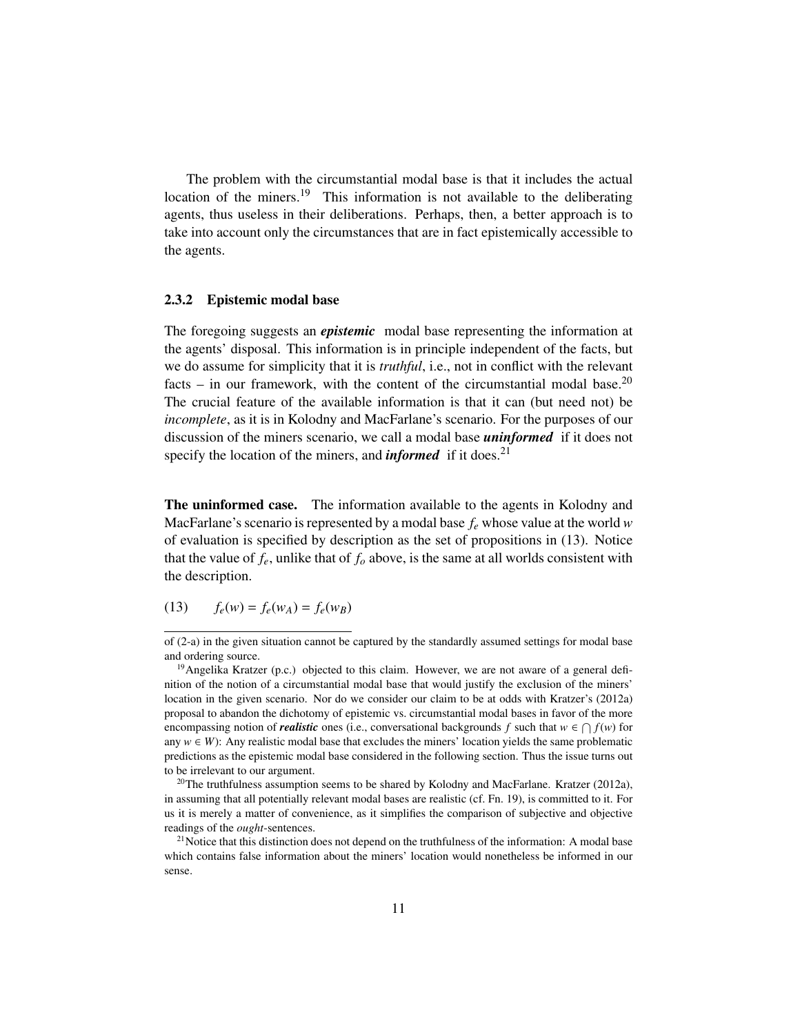The problem with the circumstantial modal base is that it includes the actual location of the miners.[19] This information is not available to the deliberating agents, thus useless in their deliberations. Perhaps, then, a better approach is to take into account only the circumstances that are in fact epistemically accessible to the agents.

### 2.3.2 Epistemic modal base

The foregoing suggests an ***epistemic*** modal base representing the information at the agents' disposal. This information is in principle independent of the facts, but we do assume for simplicity that it is *truthful*, i.e., not in conflict with the relevant facts – in our framework, with the content of the circumstantial modal base.[20] The crucial feature of the available information is that it can (but need not) be *incomplete*, as it is in Kolodny and MacFarlane's scenario. For the purposes of our discussion of the miners scenario, we call a modal base ***uninformed*** if it does not specify the location of the miners, and ***informed*** if it does.[21]

**The uninformed case.** The information available to the agents in Kolodny and MacFarlane's scenario is represented by a modal base $f_e$ whose value at the world $w$ of evaluation is specified by description as the set of propositions in (13). Notice that the value of $f_e$, unlike that of $f_o$ above, is the same at all worlds consistent with the description.

(13) $f_e(w) = f_e(w_A) = f_e(w_B)$

---

of (2-a) in the given situation cannot be captured by the standardly assumed settings for modal base and ordering source.

[19] Angelika Kratzer (p.c.) objected to this claim. However, we are not aware of a general definition of the notion of a circumstantial modal base that would justify the exclusion of the miners' location in the given scenario. Nor do we consider our claim to be at odds with Kratzer's (2012a) proposal to abandon the dichotomy of epistemic vs. circumstantial modal bases in favor of the more encompassing notion of ***realistic*** ones (i.e., conversational backgrounds $f$ such that $w \in \bigcap f(w)$ for any $w \in W$): Any realistic modal base that excludes the miners' location yields the same problematic predictions as the epistemic modal base considered in the following section. Thus the issue turns out to be irrelevant to our argument.

[20] The truthfulness assumption seems to be shared by Kolodny and MacFarlane. Kratzer (2012a), in assuming that all potentially relevant modal bases are realistic (cf. Fn. 19), is committed to it. For us it is merely a matter of convenience, as it simplifies the comparison of subjective and objective readings of the *ought*-sentences.

[21] Notice that this distinction does not depend on the truthfulness of the information: A modal base which contains false information about the miners' location would nonetheless be informed in our sense.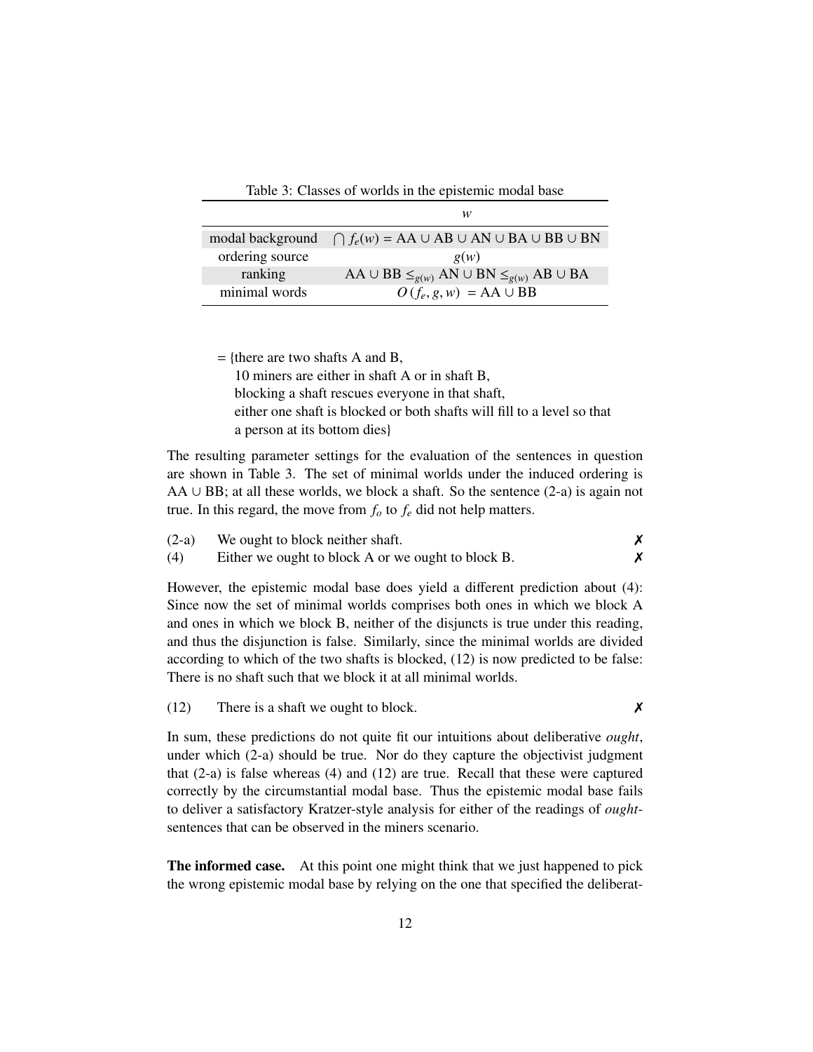Table 3: Classes of worlds in the epistemic modal base

| | $w$ |
|---|---|
| modal background | $\bigcap f_e(w)$ = AA ∪ AB ∪ AN ∪ BA ∪ BB ∪ BN |
| ordering source | $g(w)$ |
| ranking | AA ∪ BB $\leq_{g(w)}$ AN ∪ BN $\leq_{g(w)}$ AB ∪ BA |
| minimal words | $O(f_e, g, w)$ = AA ∪ BB |

= {there are two shafts A and B,
10 miners are either in shaft A or in shaft B,
blocking a shaft rescues everyone in that shaft,
either one shaft is blocked or both shafts will fill to a level so that a person at its bottom dies}

The resulting parameter settings for the evaluation of the sentences in question are shown in Table 3. The set of minimal worlds under the induced ordering is AA ∪ BB; at all these worlds, we block a shaft. So the sentence (2-a) is again not true. In this regard, the move from $f_o$ to $f_e$ did not help matters.

(2-a) We ought to block neither shaft. ✗

(4) Either we ought to block A or we ought to block B. ✗

However, the epistemic modal base does yield a different prediction about (4): Since now the set of minimal worlds comprises both ones in which we block A and ones in which we block B, neither of the disjuncts is true under this reading, and thus the disjunction is false. Similarly, since the minimal worlds are divided according to which of the two shafts is blocked, (12) is now predicted to be false: There is no shaft such that we block it at all minimal worlds.

(12) There is a shaft we ought to block. ✗

In sum, these predictions do not quite fit our intuitions about deliberative *ought*, under which (2-a) should be true. Nor do they capture the objectivist judgment that (2-a) is false whereas (4) and (12) are true. Recall that these were captured correctly by the circumstantial modal base. Thus the epistemic modal base fails to deliver a satisfactory Kratzer-style analysis for either of the readings of *ought*-sentences that can be observed in the miners scenario.

**The informed case.** At this point one might think that we just happened to pick the wrong epistemic modal base by relying on the one that specified the deliberat-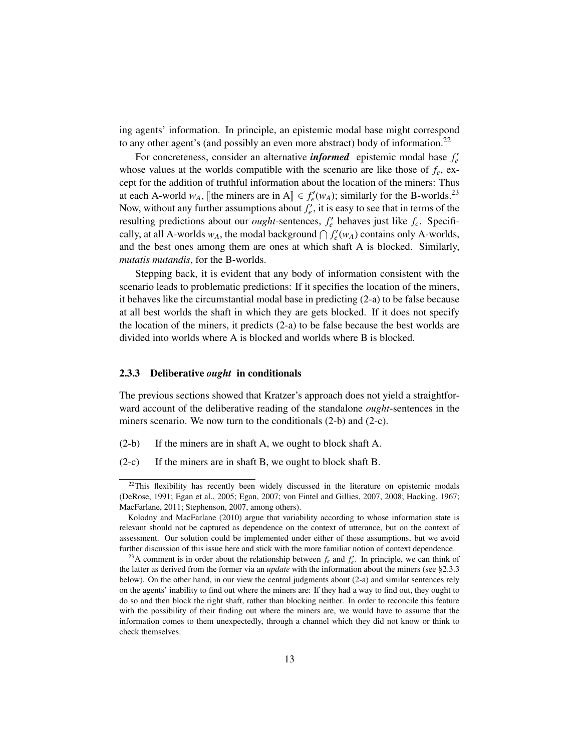ing agents' information. In principle, an epistemic modal base might correspond to any other agent's (and possibly an even more abstract) body of information.[22]

For concreteness, consider an alternative ***informed*** epistemic modal base $f'_e$ whose values at the worlds compatible with the scenario are like those of $f_e$, except for the addition of truthful information about the location of the miners: Thus at each A-world $w_A$, $[\![\text{the miners are in A}]\!] \in f'_e(w_A)$; similarly for the B-worlds.[23] Now, without any further assumptions about $f'_e$, it is easy to see that in terms of the resulting predictions about our *ought*-sentences, $f'_e$ behaves just like $f_c$. Specifically, at all A-worlds $w_A$, the modal background $\bigcap f'_e(w_A)$ contains only A-worlds, and the best ones among them are ones at which shaft A is blocked. Similarly, *mutatis mutandis*, for the B-worlds.

Stepping back, it is evident that any body of information consistent with the scenario leads to problematic predictions: If it specifies the location of the miners, it behaves like the circumstantial modal base in predicting (2-a) to be false because at all best worlds the shaft in which they are gets blocked. If it does not specify the location of the miners, it predicts (2-a) to be false because the best worlds are divided into worlds where A is blocked and worlds where B is blocked.

### 2.3.3 Deliberative *ought* in conditionals

The previous sections showed that Kratzer's approach does not yield a straightforward account of the deliberative reading of the standalone *ought*-sentences in the miners scenario. We now turn to the conditionals (2-b) and (2-c).

(2-b) If the miners are in shaft A, we ought to block shaft A.

(2-c) If the miners are in shaft B, we ought to block shaft B.

[22] This flexibility has recently been widely discussed in the literature on epistemic modals (DeRose, 1991; Egan et al., 2005; Egan, 2007; von Fintel and Gillies, 2007, 2008; Hacking, 1967; MacFarlane, 2011; Stephenson, 2007, among others).

Kolodny and MacFarlane (2010) argue that variability according to whose information state is relevant should not be captured as dependence on the context of utterance, but on the context of assessment. Our solution could be implemented under either of these assumptions, but we avoid further discussion of this issue here and stick with the more familiar notion of context dependence.

[23] A comment is in order about the relationship between $f_e$ and $f'_e$. In principle, we can think of the latter as derived from the former via an *update* with the information about the miners (see §2.3.3 below). On the other hand, in our view the central judgments about (2-a) and similar sentences rely on the agents' inability to find out where the miners are: If they had a way to find out, they ought to do so and then block the right shaft, rather than blocking neither. In order to reconcile this feature with the possibility of their finding out where the miners are, we would have to assume that the information comes to them unexpectedly, through a channel which they did not know or think to check themselves.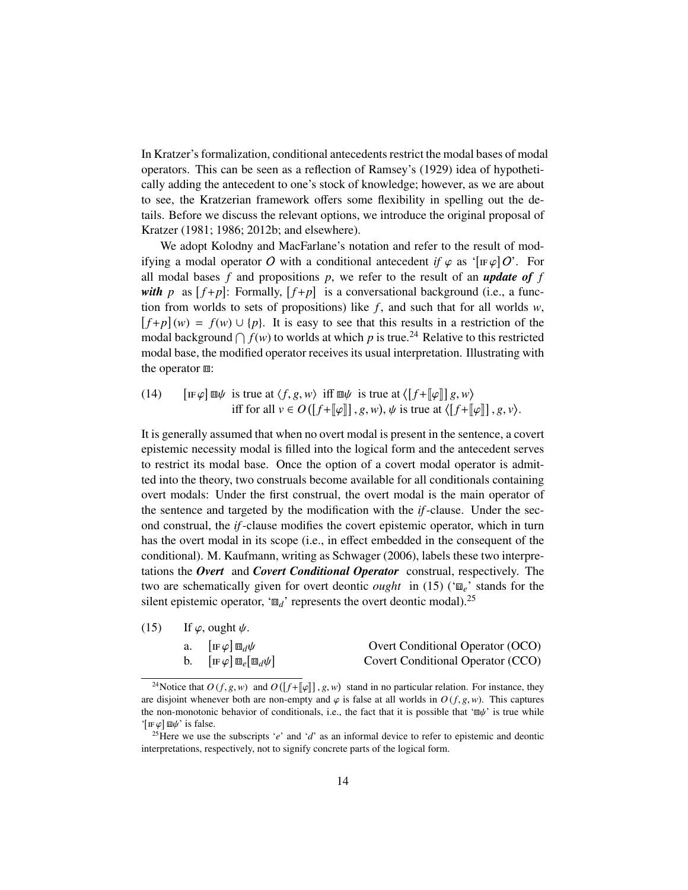In Kratzer's formalization, conditional antecedents restrict the modal bases of modal operators. This can be seen as a reflection of Ramsey's (1929) idea of hypothetically adding the antecedent to one's stock of knowledge; however, as we are about to see, the Kratzerian framework offers some flexibility in spelling out the details. Before we discuss the relevant options, we introduce the original proposal of Kratzer (1981; 1986; 2012b; and elsewhere).

We adopt Kolodny and MacFarlane's notation and refer to the result of modifying a modal operator $O$ with a conditional antecedent *if* $\varphi$ as '$[\text{IF}\,\varphi]\,O$'. For all modal bases $f$ and propositions $p$, we refer to the result of an ***update of*** $f$ ***with*** $p$ as $[f{+}p]$: Formally, $[f{+}p]$ is a conversational background (i.e., a function from worlds to sets of propositions) like $f$, and such that for all worlds $w$, $[f{+}p](w) = f(w) \cup \{p\}$. It is easy to see that this results in a restriction of the modal background $\bigcap f(w)$ to worlds at which $p$ is true.[24] Relative to this restricted modal base, the modified operator receives its usual interpretation. Illustrating with the operator $\boxplus$:

(14) $[\text{IF}\,\varphi]\,\boxplus\psi$ is true at $\langle f, g, w\rangle$ iff $\boxplus\psi$ is true at $\langle [f{+}[\![\varphi]\!]]\,g, w\rangle$
iff for all $v \in O([f{+}[\![\varphi]\!]], g, w)$, $\psi$ is true at $\langle [f{+}[\![\varphi]\!]], g, v\rangle$.

It is generally assumed that when no overt modal is present in the sentence, a covert epistemic necessity modal is filled into the logical form and the antecedent serves to restrict its modal base. Once the option of a covert modal operator is admitted into the theory, two construals become available for all conditionals containing overt modals: Under the first construal, the overt modal is the main operator of the sentence and targeted by the modification with the *if*-clause. Under the second construal, the *if*-clause modifies the covert epistemic operator, which in turn has the overt modal in its scope (i.e., in effect embedded in the consequent of the conditional). M. Kaufmann, writing as Schwager (2006), labels these two interpretations the ***Overt*** and ***Covert Conditional Operator*** construal, respectively. The two are schematically given for overt deontic *ought* in (15) ('$\boxplus_e$' stands for the silent epistemic operator, '$\boxplus_d$' represents the overt deontic modal).[25]

(15) If $\varphi$, ought $\psi$.

a. $[\text{IF}\,\varphi]\,\boxplus_d\psi$ — Overt Conditional Operator (OCO)

b. $[\text{IF}\,\varphi]\,\boxplus_e[\boxplus_d\psi]$ — Covert Conditional Operator (CCO)

---

[24] Notice that $O(f, g, w)$ and $O([f{+}[\![\varphi]\!]], g, w)$ stand in no particular relation. For instance, they are disjoint whenever both are non-empty and $\varphi$ is false at all worlds in $O(f, g, w)$. This captures the non-monotonic behavior of conditionals, i.e., the fact that it is possible that '$\boxplus\psi$' is true while '$[\text{IF}\,\varphi]\,\boxplus\psi$' is false.

[25] Here we use the subscripts '$e$' and '$d$' as an informal device to refer to epistemic and deontic interpretations, respectively, not to signify concrete parts of the logical form.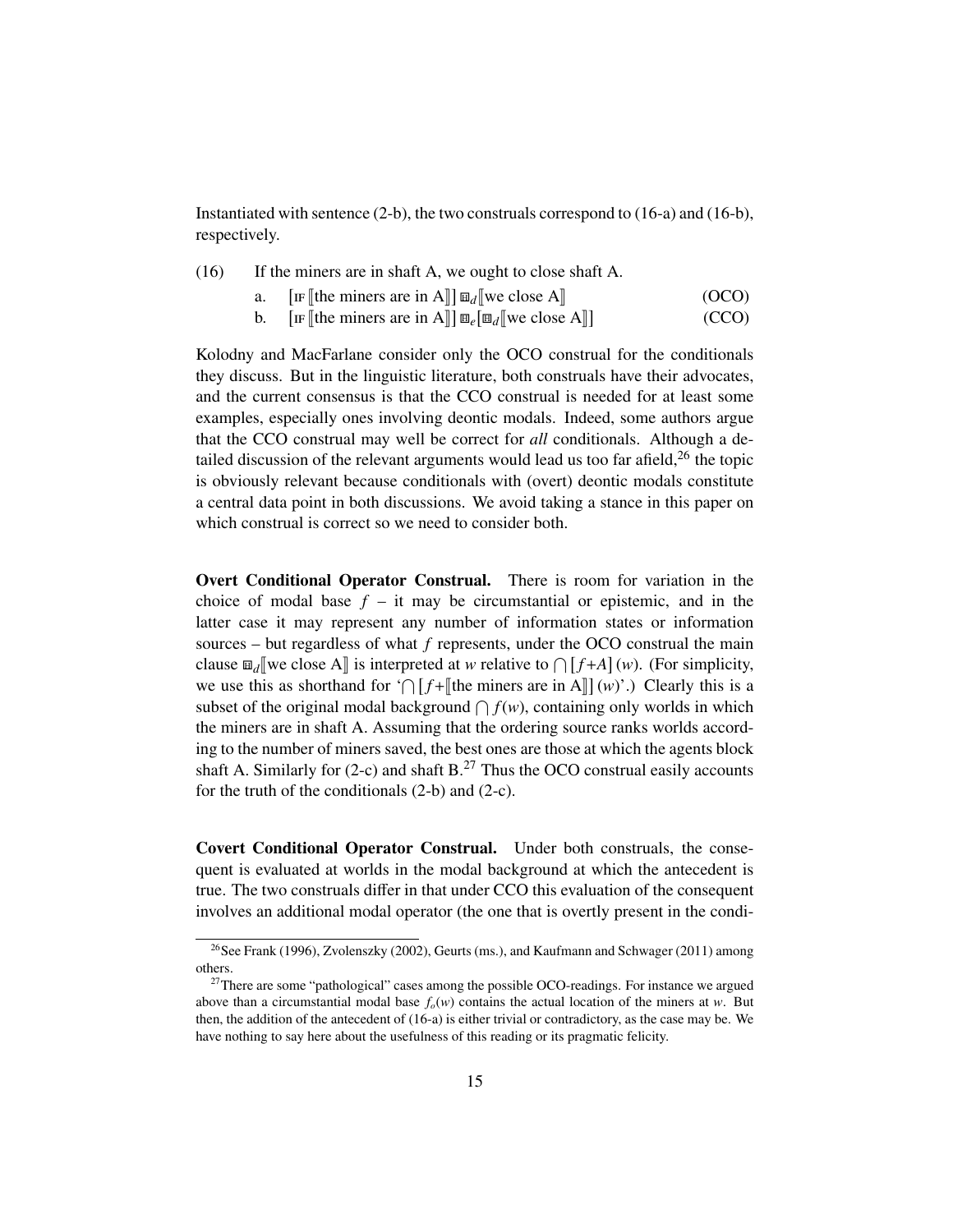Instantiated with sentence (2-b), the two construals correspond to (16-a) and (16-b), respectively.

(16) If the miners are in shaft A, we ought to close shaft A.

a. $[\text{IF}\,[\![\text{the miners are in A}]\!]]\ \boxdot_d[\![\text{we close A}]\!]$ (OCO)

b. $[\text{IF}\,[\![\text{the miners are in A}]\!]]\ \boxdot_e[\boxdot_d[\![\text{we close A}]\!]]$ (CCO)

Kolodny and MacFarlane consider only the OCO construal for the conditionals they discuss. But in the linguistic literature, both construals have their advocates, and the current consensus is that the CCO construal is needed for at least some examples, especially ones involving deontic modals. Indeed, some authors argue that the CCO construal may well be correct for *all* conditionals. Although a detailed discussion of the relevant arguments would lead us too far afield,[26] the topic is obviously relevant because conditionals with (overt) deontic modals constitute a central data point in both discussions. We avoid taking a stance in this paper on which construal is correct so we need to consider both.

**Overt Conditional Operator Construal.** There is room for variation in the choice of modal base $f$ – it may be circumstantial or epistemic, and in the latter case it may represent any number of information states or information sources – but regardless of what $f$ represents, under the OCO construal the main clause $\boxdot_d[\![\text{we close A}]\!]$ is interpreted at $w$ relative to $\bigcap[f{+}A](w)$. (For simplicity, we use this as shorthand for '$\bigcap[f{+}[\![\text{the miners are in A}]\!]](w)$'.) Clearly this is a subset of the original modal background $\bigcap f(w)$, containing only worlds in which the miners are in shaft A. Assuming that the ordering source ranks worlds according to the number of miners saved, the best ones are those at which the agents block shaft A. Similarly for (2-c) and shaft B.[27] Thus the OCO construal easily accounts for the truth of the conditionals (2-b) and (2-c).

**Covert Conditional Operator Construal.** Under both construals, the consequent is evaluated at worlds in the modal background at which the antecedent is true. The two construals differ in that under CCO this evaluation of the consequent involves an additional modal operator (the one that is overtly present in the condi-

[26] See Frank (1996), Zvolenszky (2002), Geurts (ms.), and Kaufmann and Schwager (2011) among others.

[27] There are some "pathological" cases among the possible OCO-readings. For instance we argued above than a circumstantial modal base $f_o(w)$ contains the actual location of the miners at $w$. But then, the addition of the antecedent of (16-a) is either trivial or contradictory, as the case may be. We have nothing to say here about the usefulness of this reading or its pragmatic felicity.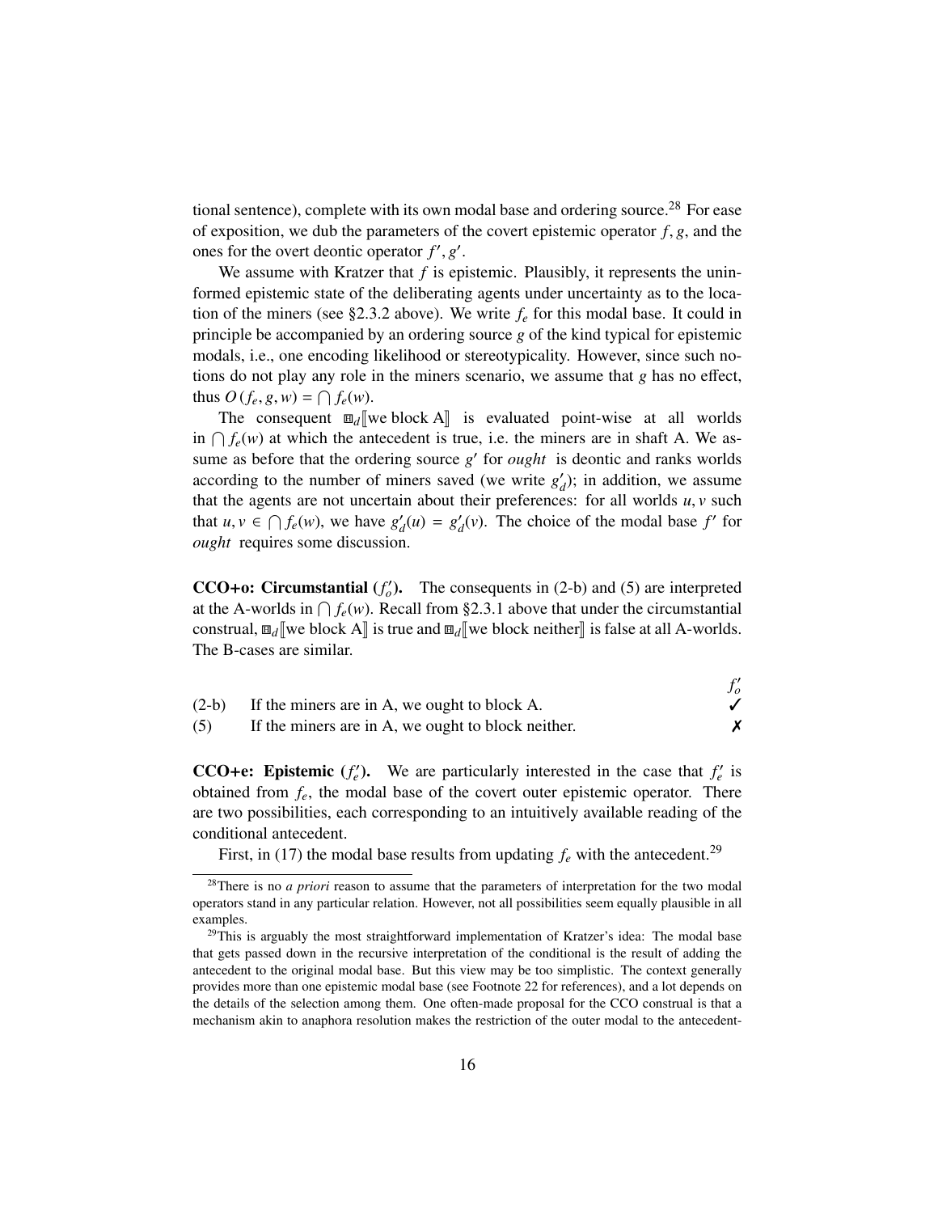tional sentence), complete with its own modal base and ordering source.[28] For ease of exposition, we dub the parameters of the covert epistemic operator $f, g$, and the ones for the overt deontic operator $f', g'$.

We assume with Kratzer that $f$ is epistemic. Plausibly, it represents the uninformed epistemic state of the deliberating agents under uncertainty as to the location of the miners (see §2.3.2 above). We write $f_e$ for this modal base. It could in principle be accompanied by an ordering source $g$ of the kind typical for epistemic modals, i.e., one encoding likelihood or stereotypicality. However, since such notions do not play any role in the miners scenario, we assume that $g$ has no effect, thus $O(f_e, g, w) = \bigcap f_e(w)$.

The consequent $\boxplus_d[\![\text{we block A}]\!]$ is evaluated point-wise at all worlds in $\bigcap f_e(w)$ at which the antecedent is true, i.e. the miners are in shaft A. We assume as before that the ordering source $g'$ for *ought* is deontic and ranks worlds according to the number of miners saved (we write $g'_d$); in addition, we assume that the agents are not uncertain about their preferences: for all worlds $u, v$ such that $u, v \in \bigcap f_e(w)$, we have $g'_d(u) = g'_d(v)$. The choice of the modal base $f'$ for *ought* requires some discussion.

**CCO+o: Circumstantial ($f'_o$).** The consequents in (2-b) and (5) are interpreted at the A-worlds in $\bigcap f_e(w)$. Recall from §2.3.1 above that under the circumstantial construal, $\boxplus_d[\![\text{we block A}]\!]$ is true and $\boxplus_d[\![\text{we block neither}]\!]$ is false at all A-worlds. The B-cases are similar.

| | | $f'_o$ |
|---|---|---|
| (2-b) | If the miners are in A, we ought to block A. | ✓ |
| (5) | If the miners are in A, we ought to block neither. | ✗ |

**CCO+e: Epistemic ($f'_e$).** We are particularly interested in the case that $f'_e$ is obtained from $f_e$, the modal base of the covert outer epistemic operator. There are two possibilities, each corresponding to an intuitively available reading of the conditional antecedent.

First, in (17) the modal base results from updating $f_e$ with the antecedent.[29]

[28] There is no *a priori* reason to assume that the parameters of interpretation for the two modal operators stand in any particular relation. However, not all possibilities seem equally plausible in all examples.

[29] This is arguably the most straightforward implementation of Kratzer's idea: The modal base that gets passed down in the recursive interpretation of the conditional is the result of adding the antecedent to the original modal base. But this view may be too simplistic. The context generally provides more than one epistemic modal base (see Footnote 22 for references), and a lot depends on the details of the selection among them. One often-made proposal for the CCO construal is that a mechanism akin to anaphora resolution makes the restriction of the outer modal to the antecedent-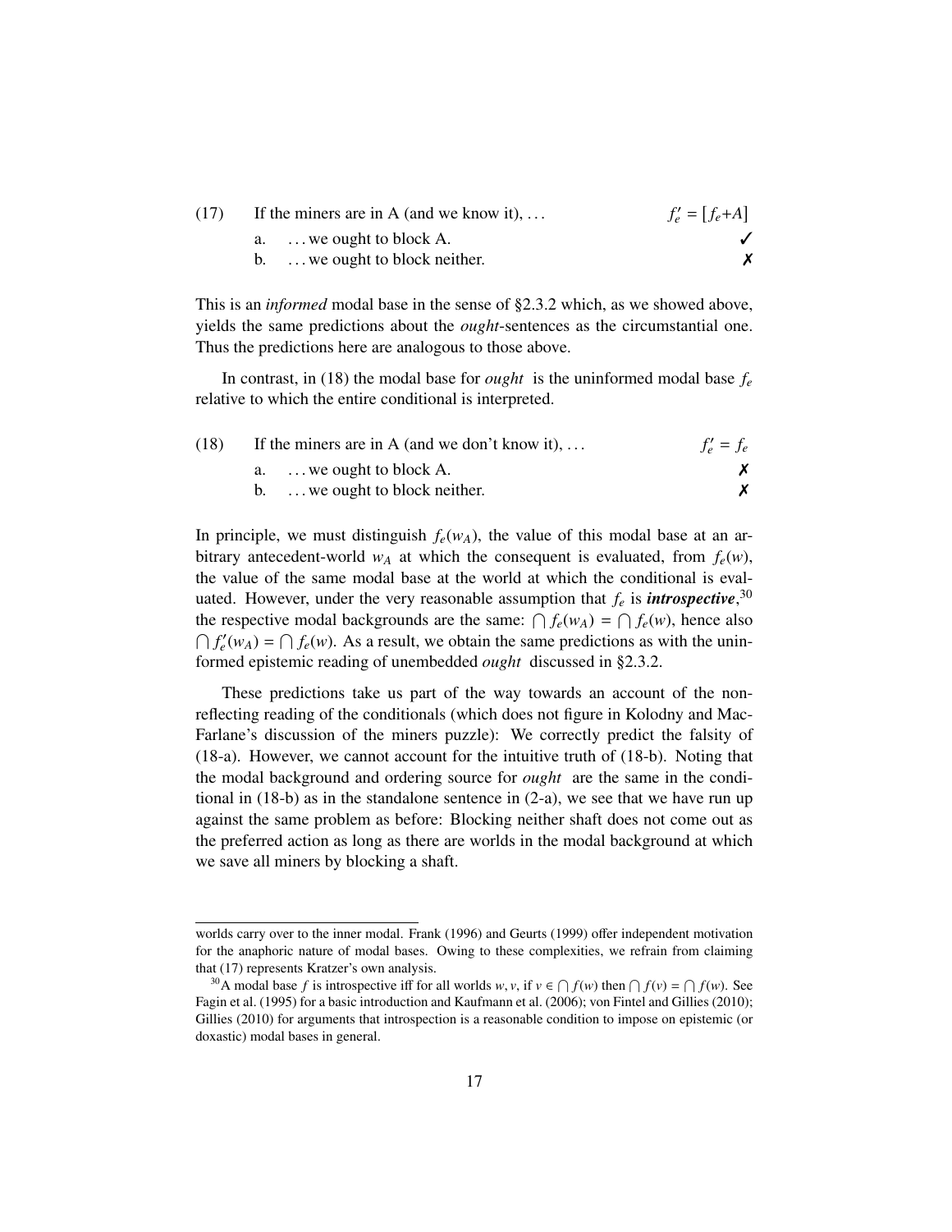(17) If the miners are in A (and we know it), . . . $f'_e = [f_e{+}A]$

a. . . . we ought to block A. ✓

b. . . . we ought to block neither. ✗

This is an *informed* modal base in the sense of §2.3.2 which, as we showed above, yields the same predictions about the *ought*-sentences as the circumstantial one. Thus the predictions here are analogous to those above.

In contrast, in (18) the modal base for *ought* is the uninformed modal base $f_e$ relative to which the entire conditional is interpreted.

(18) If the miners are in A (and we don't know it), . . . $f'_e = f_e$

a. . . . we ought to block A. ✗

b. . . . we ought to block neither. ✗

In principle, we must distinguish $f_e(w_A)$, the value of this modal base at an arbitrary antecedent-world $w_A$ at which the consequent is evaluated, from $f_e(w)$, the value of the same modal base at the world at which the conditional is evaluated. However, under the very reasonable assumption that $f_e$ is ***introspective***,[30] the respective modal backgrounds are the same: $\bigcap f_e(w_A) = \bigcap f_e(w)$, hence also $\bigcap f'_e(w_A) = \bigcap f_e(w)$. As a result, we obtain the same predictions as with the uninformed epistemic reading of unembedded *ought* discussed in §2.3.2.

These predictions take us part of the way towards an account of the non-reflecting reading of the conditionals (which does not figure in Kolodny and MacFarlane's discussion of the miners puzzle): We correctly predict the falsity of (18-a). However, we cannot account for the intuitive truth of (18-b). Noting that the modal background and ordering source for *ought* are the same in the conditional in (18-b) as in the standalone sentence in (2-a), we see that we have run up against the same problem as before: Blocking neither shaft does not come out as the preferred action as long as there are worlds in the modal background at which we save all miners by blocking a shaft.

---

worlds carry over to the inner modal. Frank (1996) and Geurts (1999) offer independent motivation for the anaphoric nature of modal bases. Owing to these complexities, we refrain from claiming that (17) represents Kratzer's own analysis.

[30] A modal base $f$ is introspective iff for all worlds $w, v$, if $v \in \bigcap f(w)$ then $\bigcap f(v) = \bigcap f(w)$. See Fagin et al. (1995) for a basic introduction and Kaufmann et al. (2006); von Fintel and Gillies (2010); Gillies (2010) for arguments that introspection is a reasonable condition to impose on epistemic (or doxastic) modal bases in general.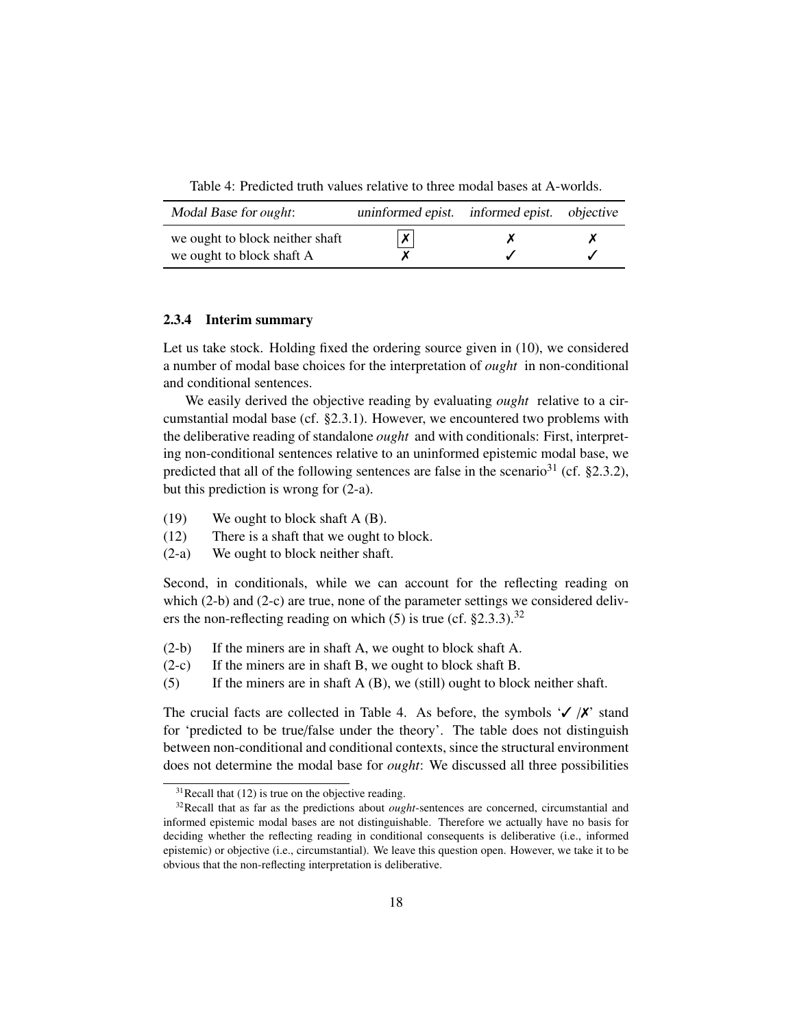Table 4: Predicted truth values relative to three modal bases at A-worlds.

| *Modal Base for ought*: | *uninformed epist.* | *informed epist.* | *objective* |
|---|---|---|---|
| we ought to block neither shaft | [✗] | ✗ | ✗ |
| we ought to block shaft A | ✗ | ✓ | ✓ |

#### 2.3.4 Interim summary

Let us take stock. Holding fixed the ordering source given in (10), we considered a number of modal base choices for the interpretation of *ought* in non-conditional and conditional sentences.

We easily derived the objective reading by evaluating *ought* relative to a circumstantial modal base (cf. §2.3.1). However, we encountered two problems with the deliberative reading of standalone *ought* and with conditionals: First, interpreting non-conditional sentences relative to an uninformed epistemic modal base, we predicted that all of the following sentences are false in the scenario[31] (cf. §2.3.2), but this prediction is wrong for (2-a).

(19) We ought to block shaft A (B).
(12) There is a shaft that we ought to block.
(2-a) We ought to block neither shaft.

Second, in conditionals, while we can account for the reflecting reading on which (2-b) and (2-c) are true, none of the parameter settings we considered delivers the non-reflecting reading on which (5) is true (cf. §2.3.3).[32]

(2-b) If the miners are in shaft A, we ought to block shaft A.
(2-c) If the miners are in shaft B, we ought to block shaft B.
(5) If the miners are in shaft A (B), we (still) ought to block neither shaft.

The crucial facts are collected in Table 4. As before, the symbols '✓ /✗' stand for 'predicted to be true/false under the theory'. The table does not distinguish between non-conditional and conditional contexts, since the structural environment does not determine the modal base for *ought*: We discussed all three possibilities

---

[31] Recall that (12) is true on the objective reading.

[32] Recall that as far as the predictions about *ought*-sentences are concerned, circumstantial and informed epistemic modal bases are not distinguishable. Therefore we actually have no basis for deciding whether the reflecting reading in conditional consequents is deliberative (i.e., informed epistemic) or objective (i.e., circumstantial). We leave this question open. However, we take it to be obvious that the non-reflecting interpretation is deliberative.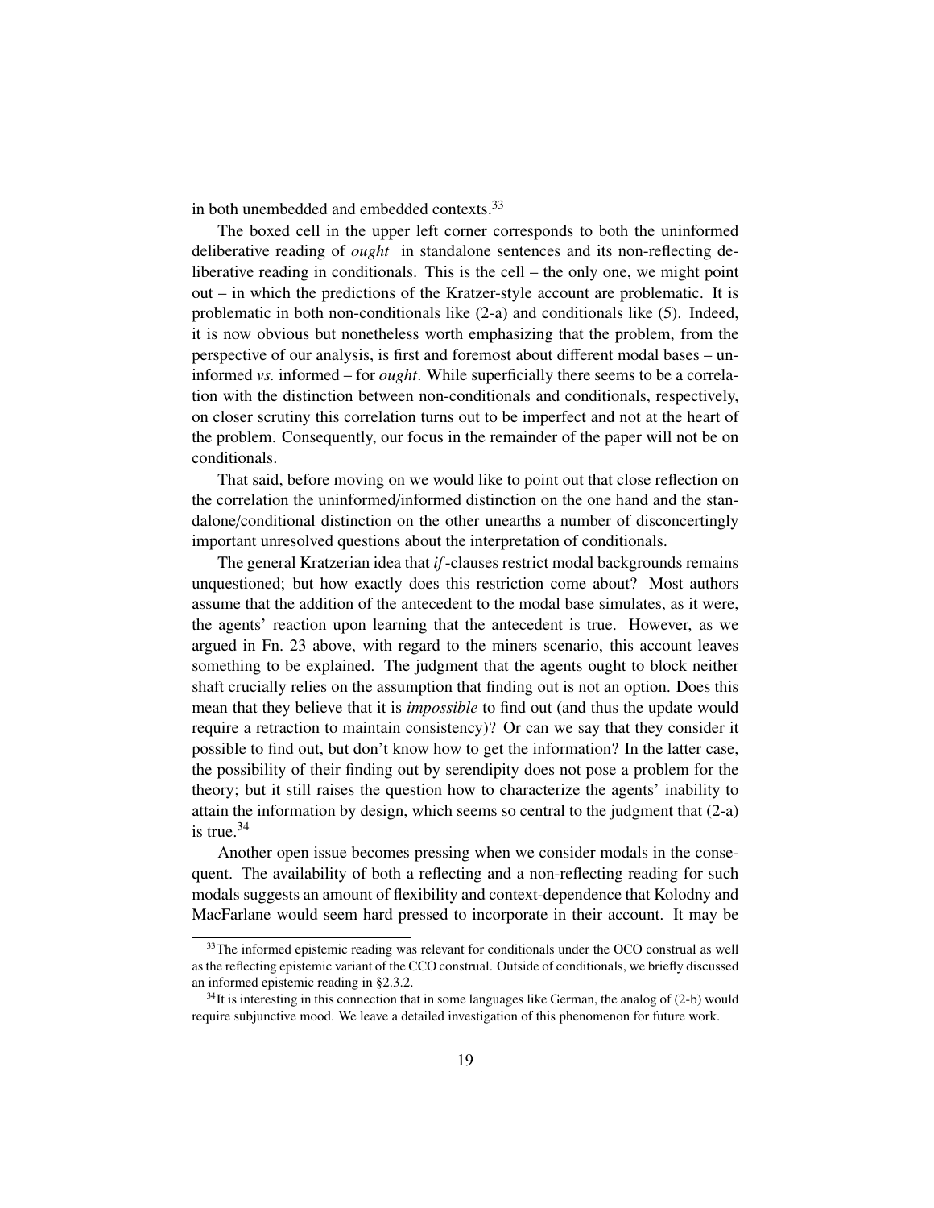in both unembedded and embedded contexts.[33]

The boxed cell in the upper left corner corresponds to both the uninformed deliberative reading of *ought* in standalone sentences and its non-reflecting deliberative reading in conditionals. This is the cell – the only one, we might point out – in which the predictions of the Kratzer-style account are problematic. It is problematic in both non-conditionals like (2-a) and conditionals like (5). Indeed, it is now obvious but nonetheless worth emphasizing that the problem, from the perspective of our analysis, is first and foremost about different modal bases – uninformed *vs.* informed – for *ought*. While superficially there seems to be a correlation with the distinction between non-conditionals and conditionals, respectively, on closer scrutiny this correlation turns out to be imperfect and not at the heart of the problem. Consequently, our focus in the remainder of the paper will not be on conditionals.

That said, before moving on we would like to point out that close reflection on the correlation the uninformed/informed distinction on the one hand and the standalone/conditional distinction on the other unearths a number of disconcertingly important unresolved questions about the interpretation of conditionals.

The general Kratzerian idea that *if*-clauses restrict modal backgrounds remains unquestioned; but how exactly does this restriction come about? Most authors assume that the addition of the antecedent to the modal base simulates, as it were, the agents' reaction upon learning that the antecedent is true. However, as we argued in Fn. 23 above, with regard to the miners scenario, this account leaves something to be explained. The judgment that the agents ought to block neither shaft crucially relies on the assumption that finding out is not an option. Does this mean that they believe that it is *impossible* to find out (and thus the update would require a retraction to maintain consistency)? Or can we say that they consider it possible to find out, but don't know how to get the information? In the latter case, the possibility of their finding out by serendipity does not pose a problem for the theory; but it still raises the question how to characterize the agents' inability to attain the information by design, which seems so central to the judgment that (2-a) is true.[34]

Another open issue becomes pressing when we consider modals in the consequent. The availability of both a reflecting and a non-reflecting reading for such modals suggests an amount of flexibility and context-dependence that Kolodny and MacFarlane would seem hard pressed to incorporate in their account. It may be

[33]The informed epistemic reading was relevant for conditionals under the OCO construal as well as the reflecting epistemic variant of the CCO construal. Outside of conditionals, we briefly discussed an informed epistemic reading in §2.3.2.

[34]It is interesting in this connection that in some languages like German, the analog of (2-b) would require subjunctive mood. We leave a detailed investigation of this phenomenon for future work.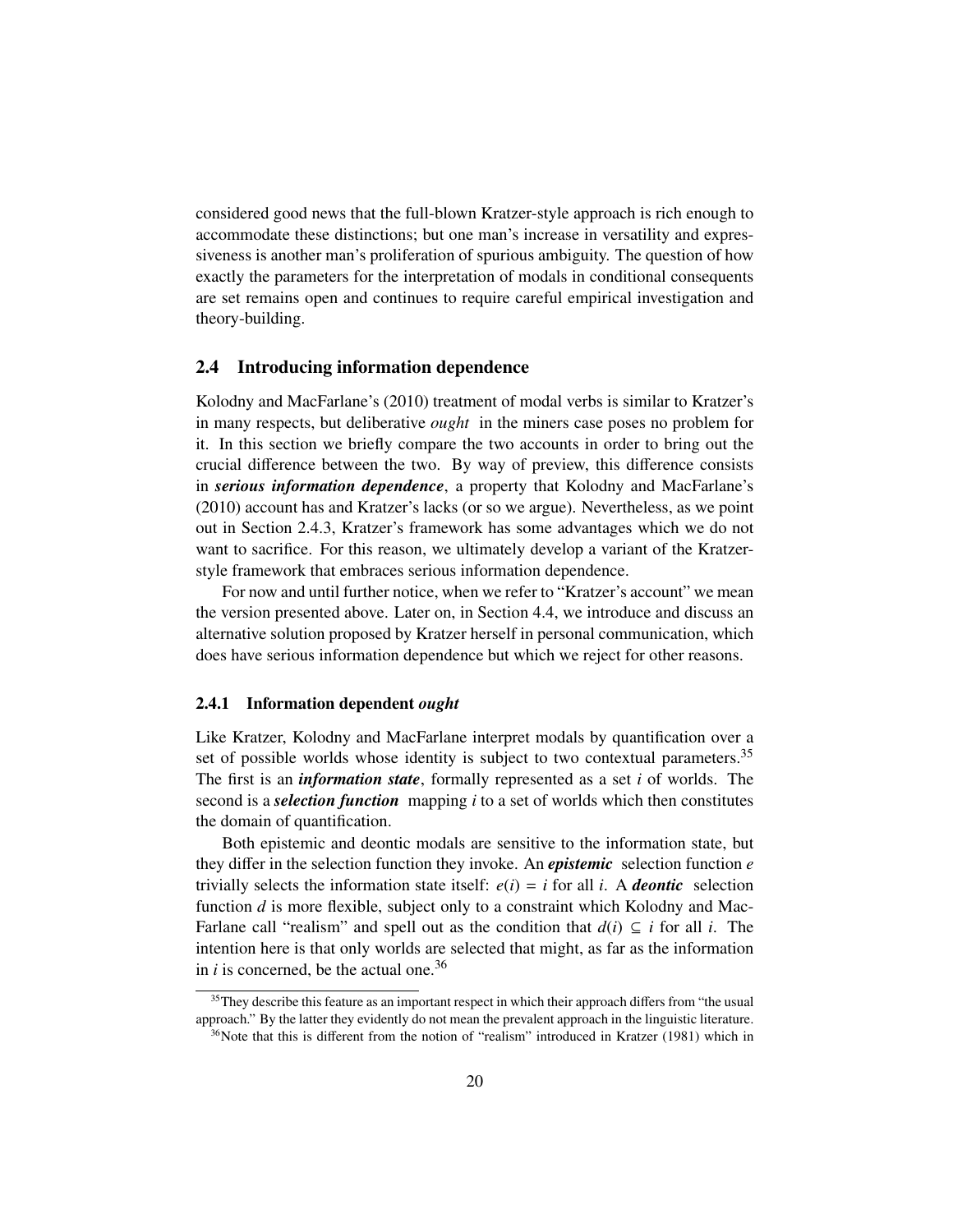considered good news that the full-blown Kratzer-style approach is rich enough to accommodate these distinctions; but one man's increase in versatility and expressiveness is another man's proliferation of spurious ambiguity. The question of how exactly the parameters for the interpretation of modals in conditional consequents are set remains open and continues to require careful empirical investigation and theory-building.

## 2.4 Introducing information dependence

Kolodny and MacFarlane's (2010) treatment of modal verbs is similar to Kratzer's in many respects, but deliberative *ought* in the miners case poses no problem for it. In this section we briefly compare the two accounts in order to bring out the crucial difference between the two. By way of preview, this difference consists in ***serious information dependence***, a property that Kolodny and MacFarlane's (2010) account has and Kratzer's lacks (or so we argue). Nevertheless, as we point out in Section 2.4.3, Kratzer's framework has some advantages which we do not want to sacrifice. For this reason, we ultimately develop a variant of the Kratzer-style framework that embraces serious information dependence.

For now and until further notice, when we refer to "Kratzer's account" we mean the version presented above. Later on, in Section 4.4, we introduce and discuss an alternative solution proposed by Kratzer herself in personal communication, which does have serious information dependence but which we reject for other reasons.

### 2.4.1 Information dependent *ought*

Like Kratzer, Kolodny and MacFarlane interpret modals by quantification over a set of possible worlds whose identity is subject to two contextual parameters.[35] The first is an ***information state***, formally represented as a set $i$ of worlds. The second is a ***selection function*** mapping $i$ to a set of worlds which then constitutes the domain of quantification.

Both epistemic and deontic modals are sensitive to the information state, but they differ in the selection function they invoke. An ***epistemic*** selection function $e$ trivially selects the information state itself: $e(i) = i$ for all $i$. A ***deontic*** selection function $d$ is more flexible, subject only to a constraint which Kolodny and MacFarlane call "realism" and spell out as the condition that $d(i) \subseteq i$ for all $i$. The intention here is that only worlds are selected that might, as far as the information in $i$ is concerned, be the actual one.[36]

[35] They describe this feature as an important respect in which their approach differs from "the usual approach." By the latter they evidently do not mean the prevalent approach in the linguistic literature.

[36] Note that this is different from the notion of "realism" introduced in Kratzer (1981) which in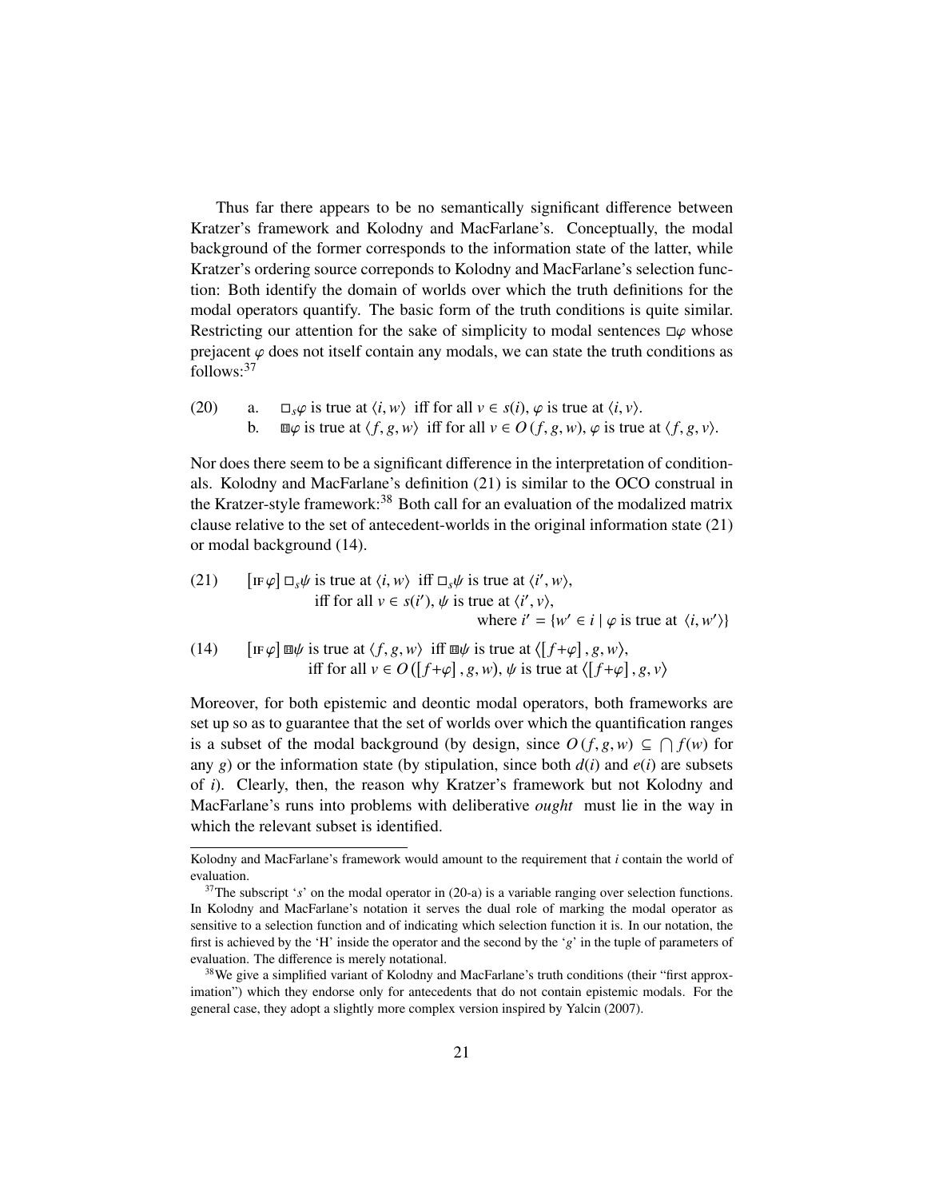Thus far there appears to be no semantically significant difference between Kratzer's framework and Kolodny and MacFarlane's. Conceptually, the modal background of the former corresponds to the information state of the latter, while Kratzer's ordering source correponds to Kolodny and MacFarlane's selection function: Both identify the domain of worlds over which the truth definitions for the modal operators quantify. The basic form of the truth conditions is quite similar. Restricting our attention for the sake of simplicity to modal sentences $\Box\varphi$ whose prejacent $\varphi$ does not itself contain any modals, we can state the truth conditions as follows:[37]

(20) a. $\Box_s\varphi$ is true at $\langle i, w\rangle$ iff for all $v \in s(i)$, $\varphi$ is true at $\langle i, v\rangle$.

b. $\boxed{\text{H}}\varphi$ is true at $\langle f, g, w\rangle$ iff for all $v \in O(f, g, w)$, $\varphi$ is true at $\langle f, g, v\rangle$.

Nor does there seem to be a significant difference in the interpretation of conditionals. Kolodny and MacFarlane's definition (21) is similar to the OCO construal in the Kratzer-style framework:[38] Both call for an evaluation of the modalized matrix clause relative to the set of antecedent-worlds in the original information state (21) or modal background (14).

(21) $[\text{IF}\,\varphi]\,\Box_s\psi$ is true at $\langle i, w\rangle$ iff $\Box_s\psi$ is true at $\langle i', w\rangle$,
iff for all $v \in s(i')$, $\psi$ is true at $\langle i', v\rangle$,
where $i' = \{w' \in i \mid \varphi \text{ is true at } \langle i, w'\rangle\}$

(14) $[\text{IF}\,\varphi]\,\boxed{\text{H}}\psi$ is true at $\langle f, g, w\rangle$ iff $\boxed{\text{H}}\psi$ is true at $\langle [f{+}\varphi], g, w\rangle$,
iff for all $v \in O([f{+}\varphi], g, w)$, $\psi$ is true at $\langle [f{+}\varphi], g, v\rangle$

Moreover, for both epistemic and deontic modal operators, both frameworks are set up so as to guarantee that the set of worlds over which the quantification ranges is a subset of the modal background (by design, since $O(f, g, w) \subseteq \bigcap f(w)$ for any $g$) or the information state (by stipulation, since both $d(i)$ and $e(i)$ are subsets of $i$). Clearly, then, the reason why Kratzer's framework but not Kolodny and MacFarlane's runs into problems with deliberative *ought* must lie in the way in which the relevant subset is identified.

---

Kolodny and MacFarlane's framework would amount to the requirement that $i$ contain the world of evaluation.

[37] The subscript '$s$' on the modal operator in (20-a) is a variable ranging over selection functions. In Kolodny and MacFarlane's notation it serves the dual role of marking the modal operator as sensitive to a selection function and of indicating which selection function it is. In our notation, the first is achieved by the 'H' inside the operator and the second by the '$g$' in the tuple of parameters of evaluation. The difference is merely notational.

[38] We give a simplified variant of Kolodny and MacFarlane's truth conditions (their "first approximation") which they endorse only for antecedents that do not contain epistemic modals. For the general case, they adopt a slightly more complex version inspired by Yalcin (2007).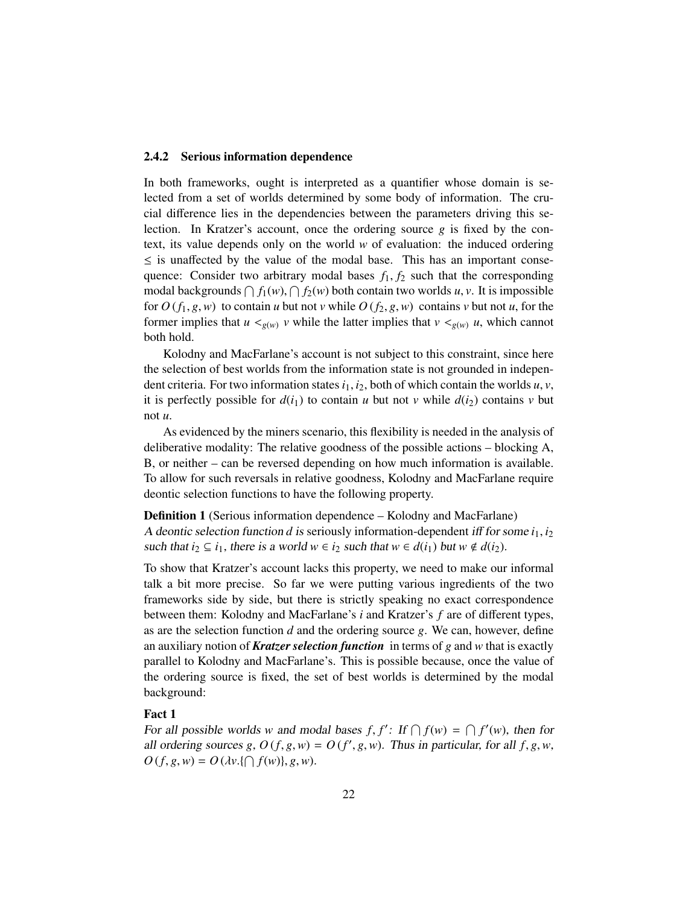### 2.4.2 Serious information dependence

In both frameworks, ought is interpreted as a quantifier whose domain is selected from a set of worlds determined by some body of information. The crucial difference lies in the dependencies between the parameters driving this selection. In Kratzer's account, once the ordering source $g$ is fixed by the context, its value depends only on the world $w$ of evaluation: the induced ordering $\leq$ is unaffected by the value of the modal base. This has an important consequence: Consider two arbitrary modal bases $f_1, f_2$ such that the corresponding modal backgrounds $\bigcap f_1(w), \bigcap f_2(w)$ both contain two worlds $u, v$. It is impossible for $O(f_1, g, w)$ to contain $u$ but not $v$ while $O(f_2, g, w)$ contains $v$ but not $u$, for the former implies that $u <_{g(w)} v$ while the latter implies that $v <_{g(w)} u$, which cannot both hold.

Kolodny and MacFarlane's account is not subject to this constraint, since here the selection of best worlds from the information state is not grounded in independent criteria. For two information states $i_1, i_2$, both of which contain the worlds $u, v$, it is perfectly possible for $d(i_1)$ to contain $u$ but not $v$ while $d(i_2)$ contains $v$ but not $u$.

As evidenced by the miners scenario, this flexibility is needed in the analysis of deliberative modality: The relative goodness of the possible actions – blocking A, B, or neither – can be reversed depending on how much information is available. To allow for such reversals in relative goodness, Kolodny and MacFarlane require deontic selection functions to have the following property.

**Definition 1** (Serious information dependence – Kolodny and MacFarlane)
*A deontic selection function $d$ is* seriously information-dependent *iff for some $i_1, i_2$ such that $i_2 \subseteq i_1$, there is a world $w \in i_2$ such that $w \in d(i_1)$ but $w \notin d(i_2)$.*

To show that Kratzer's account lacks this property, we need to make our informal talk a bit more precise. So far we were putting various ingredients of the two frameworks side by side, but there is strictly speaking no exact correspondence between them: Kolodny and MacFarlane's $i$ and Kratzer's $f$ are of different types, as are the selection function $d$ and the ordering source $g$. We can, however, define an auxiliary notion of ***Kratzer selection function*** in terms of $g$ and $w$ that is exactly parallel to Kolodny and MacFarlane's. This is possible because, once the value of the ordering source is fixed, the set of best worlds is determined by the modal background:

**Fact 1**
*For all possible worlds $w$ and modal bases $f, f'$: If $\bigcap f(w) = \bigcap f'(w)$, then for all ordering sources $g$, $O(f, g, w) = O(f', g, w)$. Thus in particular, for all $f, g, w$, $O(f, g, w) = O(\lambda v.\{\bigcap f(w)\}, g, w)$.*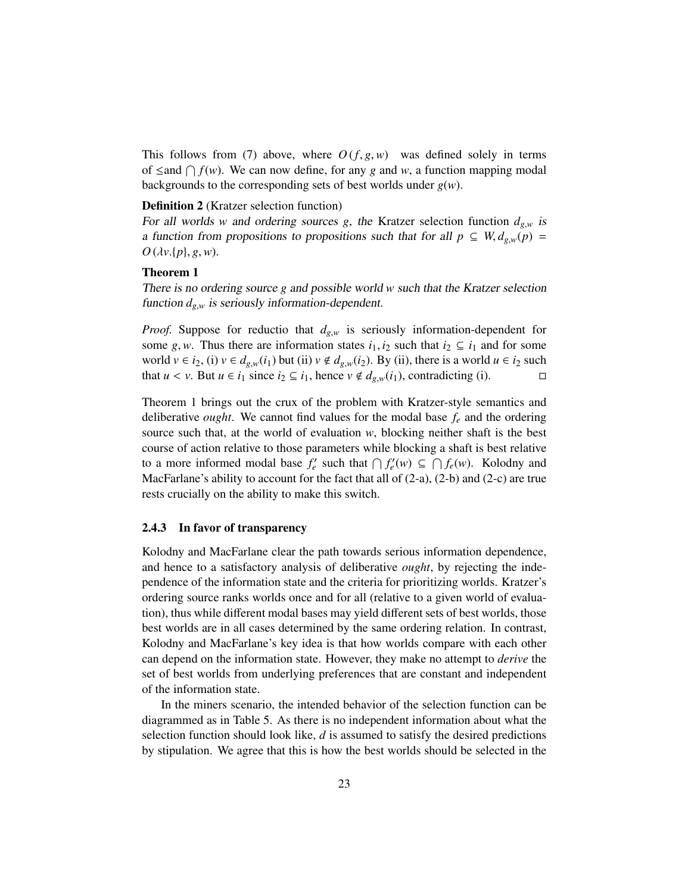This follows from (7) above, where $O(f, g, w)$ was defined solely in terms of $\leq$and $\bigcap f(w)$. We can now define, for any $g$ and $w$, a function mapping modal backgrounds to the corresponding sets of best worlds under $g(w)$.

**Definition 2** (Kratzer selection function)

*For all worlds $w$ and ordering sources $g$, the* Kratzer selection function *$d_{g,w}$ is a function from propositions to propositions such that for all $p \subseteq W, d_{g,w}(p) = O(\lambda v.\{p\}, g, w)$.*

**Theorem 1**

*There is no ordering source $g$ and possible world $w$ such that the Kratzer selection function $d_{g,w}$ is seriously information-dependent.*

*Proof.* Suppose for reductio that $d_{g,w}$ is seriously information-dependent for some $g, w$. Thus there are information states $i_1, i_2$ such that $i_2 \subseteq i_1$ and for some world $v \in i_2$, (i) $v \in d_{g,w}(i_1)$ but (ii) $v \notin d_{g,w}(i_2)$. By (ii), there is a world $u \in i_2$ such that $u < v$. But $u \in i_1$ since $i_2 \subseteq i_1$, hence $v \notin d_{g,w}(i_1)$, contradicting (i). □

Theorem 1 brings out the crux of the problem with Kratzer-style semantics and deliberative *ought*. We cannot find values for the modal base $f_e$ and the ordering source such that, at the world of evaluation $w$, blocking neither shaft is the best course of action relative to those parameters while blocking a shaft is best relative to a more informed modal base $f_e'$ such that $\bigcap f_e'(w) \subseteq \bigcap f_e(w)$. Kolodny and MacFarlane's ability to account for the fact that all of (2-a), (2-b) and (2-c) are true rests crucially on the ability to make this switch.

### 2.4.3 In favor of transparency

Kolodny and MacFarlane clear the path towards serious information dependence, and hence to a satisfactory analysis of deliberative *ought*, by rejecting the independence of the information state and the criteria for prioritizing worlds. Kratzer's ordering source ranks worlds once and for all (relative to a given world of evaluation), thus while different modal bases may yield different sets of best worlds, those best worlds are in all cases determined by the same ordering relation. In contrast, Kolodny and MacFarlane's key idea is that how worlds compare with each other can depend on the information state. However, they make no attempt to *derive* the set of best worlds from underlying preferences that are constant and independent of the information state.

In the miners scenario, the intended behavior of the selection function can be diagrammed as in Table 5. As there is no independent information about what the selection function should look like, $d$ is assumed to satisfy the desired predictions by stipulation. We agree that this is how the best worlds should be selected in the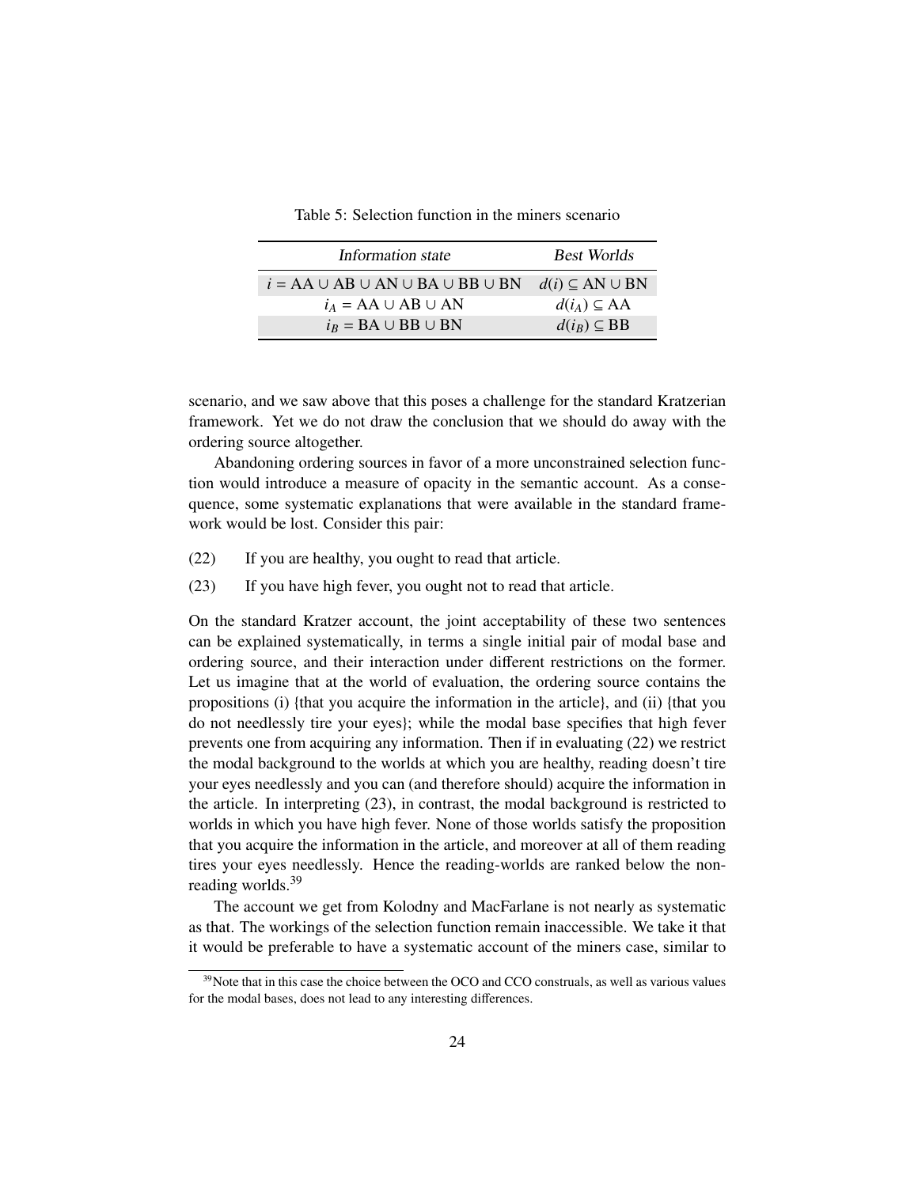Table 5: Selection function in the miners scenario

| *Information state* | *Best Worlds* |
|---|---|
| $i = \text{AA} \cup \text{AB} \cup \text{AN} \cup \text{BA} \cup \text{BB} \cup \text{BN}$ | $d(i) \subseteq \text{AN} \cup \text{BN}$ |
| $i_A = \text{AA} \cup \text{AB} \cup \text{AN}$ | $d(i_A) \subseteq \text{AA}$ |
| $i_B = \text{BA} \cup \text{BB} \cup \text{BN}$ | $d(i_B) \subseteq \text{BB}$ |

scenario, and we saw above that this poses a challenge for the standard Kratzerian framework. Yet we do not draw the conclusion that we should do away with the ordering source altogether.

Abandoning ordering sources in favor of a more unconstrained selection function would introduce a measure of opacity in the semantic account. As a consequence, some systematic explanations that were available in the standard framework would be lost. Consider this pair:

(22) If you are healthy, you ought to read that article.

(23) If you have high fever, you ought not to read that article.

On the standard Kratzer account, the joint acceptability of these two sentences can be explained systematically, in terms a single initial pair of modal base and ordering source, and their interaction under different restrictions on the former. Let us imagine that at the world of evaluation, the ordering source contains the propositions (i) {that you acquire the information in the article}, and (ii) {that you do not needlessly tire your eyes}; while the modal base specifies that high fever prevents one from acquiring any information. Then if in evaluating (22) we restrict the modal background to the worlds at which you are healthy, reading doesn't tire your eyes needlessly and you can (and therefore should) acquire the information in the article. In interpreting (23), in contrast, the modal background is restricted to worlds in which you have high fever. None of those worlds satisfy the proposition that you acquire the information in the article, and moreover at all of them reading tires your eyes needlessly. Hence the reading-worlds are ranked below the non-reading worlds.[39]

The account we get from Kolodny and MacFarlane is not nearly as systematic as that. The workings of the selection function remain inaccessible. We take it that it would be preferable to have a systematic account of the miners case, similar to

[39]Note that in this case the choice between the OCO and CCO construals, as well as various values for the modal bases, does not lead to any interesting differences.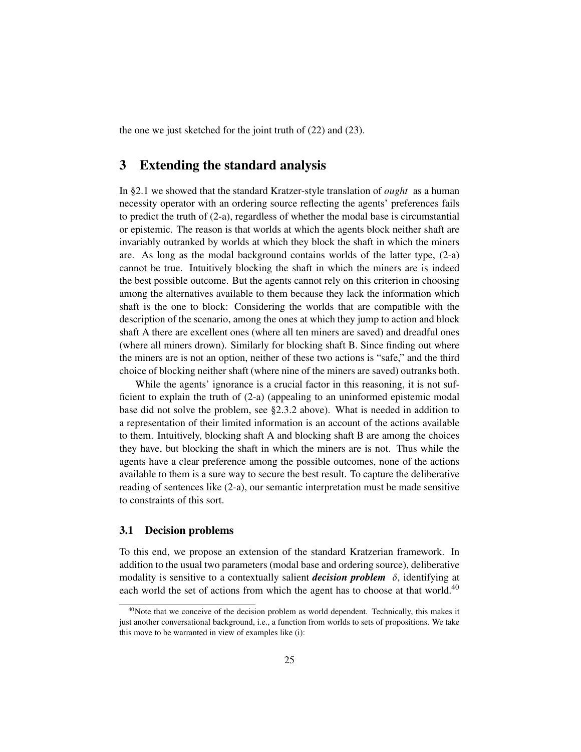the one we just sketched for the joint truth of (22) and (23).

# 3 Extending the standard analysis

In §2.1 we showed that the standard Kratzer-style translation of *ought* as a human necessity operator with an ordering source reflecting the agents' preferences fails to predict the truth of (2-a), regardless of whether the modal base is circumstantial or epistemic. The reason is that worlds at which the agents block neither shaft are invariably outranked by worlds at which they block the shaft in which the miners are. As long as the modal background contains worlds of the latter type, (2-a) cannot be true. Intuitively blocking the shaft in which the miners are is indeed the best possible outcome. But the agents cannot rely on this criterion in choosing among the alternatives available to them because they lack the information which shaft is the one to block: Considering the worlds that are compatible with the description of the scenario, among the ones at which they jump to action and block shaft A there are excellent ones (where all ten miners are saved) and dreadful ones (where all miners drown). Similarly for blocking shaft B. Since finding out where the miners are is not an option, neither of these two actions is "safe," and the third choice of blocking neither shaft (where nine of the miners are saved) outranks both.

While the agents' ignorance is a crucial factor in this reasoning, it is not sufficient to explain the truth of (2-a) (appealing to an uninformed epistemic modal base did not solve the problem, see §2.3.2 above). What is needed in addition to a representation of their limited information is an account of the actions available to them. Intuitively, blocking shaft A and blocking shaft B are among the choices they have, but blocking the shaft in which the miners are is not. Thus while the agents have a clear preference among the possible outcomes, none of the actions available to them is a sure way to secure the best result. To capture the deliberative reading of sentences like (2-a), our semantic interpretation must be made sensitive to constraints of this sort.

## 3.1 Decision problems

To this end, we propose an extension of the standard Kratzerian framework. In addition to the usual two parameters (modal base and ordering source), deliberative modality is sensitive to a contextually salient ***decision problem*** $\delta$, identifying at each world the set of actions from which the agent has to choose at that world.[40]

[40]Note that we conceive of the decision problem as world dependent. Technically, this makes it just another conversational background, i.e., a function from worlds to sets of propositions. We take this move to be warranted in view of examples like (i):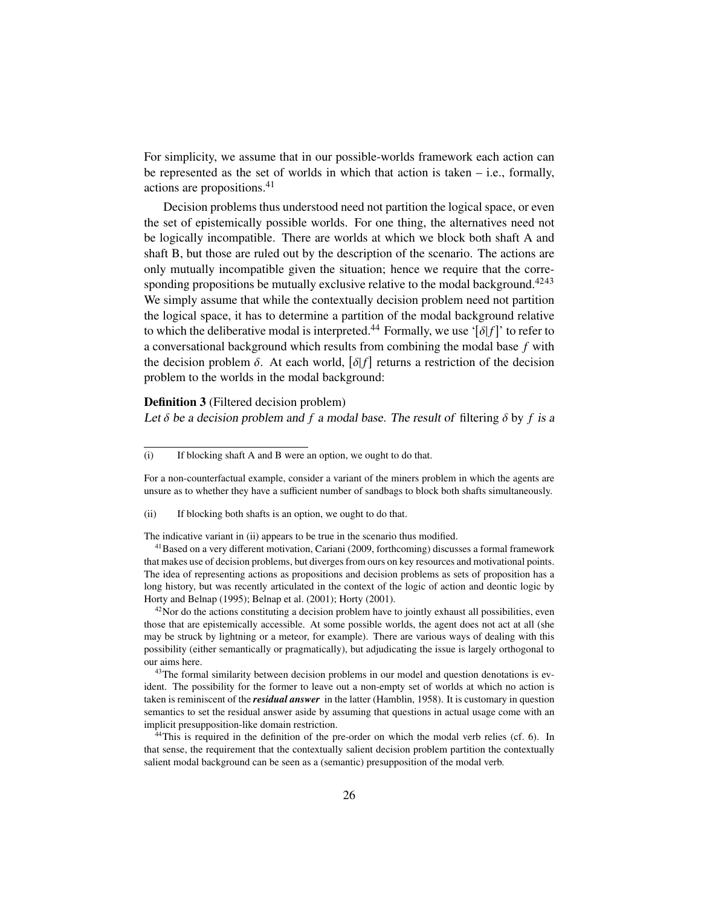For simplicity, we assume that in our possible-worlds framework each action can be represented as the set of worlds in which that action is taken – i.e., formally, actions are propositions.[41]

Decision problems thus understood need not partition the logical space, or even the set of epistemically possible worlds. For one thing, the alternatives need not be logically incompatible. There are worlds at which we block both shaft A and shaft B, but those are ruled out by the description of the scenario. The actions are only mutually incompatible given the situation; hence we require that the corresponding propositions be mutually exclusive relative to the modal background.[42][43] We simply assume that while the contextually decision problem need not partition the logical space, it has to determine a partition of the modal background relative to which the deliberative modal is interpreted.[44] Formally, we use '$[\delta|f]$' to refer to a conversational background which results from combining the modal base $f$ with the decision problem $\delta$. At each world, $[\delta|f]$ returns a restriction of the decision problem to the worlds in the modal background:

**Definition 3** (Filtered decision problem)
*Let $\delta$ be a decision problem and $f$ a modal base. The result of* filtering $\delta$ by $f$ *is a*

---

(i) If blocking shaft A and B were an option, we ought to do that.

For a non-counterfactual example, consider a variant of the miners problem in which the agents are unsure as to whether they have a sufficient number of sandbags to block both shafts simultaneously.

(ii) If blocking both shafts is an option, we ought to do that.

The indicative variant in (ii) appears to be true in the scenario thus modified.

[41] Based on a very different motivation, Cariani (2009, forthcoming) discusses a formal framework that makes use of decision problems, but diverges from ours on key resources and motivational points. The idea of representing actions as propositions and decision problems as sets of proposition has a long history, but was recently articulated in the context of the logic of action and deontic logic by Horty and Belnap (1995); Belnap et al. (2001); Horty (2001).

[42] Nor do the actions constituting a decision problem have to jointly exhaust all possibilities, even those that are epistemically accessible. At some possible worlds, the agent does not act at all (she may be struck by lightning or a meteor, for example). There are various ways of dealing with this possibility (either semantically or pragmatically), but adjudicating the issue is largely orthogonal to our aims here.

[43] The formal similarity between decision problems in our model and question denotations is evident. The possibility for the former to leave out a non-empty set of worlds at which no action is taken is reminiscent of the ***residual answer*** in the latter (Hamblin, 1958). It is customary in question semantics to set the residual answer aside by assuming that questions in actual usage come with an implicit presupposition-like domain restriction.

[44] This is required in the definition of the pre-order on which the modal verb relies (cf. 6). In that sense, the requirement that the contextually salient decision problem partition the contextually salient modal background can be seen as a (semantic) presupposition of the modal verb.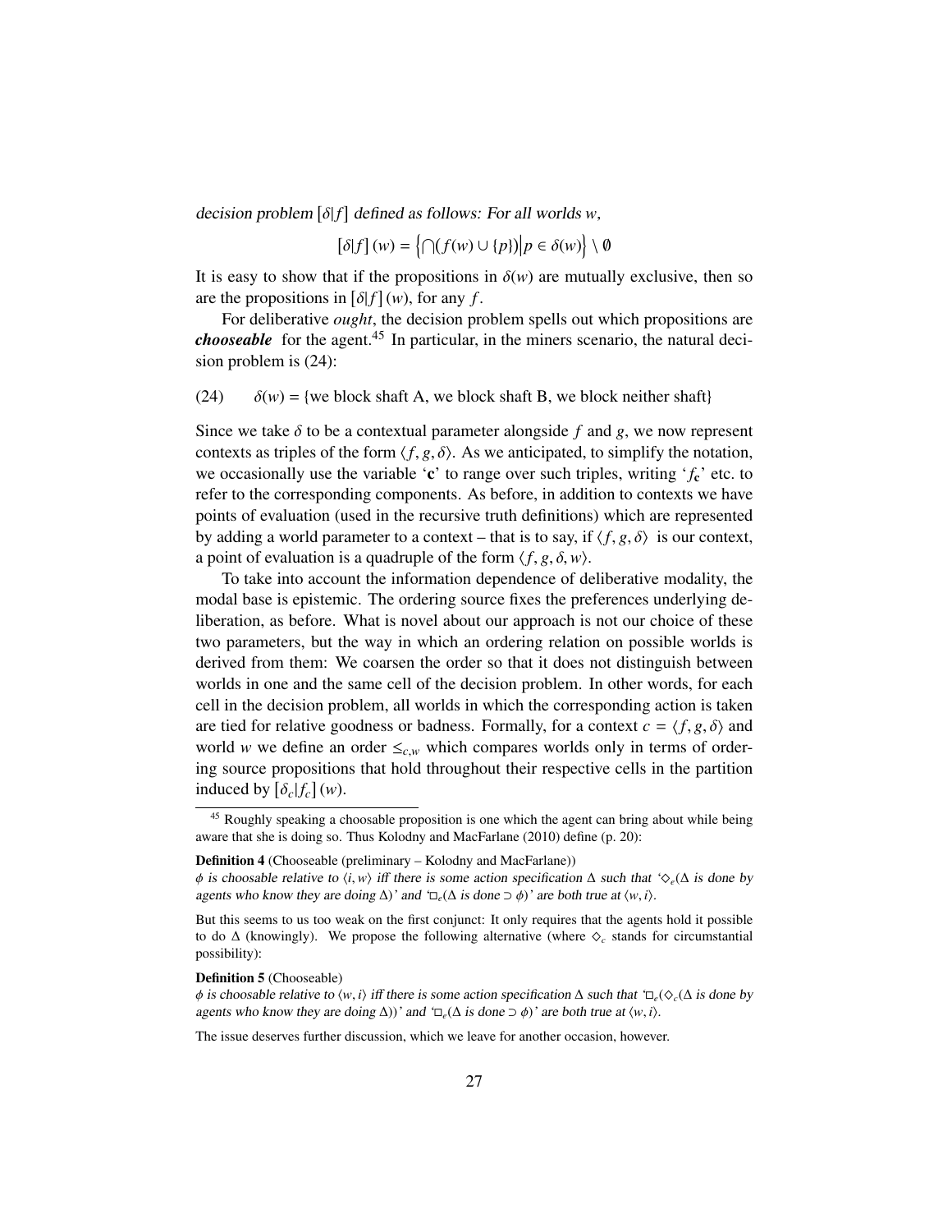*decision problem* $[\delta|f]$ *defined as follows: For all worlds* $w$,

$$[\delta|f](w) = \left\{ \bigcap(f(w) \cup \{p\}) \middle| p \in \delta(w) \right\} \setminus \emptyset$$

It is easy to show that if the propositions in $\delta(w)$ are mutually exclusive, then so are the propositions in $[\delta|f](w)$, for any $f$.

For deliberative *ought*, the decision problem spells out which propositions are ***chooseable*** for the agent.[45] In particular, in the miners scenario, the natural decision problem is (24):

(24) $\delta(w) = \{$we block shaft A, we block shaft B, we block neither shaft$\}$

Since we take $\delta$ to be a contextual parameter alongside $f$ and $g$, we now represent contexts as triples of the form $\langle f, g, \delta \rangle$. As we anticipated, to simplify the notation, we occasionally use the variable '**c**' to range over such triples, writing '$f_\mathbf{c}$' etc. to refer to the corresponding components. As before, in addition to contexts we have points of evaluation (used in the recursive truth definitions) which are represented by adding a world parameter to a context – that is to say, if $\langle f, g, \delta \rangle$ is our context, a point of evaluation is a quadruple of the form $\langle f, g, \delta, w \rangle$.

To take into account the information dependence of deliberative modality, the modal base is epistemic. The ordering source fixes the preferences underlying deliberation, as before. What is novel about our approach is not our choice of these two parameters, but the way in which an ordering relation on possible worlds is derived from them: We coarsen the order so that it does not distinguish between worlds in one and the same cell of the decision problem. In other words, for each cell in the decision problem, all worlds in which the corresponding action is taken are tied for relative goodness or badness. Formally, for a context $c = \langle f, g, \delta \rangle$ and world $w$ we define an order $\leq_{c,w}$ which compares worlds only in terms of ordering source propositions that hold throughout their respective cells in the partition induced by $[\delta_c|f_c](w)$.

[45] Roughly speaking a choosable proposition is one which the agent can bring about while being aware that she is doing so. Thus Kolodny and MacFarlane (2010) define (p. 20):

**Definition 4** (Chooseable (preliminary – Kolodny and MacFarlane))
*$\phi$ is choosable relative to $\langle i, w \rangle$ iff there is some action specification $\Delta$ such that '$\Diamond_e$($\Delta$ is done by agents who know they are doing $\Delta$)' and '$\Box_e$($\Delta$ is done $\supset \phi$)' are both true at $\langle w, i \rangle$.*

But this seems to us too weak on the first conjunct: It only requires that the agents hold it possible to do $\Delta$ (knowingly). We propose the following alternative (where $\Diamond_c$ stands for circumstantial possibility):

**Definition 5** (Chooseable)
*$\phi$ is choosable relative to $\langle w, i \rangle$ iff there is some action specification $\Delta$ such that '$\Box_e$($\Diamond_c$($\Delta$ is done by agents who know they are doing $\Delta$))' and '$\Box_e$($\Delta$ is done $\supset \phi$)' are both true at $\langle w, i \rangle$.*

The issue deserves further discussion, which we leave for another occasion, however.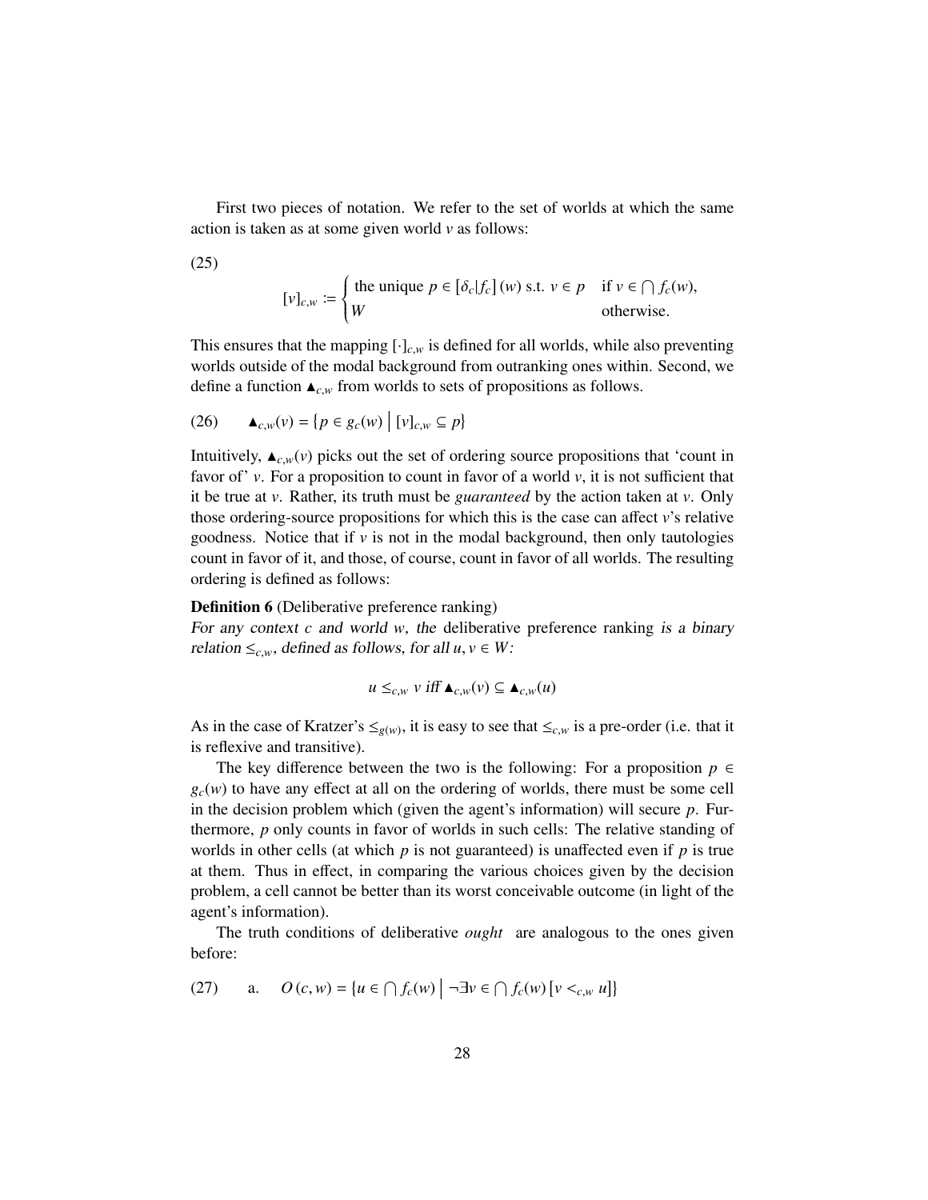First two pieces of notation. We refer to the set of worlds at which the same action is taken as at some given world $v$ as follows:

(25)

$$[v]_{c,w} := \begin{cases} \text{the unique } p \in [\delta_c | f_c](w) \text{ s.t. } v \in p & \text{if } v \in \bigcap f_c(w), \\ W & \text{otherwise.} \end{cases}$$

This ensures that the mapping $[\cdot]_{c,w}$ is defined for all worlds, while also preventing worlds outside of the modal background from outranking ones within. Second, we define a function $\blacktriangle_{c,w}$ from worlds to sets of propositions as follows.

(26) $\blacktriangle_{c,w}(v) = \{p \in g_c(w) \mid [v]_{c,w} \subseteq p\}$

Intuitively, $\blacktriangle_{c,w}(v)$ picks out the set of ordering source propositions that 'count in favor of' $v$. For a proposition to count in favor of a world $v$, it is not sufficient that it be true at $v$. Rather, its truth must be *guaranteed* by the action taken at $v$. Only those ordering-source propositions for which this is the case can affect $v$'s relative goodness. Notice that if $v$ is not in the modal background, then only tautologies count in favor of it, and those, of course, count in favor of all worlds. The resulting ordering is defined as follows:

**Definition 6** (Deliberative preference ranking)
*For any context $c$ and world $w$, the* deliberative preference ranking *is a binary relation $\leq_{c,w}$, defined as follows, for all $u, v \in W$:*

$$u \leq_{c,w} v \text{ iff } \blacktriangle_{c,w}(v) \subseteq \blacktriangle_{c,w}(u)$$

As in the case of Kratzer's $\leq_{g(w)}$, it is easy to see that $\leq_{c,w}$ is a pre-order (i.e. that it is reflexive and transitive).

The key difference between the two is the following: For a proposition $p \in g_c(w)$ to have any effect at all on the ordering of worlds, there must be some cell in the decision problem which (given the agent's information) will secure $p$. Furthermore, $p$ only counts in favor of worlds in such cells: The relative standing of worlds in other cells (at which $p$ is not guaranteed) is unaffected even if $p$ is true at them. Thus in effect, in comparing the various choices given by the decision problem, a cell cannot be better than its worst conceivable outcome (in light of the agent's information).

The truth conditions of deliberative *ought* are analogous to the ones given before:

(27) a. $O(c, w) = \{u \in \bigcap f_c(w) \mid \neg\exists v \in \bigcap f_c(w) [v <_{c,w} u]\}$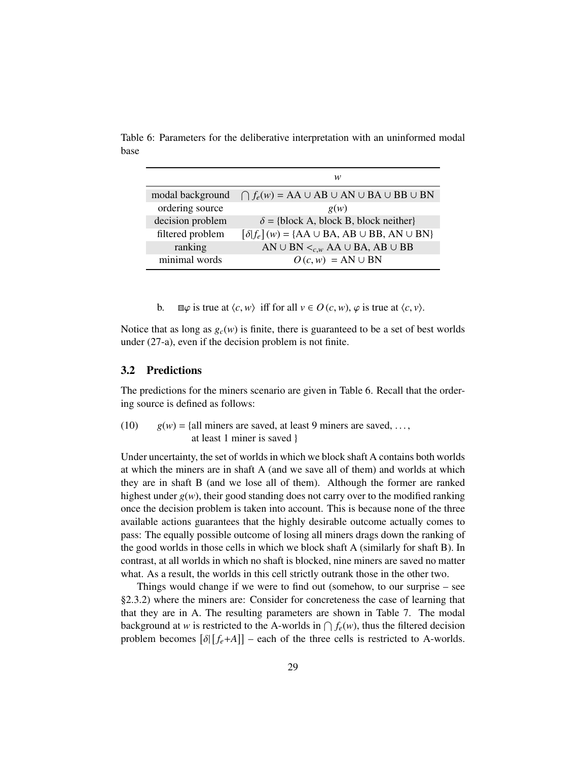Table 6: Parameters for the deliberative interpretation with an uninformed modal base

| | $w$ |
|---|---|
| modal background | $\bigcap f_e(w)$ = AA ∪ AB ∪ AN ∪ BA ∪ BB ∪ BN |
| ordering source | $g(w)$ |
| decision problem | $\delta$ = {block A, block B, block neither} |
| filtered problem | $[\delta\|f_e](w)$ = {AA ∪ BA, AB ∪ BB, AN ∪ BN} |
| ranking | AN ∪ BN $<_{c,w}$ AA ∪ BA, AB ∪ BB |
| minimal words | $O(c, w)$ = AN ∪ BN |

b. $\boxplus\varphi$ is true at $\langle c, w\rangle$ iff for all $v \in O(c, w)$, $\varphi$ is true at $\langle c, v\rangle$.

Notice that as long as $g_c(w)$ is finite, there is guaranteed to be a set of best worlds under (27-a), even if the decision problem is not finite.

## 3.2 Predictions

The predictions for the miners scenario are given in Table 6. Recall that the ordering source is defined as follows:

(10) $g(w)$ = {all miners are saved, at least 9 miners are saved, ..., at least 1 miner is saved }

Under uncertainty, the set of worlds in which we block shaft A contains both worlds at which the miners are in shaft A (and we save all of them) and worlds at which they are in shaft B (and we lose all of them). Although the former are ranked highest under $g(w)$, their good standing does not carry over to the modified ranking once the decision problem is taken into account. This is because none of the three available actions guarantees that the highly desirable outcome actually comes to pass: The equally possible outcome of losing all miners drags down the ranking of the good worlds in those cells in which we block shaft A (similarly for shaft B). In contrast, at all worlds in which no shaft is blocked, nine miners are saved no matter what. As a result, the worlds in this cell strictly outrank those in the other two.

Things would change if we were to find out (somehow, to our surprise – see §2.3.2) where the miners are: Consider for concreteness the case of learning that that they are in A. The resulting parameters are shown in Table 7. The modal background at $w$ is restricted to the A-worlds in $\bigcap f_e(w)$, thus the filtered decision problem becomes $[\delta|[f_e{+}A]]$ – each of the three cells is restricted to A-worlds.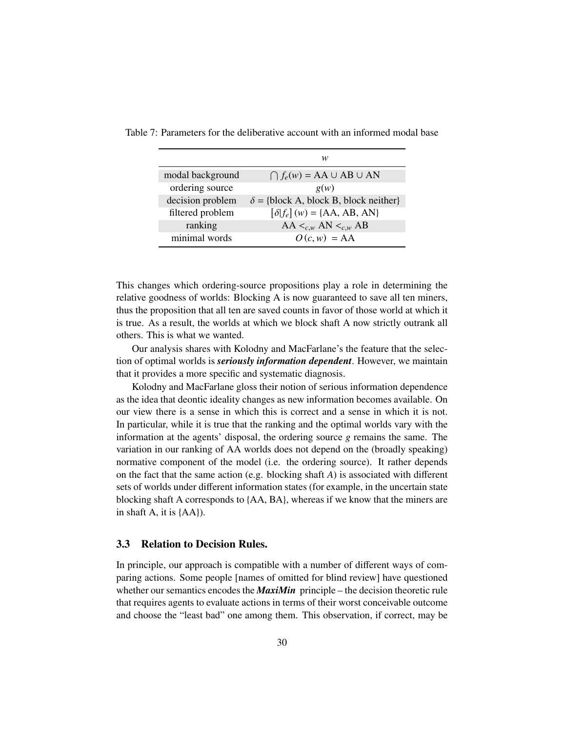Table 7: Parameters for the deliberative account with an informed modal base

| | $w$ |
|---|---|
| modal background | $\bigcap f_e(w) = \text{AA} \cup \text{AB} \cup \text{AN}$ |
| ordering source | $g(w)$ |
| decision problem | $\delta$ = {block A, block B, block neither} |
| filtered problem | $[\delta \vert f_e](w)$ = {AA, AB, AN} |
| ranking | AA $<_{c,w}$ AN $<_{c,w}$ AB |
| minimal words | $O(c, w)$ = AA |

This changes which ordering-source propositions play a role in determining the relative goodness of worlds: Blocking A is now guaranteed to save all ten miners, thus the proposition that all ten are saved counts in favor of those world at which it is true. As a result, the worlds at which we block shaft A now strictly outrank all others. This is what we wanted.

Our analysis shares with Kolodny and MacFarlane's the feature that the selection of optimal worlds is ***seriously information dependent***. However, we maintain that it provides a more specific and systematic diagnosis.

Kolodny and MacFarlane gloss their notion of serious information dependence as the idea that deontic ideality changes as new information becomes available. On our view there is a sense in which this is correct and a sense in which it is not. In particular, while it is true that the ranking and the optimal worlds vary with the information at the agents' disposal, the ordering source $g$ remains the same. The variation in our ranking of AA worlds does not depend on the (broadly speaking) normative component of the model (i.e. the ordering source). It rather depends on the fact that the same action (e.g. blocking shaft $A$) is associated with different sets of worlds under different information states (for example, in the uncertain state blocking shaft A corresponds to {AA, BA}, whereas if we know that the miners are in shaft A, it is {AA}).

### 3.3 Relation to Decision Rules.

In principle, our approach is compatible with a number of different ways of comparing actions. Some people [names of omitted for blind review] have questioned whether our semantics encodes the ***MaxiMin*** principle – the decision theoretic rule that requires agents to evaluate actions in terms of their worst conceivable outcome and choose the "least bad" one among them. This observation, if correct, may be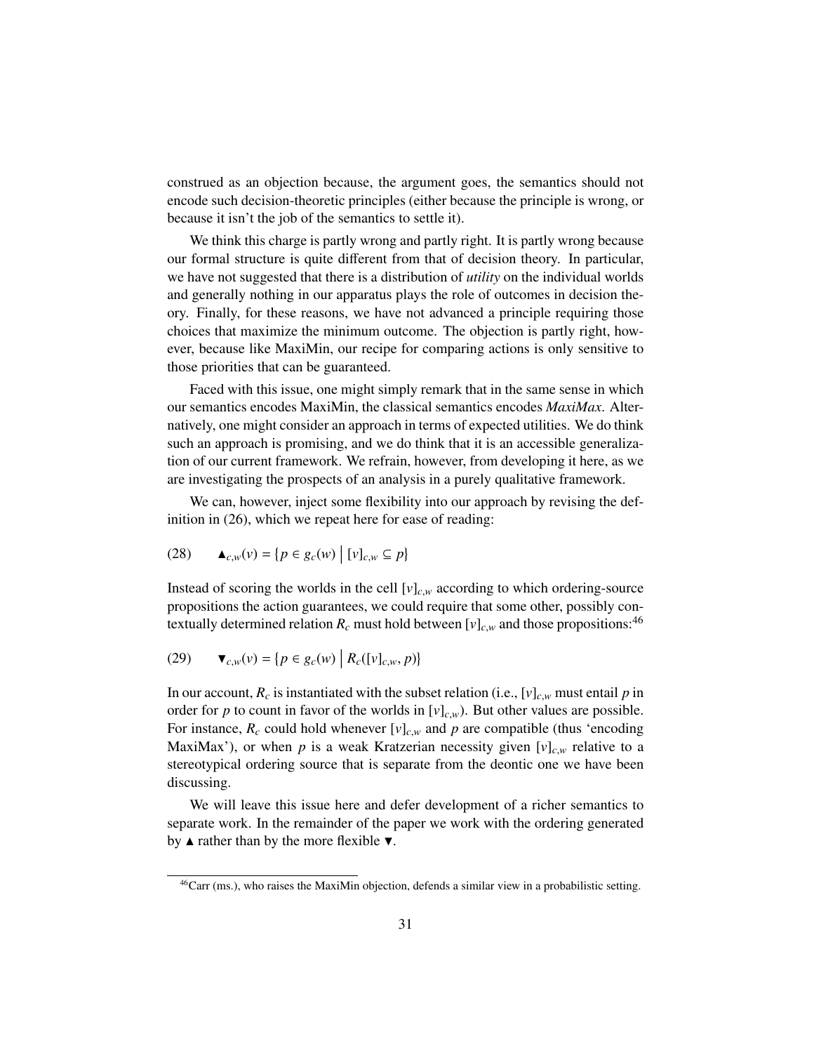construed as an objection because, the argument goes, the semantics should not encode such decision-theoretic principles (either because the principle is wrong, or because it isn't the job of the semantics to settle it).

We think this charge is partly wrong and partly right. It is partly wrong because our formal structure is quite different from that of decision theory. In particular, we have not suggested that there is a distribution of *utility* on the individual worlds and generally nothing in our apparatus plays the role of outcomes in decision theory. Finally, for these reasons, we have not advanced a principle requiring those choices that maximize the minimum outcome. The objection is partly right, however, because like MaxiMin, our recipe for comparing actions is only sensitive to those priorities that can be guaranteed.

Faced with this issue, one might simply remark that in the same sense in which our semantics encodes MaxiMin, the classical semantics encodes *MaxiMax*. Alternatively, one might consider an approach in terms of expected utilities. We do think such an approach is promising, and we do think that it is an accessible generalization of our current framework. We refrain, however, from developing it here, as we are investigating the prospects of an analysis in a purely qualitative framework.

We can, however, inject some flexibility into our approach by revising the definition in (26), which we repeat here for ease of reading:

$$\text{(28)} \qquad \blacktriangle_{c,w}(v) = \{p \in g_c(w) \mid [v]_{c,w} \subseteq p\}$$

Instead of scoring the worlds in the cell $[v]_{c,w}$ according to which ordering-source propositions the action guarantees, we could require that some other, possibly contextually determined relation $R_c$ must hold between $[v]_{c,w}$ and those propositions:[46]

$$\text{(29)} \qquad \blacktriangledown_{c,w}(v) = \{p \in g_c(w) \mid R_c([v]_{c,w}, p)\}$$

In our account, $R_c$ is instantiated with the subset relation (i.e., $[v]_{c,w}$ must entail $p$ in order for $p$ to count in favor of the worlds in $[v]_{c,w}$). But other values are possible. For instance, $R_c$ could hold whenever $[v]_{c,w}$ and $p$ are compatible (thus 'encoding MaxiMax'), or when $p$ is a weak Kratzerian necessity given $[v]_{c,w}$ relative to a stereotypical ordering source that is separate from the deontic one we have been discussing.

We will leave this issue here and defer development of a richer semantics to separate work. In the remainder of the paper we work with the ordering generated by $\blacktriangle$ rather than by the more flexible $\blacktriangledown$.

[46] Carr (ms.), who raises the MaxiMin objection, defends a similar view in a probabilistic setting.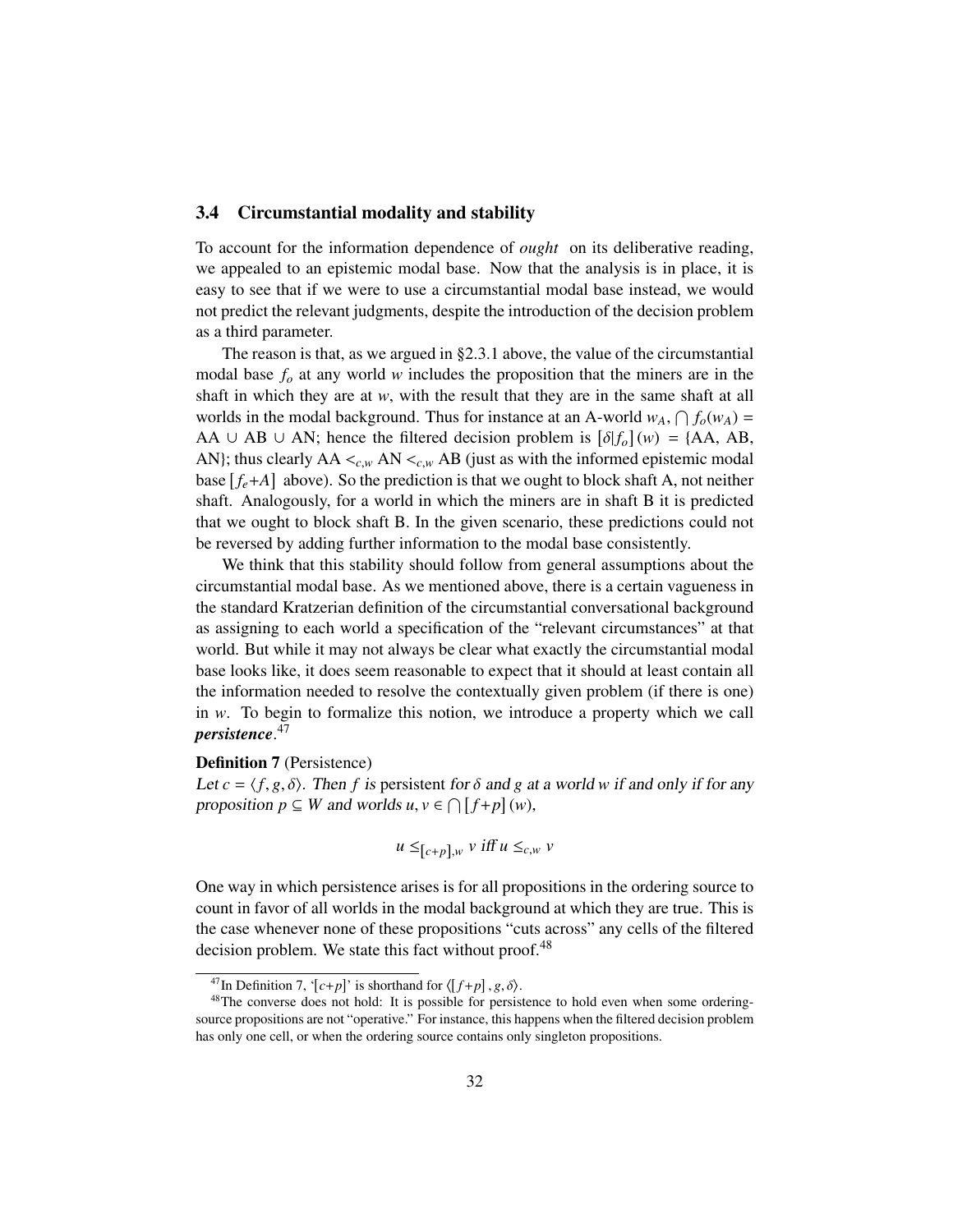### 3.4 Circumstantial modality and stability

To account for the information dependence of *ought* on its deliberative reading, we appealed to an epistemic modal base. Now that the analysis is in place, it is easy to see that if we were to use a circumstantial modal base instead, we would not predict the relevant judgments, despite the introduction of the decision problem as a third parameter.

The reason is that, as we argued in §2.3.1 above, the value of the circumstantial modal base $f_o$ at any world $w$ includes the proposition that the miners are in the shaft in which they are at $w$, with the result that they are in the same shaft at all worlds in the modal background. Thus for instance at an A-world $w_A$, $\bigcap f_o(w_A)$ = AA ∪ AB ∪ AN; hence the filtered decision problem is $[\delta|f_o](w)$ = {AA, AB, AN}; thus clearly AA $<_{c,w}$ AN $<_{c,w}$ AB (just as with the informed epistemic modal base $[f_e{+}A]$ above). So the prediction is that we ought to block shaft A, not neither shaft. Analogously, for a world in which the miners are in shaft B it is predicted that we ought to block shaft B. In the given scenario, these predictions could not be reversed by adding further information to the modal base consistently.

We think that this stability should follow from general assumptions about the circumstantial modal base. As we mentioned above, there is a certain vagueness in the standard Kratzerian definition of the circumstantial conversational background as assigning to each world a specification of the "relevant circumstances" at that world. But while it may not always be clear what exactly the circumstantial modal base looks like, it does seem reasonable to expect that it should at least contain all the information needed to resolve the contextually given problem (if there is one) in $w$. To begin to formalize this notion, we introduce a property which we call ***persistence***.[47]

**Definition 7** (Persistence)
*Let $c = \langle f, g, \delta\rangle$. Then $f$ is persistent for $\delta$ and $g$ at a world $w$ if and only if for any proposition $p \subseteq W$ and worlds $u, v \in \bigcap [f{+}p](w)$,*

$$u \leq_{[c+p],w} v \text{ iff } u \leq_{c,w} v$$

One way in which persistence arises is for all propositions in the ordering source to count in favor of all worlds in the modal background at which they are true. This is the case whenever none of these propositions "cuts across" any cells of the filtered decision problem. We state this fact without proof.[48]

---

[47] In Definition 7, '$[c{+}p]$' is shorthand for $\langle [f{+}p], g, \delta\rangle$.

[48] The converse does not hold: It is possible for persistence to hold even when some ordering-source propositions are not "operative." For instance, this happens when the filtered decision problem has only one cell, or when the ordering source contains only singleton propositions.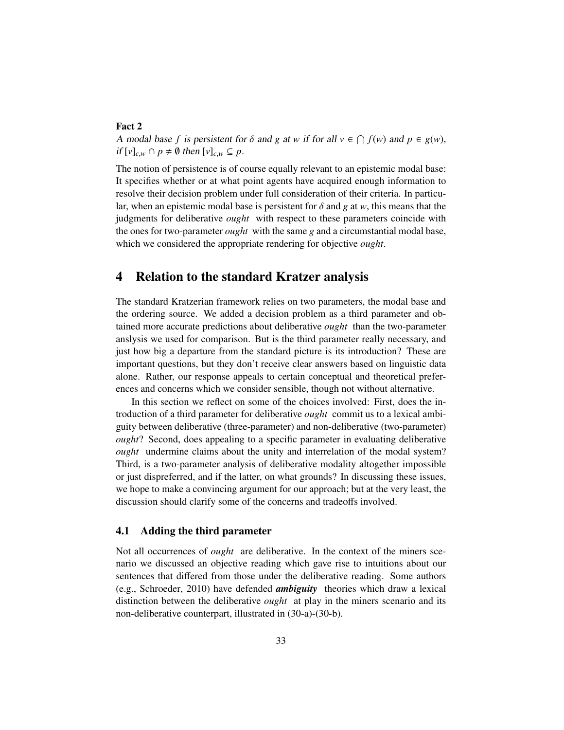**Fact 2**

A modal base $f$ is persistent for $\delta$ and $g$ at $w$ if for all $v \in \bigcap f(w)$ and $p \in g(w)$, if $[v]_{c,w} \cap p \neq \emptyset$ then $[v]_{c,w} \subseteq p$.

The notion of persistence is of course equally relevant to an epistemic modal base: It specifies whether or at what point agents have acquired enough information to resolve their decision problem under full consideration of their criteria. In particular, when an epistemic modal base is persistent for $\delta$ and $g$ at $w$, this means that the judgments for deliberative *ought* with respect to these parameters coincide with the ones for two-parameter *ought* with the same $g$ and a circumstantial modal base, which we considered the appropriate rendering for objective *ought*.

# 4 Relation to the standard Kratzer analysis

The standard Kratzerian framework relies on two parameters, the modal base and the ordering source. We added a decision problem as a third parameter and obtained more accurate predictions about deliberative *ought* than the two-parameter anslysis we used for comparison. But is the third parameter really necessary, and just how big a departure from the standard picture is its introduction? These are important questions, but they don't receive clear answers based on linguistic data alone. Rather, our response appeals to certain conceptual and theoretical preferences and concerns which we consider sensible, though not without alternative.

In this section we reflect on some of the choices involved: First, does the introduction of a third parameter for deliberative *ought* commit us to a lexical ambiguity between deliberative (three-parameter) and non-deliberative (two-parameter) *ought*? Second, does appealing to a specific parameter in evaluating deliberative *ought* undermine claims about the unity and interrelation of the modal system? Third, is a two-parameter analysis of deliberative modality altogether impossible or just dispreferred, and if the latter, on what grounds? In discussing these issues, we hope to make a convincing argument for our approach; but at the very least, the discussion should clarify some of the concerns and tradeoffs involved.

## 4.1 Adding the third parameter

Not all occurrences of *ought* are deliberative. In the context of the miners scenario we discussed an objective reading which gave rise to intuitions about our sentences that differed from those under the deliberative reading. Some authors (e.g., Schroeder, 2010) have defended ***ambiguity*** theories which draw a lexical distinction between the deliberative *ought* at play in the miners scenario and its non-deliberative counterpart, illustrated in (30-a)-(30-b).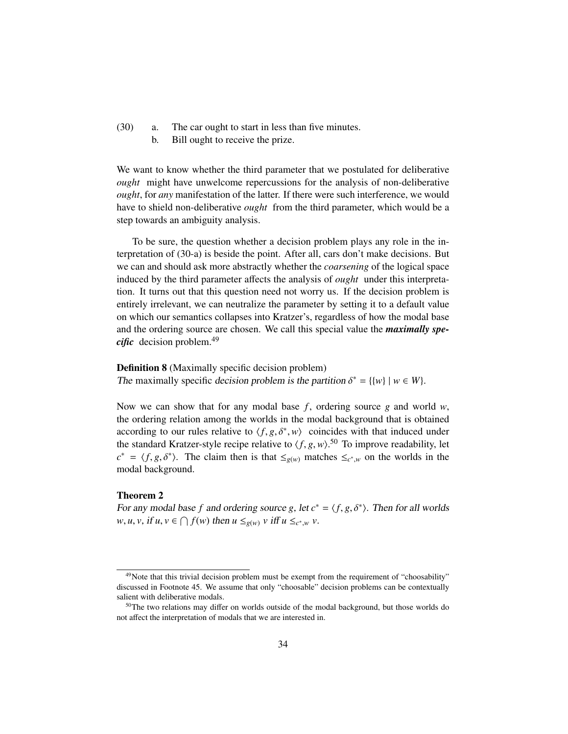(30) a. The car ought to start in less than five minutes.
b. Bill ought to receive the prize.

We want to know whether the third parameter that we postulated for deliberative *ought* might have unwelcome repercussions for the analysis of non-deliberative *ought*, for *any* manifestation of the latter. If there were such interference, we would have to shield non-deliberative *ought* from the third parameter, which would be a step towards an ambiguity analysis.

To be sure, the question whether a decision problem plays any role in the interpretation of (30-a) is beside the point. After all, cars don't make decisions. But we can and should ask more abstractly whether the *coarsening* of the logical space induced by the third parameter affects the analysis of *ought* under this interpretation. It turns out that this question need not worry us. If the decision problem is entirely irrelevant, we can neutralize the parameter by setting it to a default value on which our semantics collapses into Kratzer's, regardless of how the modal base and the ordering source are chosen. We call this special value the ***maximally specific*** decision problem.[49]

**Definition 8** (Maximally specific decision problem)
*The maximally specific decision problem is the partition* $\delta^* = \{\{w\} \mid w \in W\}$.

Now we can show that for any modal base $f$, ordering source $g$ and world $w$, the ordering relation among the worlds in the modal background that is obtained according to our rules relative to $\langle f, g, \delta^*, w\rangle$ coincides with that induced under the standard Kratzer-style recipe relative to $\langle f, g, w\rangle$.[50] To improve readability, let $c^* = \langle f, g, \delta^*\rangle$. The claim then is that $\leq_{g(w)}$ matches $\leq_{c^*,w}$ on the worlds in the modal background.

**Theorem 2**
*For any modal base* $f$ *and ordering source* $g$, *let* $c^* = \langle f, g, \delta^*\rangle$. *Then for all worlds* $w, u, v$, *if* $u, v \in \bigcap f(w)$ *then* $u \leq_{g(w)} v$ *iff* $u \leq_{c^*,w} v$.

---

[49] Note that this trivial decision problem must be exempt from the requirement of "choosability" discussed in Footnote 45. We assume that only "choosable" decision problems can be contextually salient with deliberative modals.

[50] The two relations may differ on worlds outside of the modal background, but those worlds do not affect the interpretation of modals that we are interested in.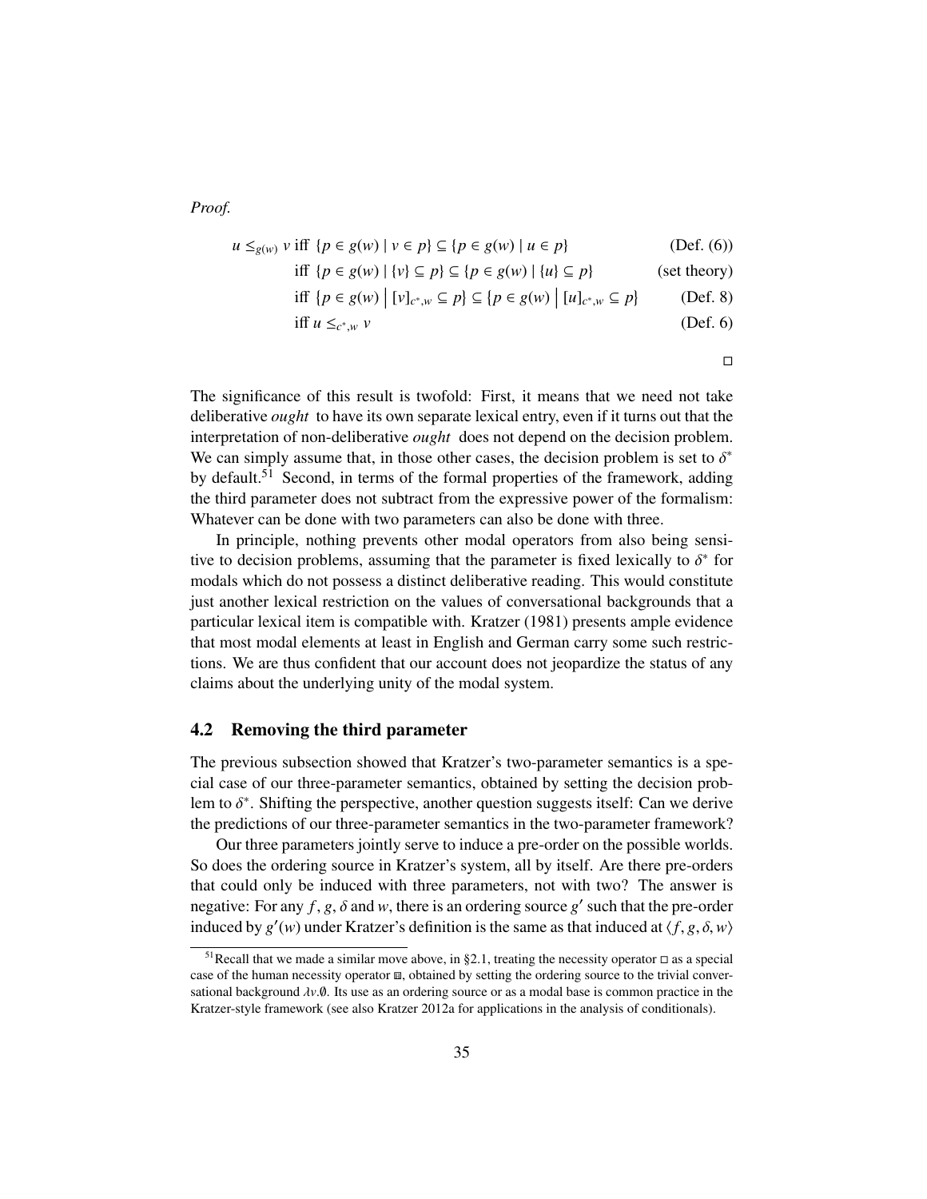*Proof.*

$$
\begin{aligned}
u \leq_{g(w)} v &\text{ iff } \{p \in g(w) \mid v \in p\} \subseteq \{p \in g(w) \mid u \in p\} && \text{(Def. (6))} \\
&\text{iff } \{p \in g(w) \mid \{v\} \subseteq p\} \subseteq \{p \in g(w) \mid \{u\} \subseteq p\} && \text{(set theory)} \\
&\text{iff } \{p \in g(w) \mid [v]_{c^*,w} \subseteq p\} \subseteq \{p \in g(w) \mid [u]_{c^*,w} \subseteq p\} && \text{(Def. 8)} \\
&\text{iff } u \leq_{c^*,w} v && \text{(Def. 6)}
\end{aligned}
$$

□

The significance of this result is twofold: First, it means that we need not take deliberative *ought* to have its own separate lexical entry, even if it turns out that the interpretation of non-deliberative *ought* does not depend on the decision problem. We can simply assume that, in those other cases, the decision problem is set to $\delta^*$ by default.[51] Second, in terms of the formal properties of the framework, adding the third parameter does not subtract from the expressive power of the formalism: Whatever can be done with two parameters can also be done with three.

In principle, nothing prevents other modal operators from also being sensitive to decision problems, assuming that the parameter is fixed lexically to $\delta^*$ for modals which do not possess a distinct deliberative reading. This would constitute just another lexical restriction on the values of conversational backgrounds that a particular lexical item is compatible with. Kratzer (1981) presents ample evidence that most modal elements at least in English and German carry some such restrictions. We are thus confident that our account does not jeopardize the status of any claims about the underlying unity of the modal system.

## 4.2 Removing the third parameter

The previous subsection showed that Kratzer's two-parameter semantics is a special case of our three-parameter semantics, obtained by setting the decision problem to $\delta^*$. Shifting the perspective, another question suggests itself: Can we derive the predictions of our three-parameter semantics in the two-parameter framework?

Our three parameters jointly serve to induce a pre-order on the possible worlds. So does the ordering source in Kratzer's system, all by itself. Are there pre-orders that could only be induced with three parameters, not with two? The answer is negative: For any $f$, $g$, $\delta$ and $w$, there is an ordering source $g'$ such that the pre-order induced by $g'(w)$ under Kratzer's definition is the same as that induced at $\langle f, g, \delta, w\rangle$

---

[51] Recall that we made a similar move above, in §2.1, treating the necessity operator $\Box$ as a special case of the human necessity operator ⊞, obtained by setting the ordering source to the trivial conversational background $\lambda v.\emptyset$. Its use as an ordering source or as a modal base is common practice in the Kratzer-style framework (see also Kratzer 2012a for applications in the analysis of conditionals).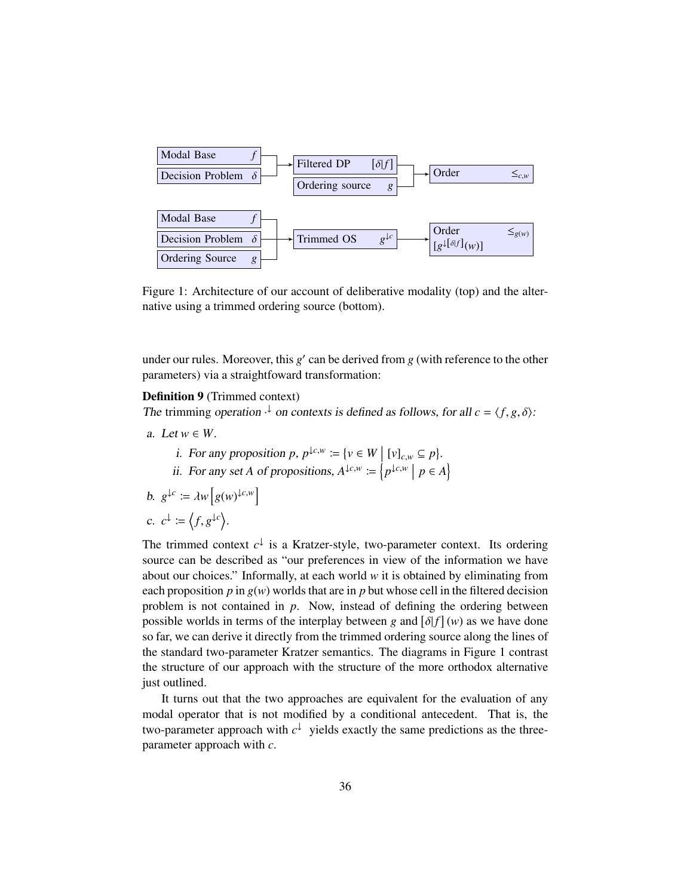Figure 1: Architecture of our account of deliberative modality (top) and the alternative using a trimmed ordering source (bottom).

under our rules. Moreover, this $g'$ can be derived from $g$ (with reference to the other parameters) via a straightfoward transformation:

**Definition 9** (Trimmed context)
*The* trimming *operation* $\cdot^{\downarrow}$ *on contexts is defined as follows, for all* $c = \langle f, g, \delta \rangle$*:*

a. *Let* $w \in W$.

  i. *For any proposition* $p$, $p^{\downarrow c,w} := \{v \in W \mid [v]_{c,w} \subseteq p\}$.

  ii. *For any set* $A$ *of propositions,* $A^{\downarrow c,w} := \left\{p^{\downarrow c,w} \mid p \in A\right\}$

b. $g^{\downarrow c} := \lambda w \left[g(w)^{\downarrow c,w}\right]$

c. $c^{\downarrow} := \left\langle f, g^{\downarrow c} \right\rangle$.

The trimmed context $c^{\downarrow}$ is a Kratzer-style, two-parameter context. Its ordering source can be described as "our preferences in view of the information we have about our choices." Informally, at each world $w$ it is obtained by eliminating from each proposition $p$ in $g(w)$ worlds that are in $p$ but whose cell in the filtered decision problem is not contained in $p$. Now, instead of defining the ordering between possible worlds in terms of the interplay between $g$ and $[\delta|f](w)$ as we have done so far, we can derive it directly from the trimmed ordering source along the lines of the standard two-parameter Kratzer semantics. The diagrams in Figure 1 contrast the structure of our approach with the structure of the more orthodox alternative just outlined.

It turns out that the two approaches are equivalent for the evaluation of any modal operator that is not modified by a conditional antecedent. That is, the two-parameter approach with $c^{\downarrow}$ yields exactly the same predictions as the three-parameter approach with $c$.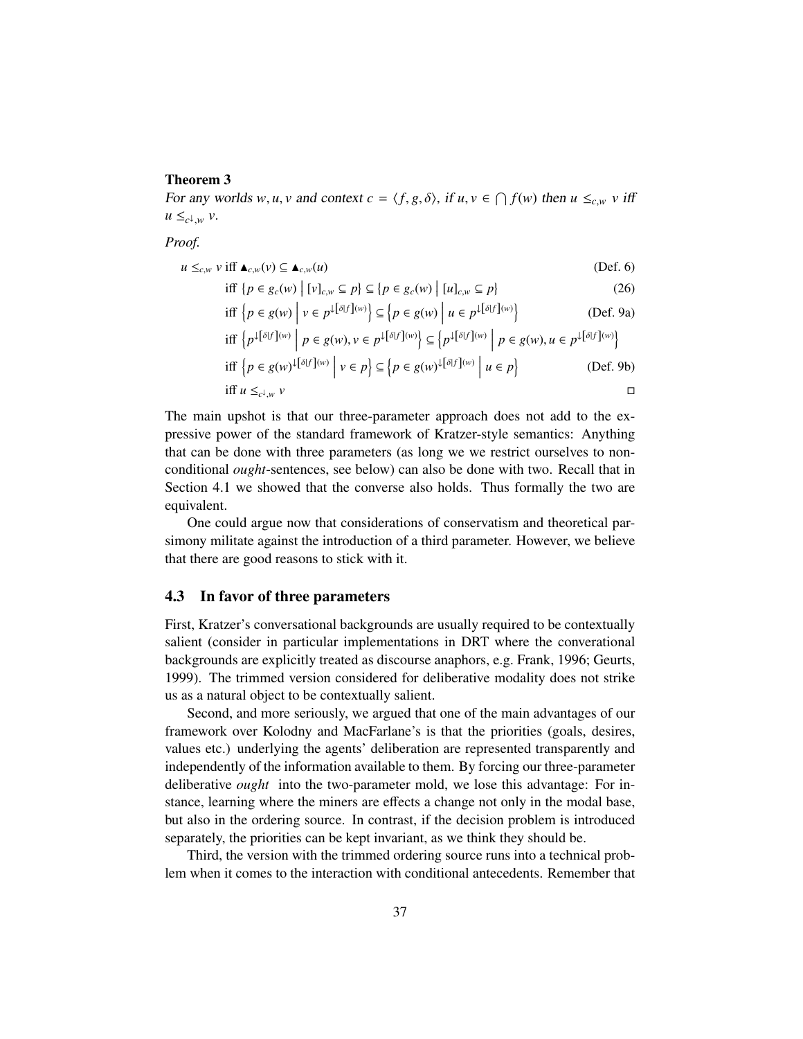**Theorem 3**

*For any worlds $w, u, v$ and context $c = \langle f, g, \delta \rangle$, if $u, v \in \bigcap f(w)$ then $u \leq_{c,w} v$ iff $u \leq_{c^\downarrow,w} v$.*

*Proof.*

$$
\begin{aligned}
u \leq_{c,w} v \text{ iff } & \blacktriangle_{c,w}(v) \subseteq \blacktriangle_{c,w}(u) && \text{(Def. 6)} \\
\text{iff } & \{p \in g_c(w) \mid [v]_{c,w} \subseteq p\} \subseteq \{p \in g_c(w) \mid [u]_{c,w} \subseteq p\} && (26) \\
\text{iff } & \left\{p \in g(w) \;\middle|\; v \in p^{\downarrow[\delta|f](w)}\right\} \subseteq \left\{p \in g(w) \;\middle|\; u \in p^{\downarrow[\delta|f](w)}\right\} && \text{(Def. 9a)} \\
\text{iff } & \left\{p^{\downarrow[\delta|f](w)} \;\middle|\; p \in g(w), v \in p^{\downarrow[\delta|f](w)}\right\} \subseteq \left\{p^{\downarrow[\delta|f](w)} \;\middle|\; p \in g(w), u \in p^{\downarrow[\delta|f](w)}\right\} && \\
\text{iff } & \left\{p \in g(w)^{\downarrow[\delta|f](w)} \;\middle|\; v \in p\right\} \subseteq \left\{p \in g(w)^{\downarrow[\delta|f](w)} \;\middle|\; u \in p\right\} && \text{(Def. 9b)} \\
\text{iff } & u \leq_{c^\downarrow,w} v && \square
\end{aligned}
$$

The main upshot is that our three-parameter approach does not add to the expressive power of the standard framework of Kratzer-style semantics: Anything that can be done with three parameters (as long we we restrict ourselves to non-conditional *ought*-sentences, see below) can also be done with two. Recall that in Section 4.1 we showed that the converse also holds. Thus formally the two are equivalent.

One could argue now that considerations of conservatism and theoretical parsimony militate against the introduction of a third parameter. However, we believe that there are good reasons to stick with it.

## 4.3 In favor of three parameters

First, Kratzer's conversational backgrounds are usually required to be contextually salient (consider in particular implementations in DRT where the converational backgrounds are explicitly treated as discourse anaphors, e.g. Frank, 1996; Geurts, 1999). The trimmed version considered for deliberative modality does not strike us as a natural object to be contextually salient.

Second, and more seriously, we argued that one of the main advantages of our framework over Kolodny and MacFarlane's is that the priorities (goals, desires, values etc.) underlying the agents' deliberation are represented transparently and independently of the information available to them. By forcing our three-parameter deliberative *ought* into the two-parameter mold, we lose this advantage: For instance, learning where the miners are effects a change not only in the modal base, but also in the ordering source. In contrast, if the decision problem is introduced separately, the priorities can be kept invariant, as we think they should be.

Third, the version with the trimmed ordering source runs into a technical problem when it comes to the interaction with conditional antecedents. Remember that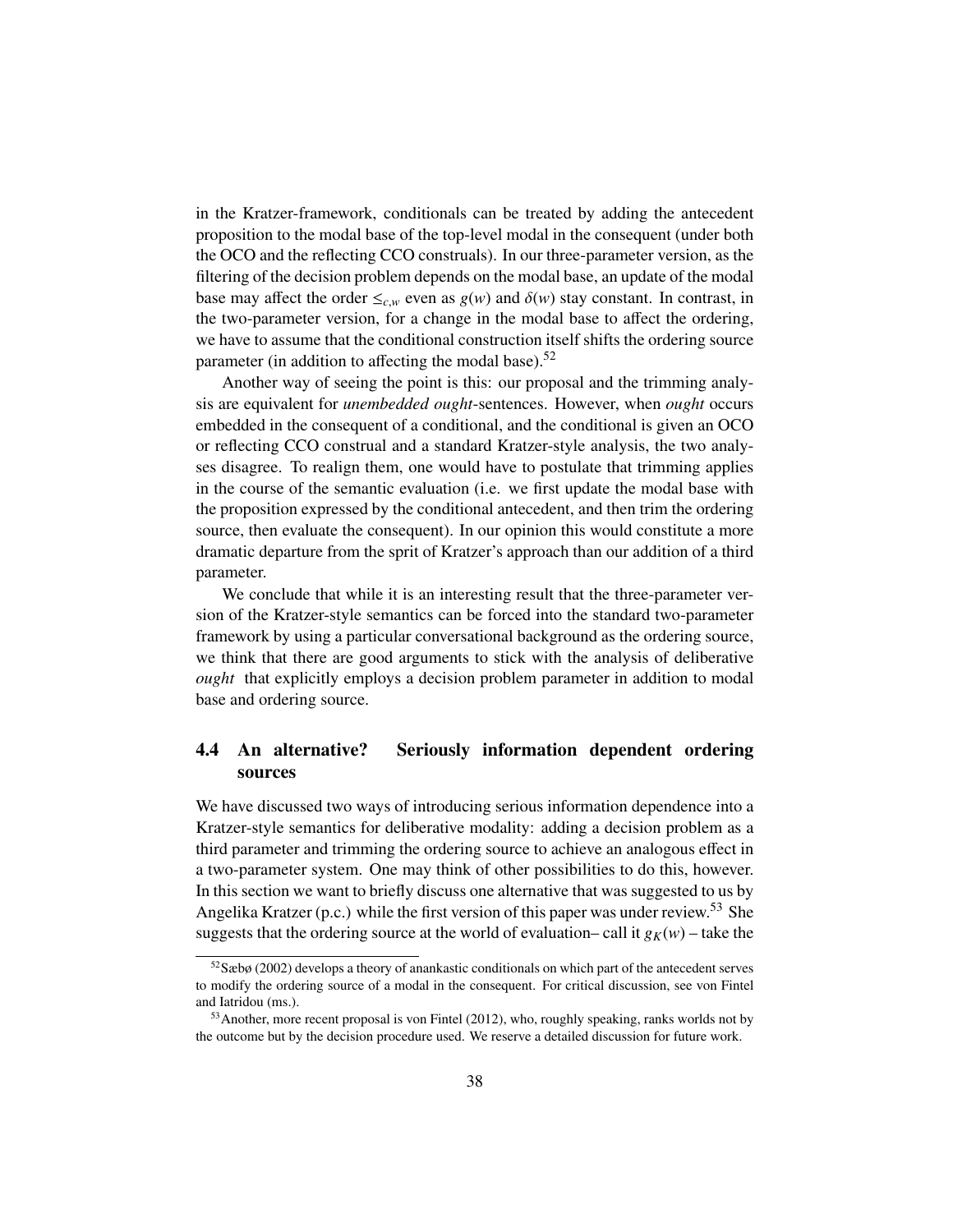in the Kratzer-framework, conditionals can be treated by adding the antecedent proposition to the modal base of the top-level modal in the consequent (under both the OCO and the reflecting CCO construals). In our three-parameter version, as the filtering of the decision problem depends on the modal base, an update of the modal base may affect the order $\leq_{c,w}$ even as $g(w)$ and $\delta(w)$ stay constant. In contrast, in the two-parameter version, for a change in the modal base to affect the ordering, we have to assume that the conditional construction itself shifts the ordering source parameter (in addition to affecting the modal base).[52]

Another way of seeing the point is this: our proposal and the trimming analysis are equivalent for *unembedded ought*-sentences. However, when *ought* occurs embedded in the consequent of a conditional, and the conditional is given an OCO or reflecting CCO construal and a standard Kratzer-style analysis, the two analyses disagree. To realign them, one would have to postulate that trimming applies in the course of the semantic evaluation (i.e. we first update the modal base with the proposition expressed by the conditional antecedent, and then trim the ordering source, then evaluate the consequent). In our opinion this would constitute a more dramatic departure from the sprit of Kratzer's approach than our addition of a third parameter.

We conclude that while it is an interesting result that the three-parameter version of the Kratzer-style semantics can be forced into the standard two-parameter framework by using a particular conversational background as the ordering source, we think that there are good arguments to stick with the analysis of deliberative *ought* that explicitly employs a decision problem parameter in addition to modal base and ordering source.

## 4.4 An alternative? Seriously information dependent ordering sources

We have discussed two ways of introducing serious information dependence into a Kratzer-style semantics for deliberative modality: adding a decision problem as a third parameter and trimming the ordering source to achieve an analogous effect in a two-parameter system. One may think of other possibilities to do this, however. In this section we want to briefly discuss one alternative that was suggested to us by Angelika Kratzer (p.c.) while the first version of this paper was under review.[53] She suggests that the ordering source at the world of evaluation– call it $g_K(w)$ – take the

---

[52] Sæbø (2002) develops a theory of anankastic conditionals on which part of the antecedent serves to modify the ordering source of a modal in the consequent. For critical discussion, see von Fintel and Iatridou (ms.).

[53] Another, more recent proposal is von Fintel (2012), who, roughly speaking, ranks worlds not by the outcome but by the decision procedure used. We reserve a detailed discussion for future work.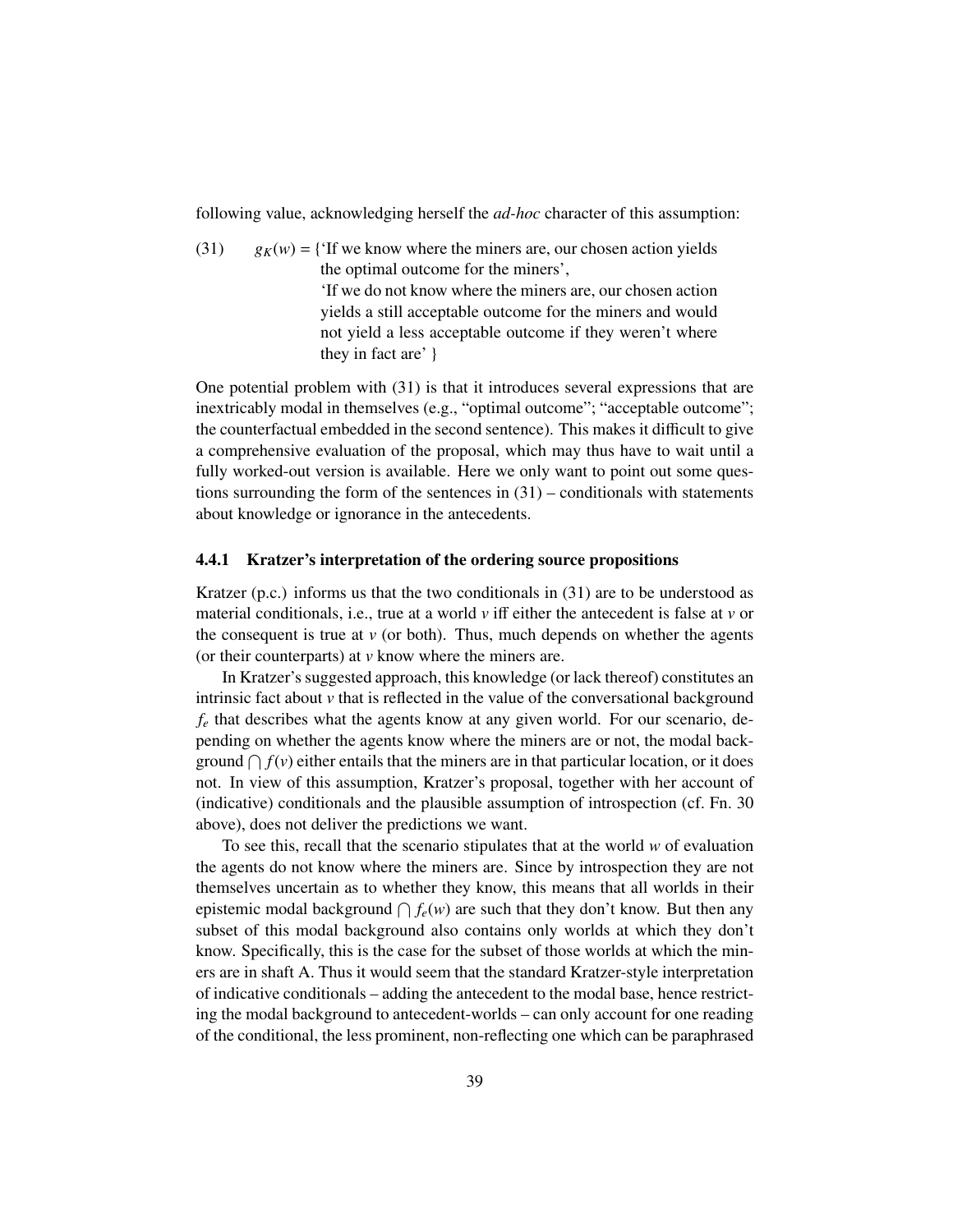following value, acknowledging herself the *ad-hoc* character of this assumption:

(31) $g_K(w)$ = {'If we know where the miners are, our chosen action yields the optimal outcome for the miners',
'If we do not know where the miners are, our chosen action yields a still acceptable outcome for the miners and would not yield a less acceptable outcome if they weren't where they in fact are' }

One potential problem with (31) is that it introduces several expressions that are inextricably modal in themselves (e.g., "optimal outcome"; "acceptable outcome"; the counterfactual embedded in the second sentence). This makes it difficult to give a comprehensive evaluation of the proposal, which may thus have to wait until a fully worked-out version is available. Here we only want to point out some questions surrounding the form of the sentences in (31) – conditionals with statements about knowledge or ignorance in the antecedents.

### 4.4.1 Kratzer's interpretation of the ordering source propositions

Kratzer (p.c.) informs us that the two conditionals in (31) are to be understood as material conditionals, i.e., true at a world $v$ iff either the antecedent is false at $v$ or the consequent is true at $v$ (or both). Thus, much depends on whether the agents (or their counterparts) at $v$ know where the miners are.

In Kratzer's suggested approach, this knowledge (or lack thereof) constitutes an intrinsic fact about $v$ that is reflected in the value of the conversational background $f_e$ that describes what the agents know at any given world. For our scenario, depending on whether the agents know where the miners are or not, the modal background $\bigcap f(v)$ either entails that the miners are in that particular location, or it does not. In view of this assumption, Kratzer's proposal, together with her account of (indicative) conditionals and the plausible assumption of introspection (cf. Fn. 30 above), does not deliver the predictions we want.

To see this, recall that the scenario stipulates that at the world $w$ of evaluation the agents do not know where the miners are. Since by introspection they are not themselves uncertain as to whether they know, this means that all worlds in their epistemic modal background $\bigcap f_e(w)$ are such that they don't know. But then any subset of this modal background also contains only worlds at which they don't know. Specifically, this is the case for the subset of those worlds at which the miners are in shaft A. Thus it would seem that the standard Kratzer-style interpretation of indicative conditionals – adding the antecedent to the modal base, hence restricting the modal background to antecedent-worlds – can only account for one reading of the conditional, the less prominent, non-reflecting one which can be paraphrased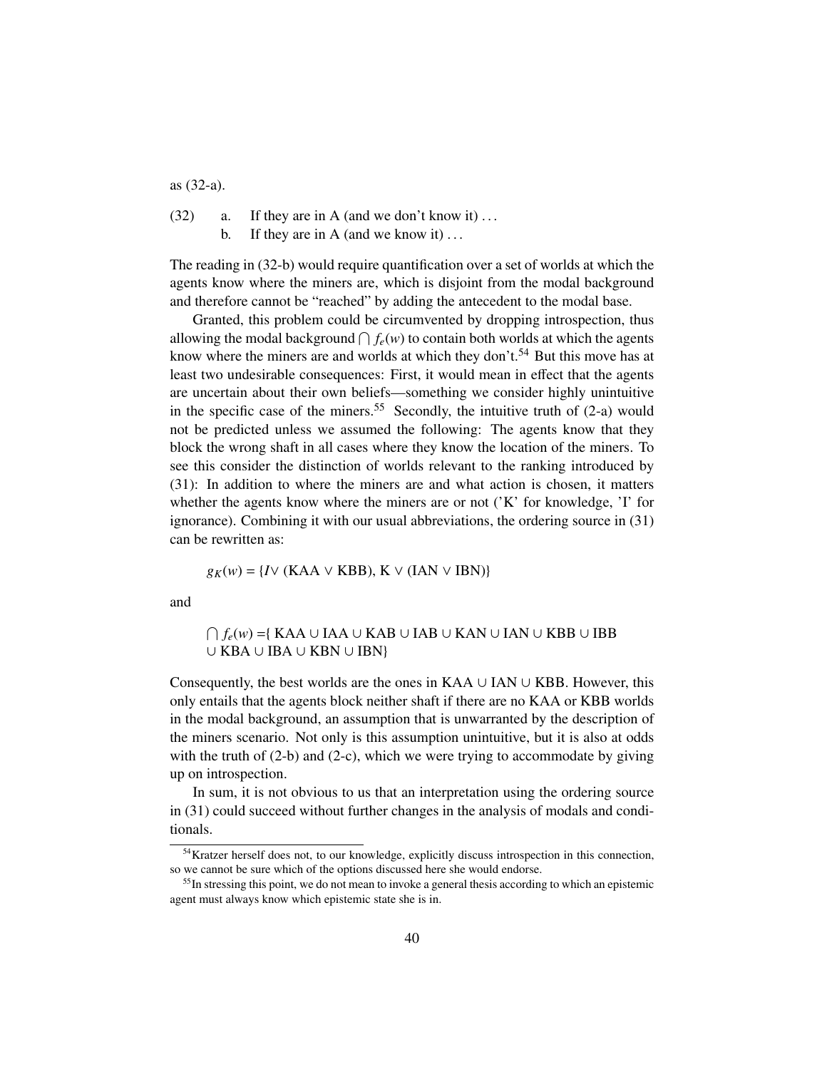as (32-a).

(32) a. If they are in A (and we don't know it) . . .
b. If they are in A (and we know it) . . .

The reading in (32-b) would require quantification over a set of worlds at which the agents know where the miners are, which is disjoint from the modal background and therefore cannot be "reached" by adding the antecedent to the modal base.

Granted, this problem could be circumvented by dropping introspection, thus allowing the modal background $\bigcap f_e(w)$ to contain both worlds at which the agents know where the miners are and worlds at which they don't.[54] But this move has at least two undesirable consequences: First, it would mean in effect that the agents are uncertain about their own beliefs—something we consider highly unintuitive in the specific case of the miners.[55] Secondly, the intuitive truth of (2-a) would not be predicted unless we assumed the following: The agents know that they block the wrong shaft in all cases where they know the location of the miners. To see this consider the distinction of worlds relevant to the ranking introduced by (31): In addition to where the miners are and what action is chosen, it matters whether the agents know where the miners are or not ('K' for knowledge, 'I' for ignorance). Combining it with our usual abbreviations, the ordering source in (31) can be rewritten as:

$$g_K(w) = \{I \vee (\text{KAA} \vee \text{KBB}), \text{K} \vee (\text{IAN} \vee \text{IBN})\}$$

and

$$\bigcap f_e(w) = \{\text{KAA} \cup \text{IAA} \cup \text{KAB} \cup \text{IAB} \cup \text{KAN} \cup \text{IAN} \cup \text{KBB} \cup \text{IBB} \cup \text{KBA} \cup \text{IBA} \cup \text{KBN} \cup \text{IBN}\}$$

Consequently, the best worlds are the ones in KAA $\cup$ IAN $\cup$ KBB. However, this only entails that the agents block neither shaft if there are no KAA or KBB worlds in the modal background, an assumption that is unwarranted by the description of the miners scenario. Not only is this assumption unintuitive, but it is also at odds with the truth of (2-b) and (2-c), which we were trying to accommodate by giving up on introspection.

In sum, it is not obvious to us that an interpretation using the ordering source in (31) could succeed without further changes in the analysis of modals and conditionals.

[54] Kratzer herself does not, to our knowledge, explicitly discuss introspection in this connection, so we cannot be sure which of the options discussed here she would endorse.

[55] In stressing this point, we do not mean to invoke a general thesis according to which an epistemic agent must always know which epistemic state she is in.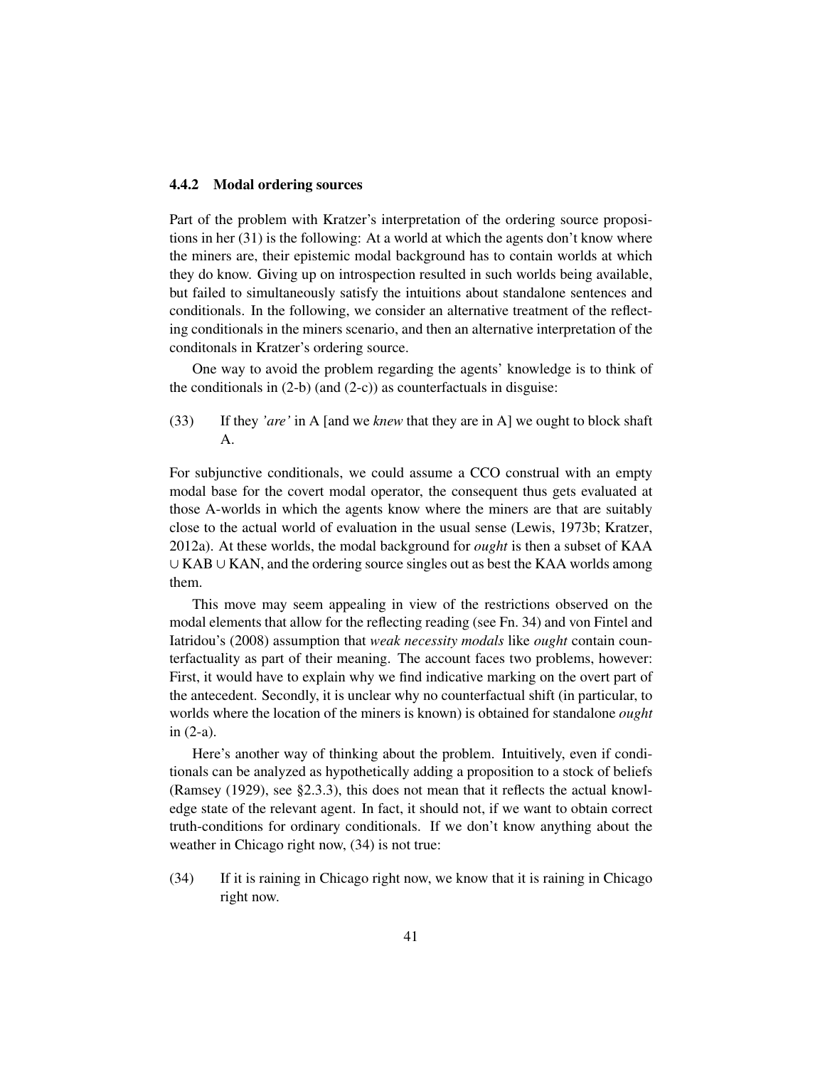### 4.4.2 Modal ordering sources

Part of the problem with Kratzer's interpretation of the ordering source propositions in her (31) is the following: At a world at which the agents don't know where the miners are, their epistemic modal background has to contain worlds at which they do know. Giving up on introspection resulted in such worlds being available, but failed to simultaneously satisfy the intuitions about standalone sentences and conditionals. In the following, we consider an alternative treatment of the reflecting conditionals in the miners scenario, and then an alternative interpretation of the conditonals in Kratzer's ordering source.

One way to avoid the problem regarding the agents' knowledge is to think of the conditionals in (2-b) (and (2-c)) as counterfactuals in disguise:

(33) If they *'are'* in A [and we *knew* that they are in A] we ought to block shaft A.

For subjunctive conditionals, we could assume a CCO construal with an empty modal base for the covert modal operator, the consequent thus gets evaluated at those A-worlds in which the agents know where the miners are that are suitably close to the actual world of evaluation in the usual sense (Lewis, 1973b; Kratzer, 2012a). At these worlds, the modal background for *ought* is then a subset of KAA ∪ KAB ∪ KAN, and the ordering source singles out as best the KAA worlds among them.

This move may seem appealing in view of the restrictions observed on the modal elements that allow for the reflecting reading (see Fn. 34) and von Fintel and Iatridou's (2008) assumption that *weak necessity modals* like *ought* contain counterfactuality as part of their meaning. The account faces two problems, however: First, it would have to explain why we find indicative marking on the overt part of the antecedent. Secondly, it is unclear why no counterfactual shift (in particular, to worlds where the location of the miners is known) is obtained for standalone *ought* in (2-a).

Here's another way of thinking about the problem. Intuitively, even if conditionals can be analyzed as hypothetically adding a proposition to a stock of beliefs (Ramsey (1929), see §2.3.3), this does not mean that it reflects the actual knowledge state of the relevant agent. In fact, it should not, if we want to obtain correct truth-conditions for ordinary conditionals. If we don't know anything about the weather in Chicago right now, (34) is not true:

(34) If it is raining in Chicago right now, we know that it is raining in Chicago right now.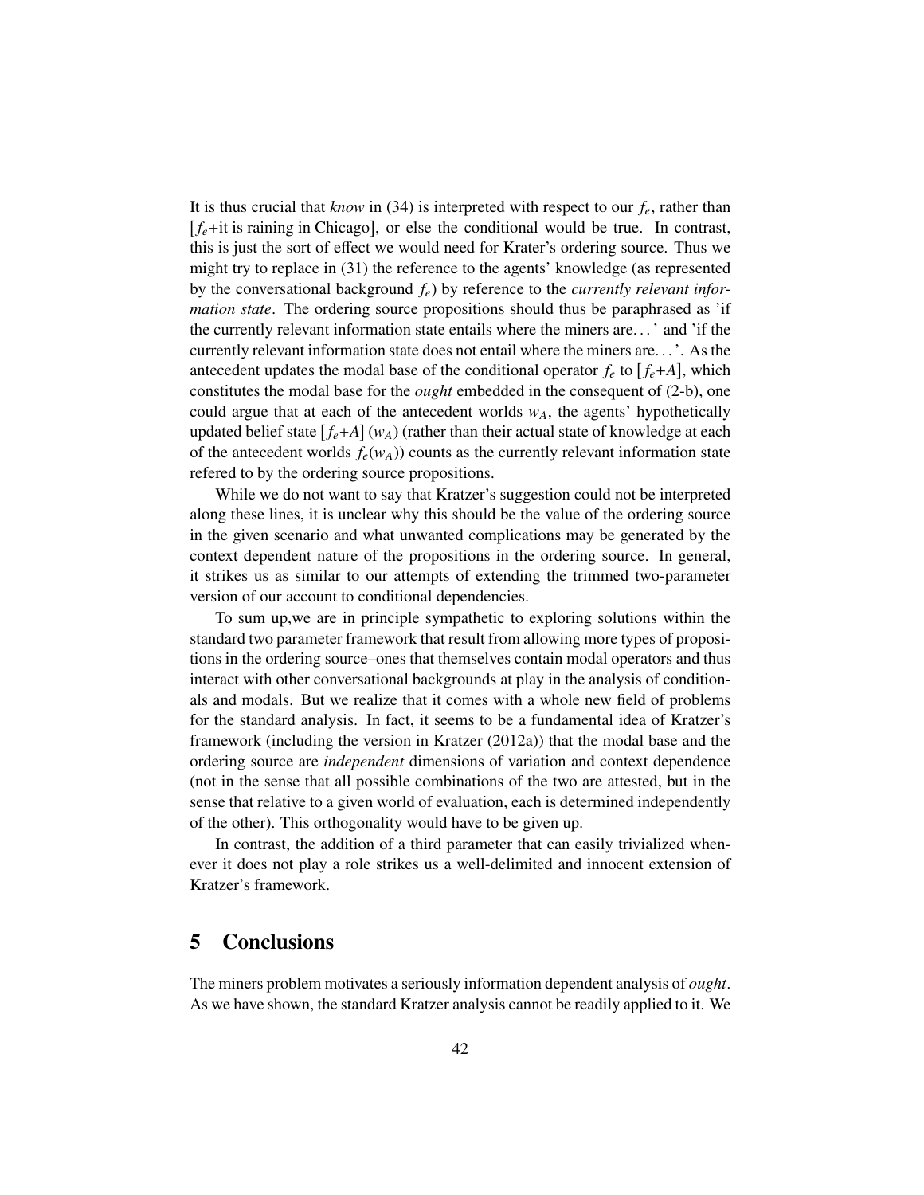It is thus crucial that *know* in (34) is interpreted with respect to our $f_e$, rather than $[f_e$+it is raining in Chicago$]$, or else the conditional would be true. In contrast, this is just the sort of effect we would need for Krater's ordering source. Thus we might try to replace in (31) the reference to the agents' knowledge (as represented by the conversational background $f_e$) by reference to the *currently relevant information state*. The ordering source propositions should thus be paraphrased as 'if the currently relevant information state entails where the miners are. . . ' and 'if the currently relevant information state does not entail where the miners are. . . '. As the antecedent updates the modal base of the conditional operator $f_e$ to $[f_e{+}A]$, which constitutes the modal base for the *ought* embedded in the consequent of (2-b), one could argue that at each of the antecedent worlds $w_A$, the agents' hypothetically updated belief state $[f_e{+}A](w_A)$ (rather than their actual state of knowledge at each of the antecedent worlds $f_e(w_A)$) counts as the currently relevant information state refered to by the ordering source propositions.

While we do not want to say that Kratzer's suggestion could not be interpreted along these lines, it is unclear why this should be the value of the ordering source in the given scenario and what unwanted complications may be generated by the context dependent nature of the propositions in the ordering source. In general, it strikes us as similar to our attempts of extending the trimmed two-parameter version of our account to conditional dependencies.

To sum up,we are in principle sympathetic to exploring solutions within the standard two parameter framework that result from allowing more types of propositions in the ordering source–ones that themselves contain modal operators and thus interact with other conversational backgrounds at play in the analysis of conditionals and modals. But we realize that it comes with a whole new field of problems for the standard analysis. In fact, it seems to be a fundamental idea of Kratzer's framework (including the version in Kratzer (2012a)) that the modal base and the ordering source are *independent* dimensions of variation and context dependence (not in the sense that all possible combinations of the two are attested, but in the sense that relative to a given world of evaluation, each is determined independently of the other). This orthogonality would have to be given up.

In contrast, the addition of a third parameter that can easily trivialized whenever it does not play a role strikes us a well-delimited and innocent extension of Kratzer's framework.

## 5 Conclusions

The miners problem motivates a seriously information dependent analysis of *ought*. As we have shown, the standard Kratzer analysis cannot be readily applied to it. We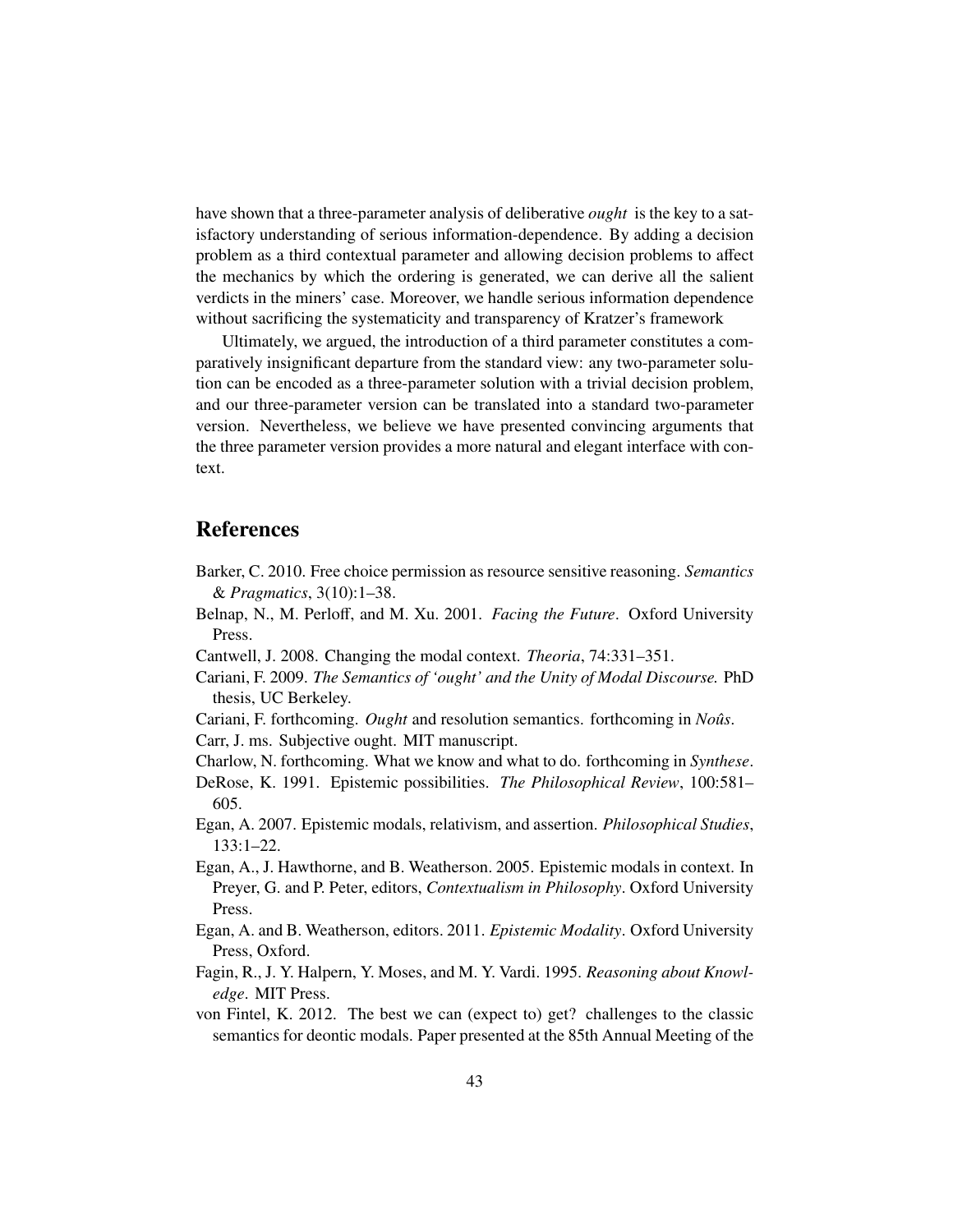have shown that a three-parameter analysis of deliberative *ought* is the key to a satisfactory understanding of serious information-dependence. By adding a decision problem as a third contextual parameter and allowing decision problems to affect the mechanics by which the ordering is generated, we can derive all the salient verdicts in the miners' case. Moreover, we handle serious information dependence without sacrificing the systematicity and transparency of Kratzer's framework

Ultimately, we argued, the introduction of a third parameter constitutes a comparatively insignificant departure from the standard view: any two-parameter solution can be encoded as a three-parameter solution with a trivial decision problem, and our three-parameter version can be translated into a standard two-parameter version. Nevertheless, we believe we have presented convincing arguments that the three parameter version provides a more natural and elegant interface with context.

## References

Barker, C. 2010. Free choice permission as resource sensitive reasoning. *Semantics & Pragmatics*, 3(10):1–38.

Belnap, N., M. Perloff, and M. Xu. 2001. *Facing the Future*. Oxford University Press.

Cantwell, J. 2008. Changing the modal context. *Theoria*, 74:331–351.

Cariani, F. 2009. *The Semantics of 'ought' and the Unity of Modal Discourse.* PhD thesis, UC Berkeley.

Cariani, F. forthcoming. *Ought* and resolution semantics. forthcoming in *Noûs*.

Carr, J. ms. Subjective ought. MIT manuscript.

Charlow, N. forthcoming. What we know and what to do. forthcoming in *Synthese*.

DeRose, K. 1991. Epistemic possibilities. *The Philosophical Review*, 100:581–605.

Egan, A. 2007. Epistemic modals, relativism, and assertion. *Philosophical Studies*, 133:1–22.

Egan, A., J. Hawthorne, and B. Weatherson. 2005. Epistemic modals in context. In Preyer, G. and P. Peter, editors, *Contextualism in Philosophy*. Oxford University Press.

Egan, A. and B. Weatherson, editors. 2011. *Epistemic Modality*. Oxford University Press, Oxford.

Fagin, R., J. Y. Halpern, Y. Moses, and M. Y. Vardi. 1995. *Reasoning about Knowledge*. MIT Press.

von Fintel, K. 2012. The best we can (expect to) get? challenges to the classic semantics for deontic modals. Paper presented at the 85th Annual Meeting of the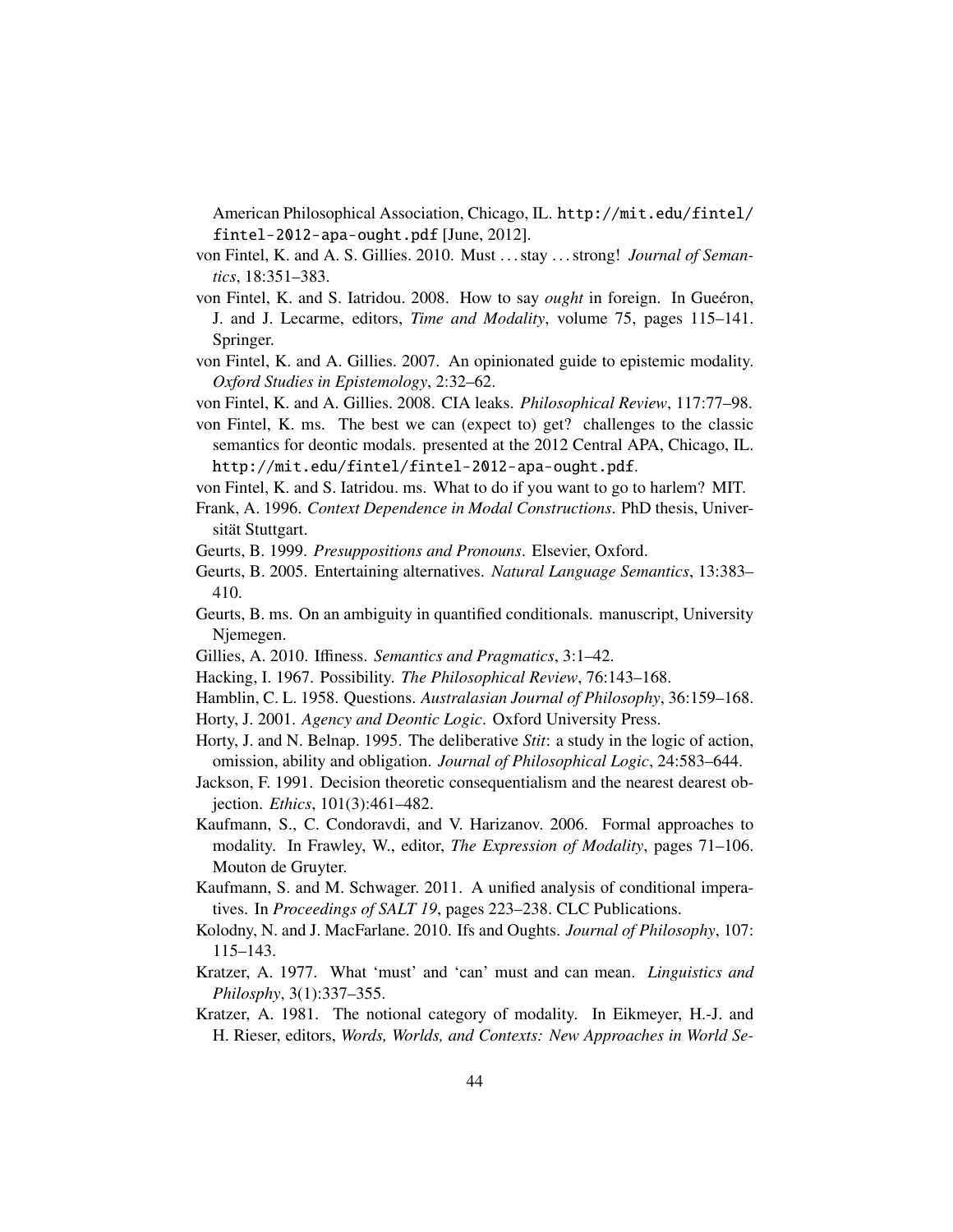American Philosophical Association, Chicago, IL. http://mit.edu/fintel/fintel-2012-apa-ought.pdf [June, 2012].

von Fintel, K. and A. S. Gillies. 2010. Must . . . stay . . . strong! *Journal of Semantics*, 18:351–383.

von Fintel, K. and S. Iatridou. 2008. How to say *ought* in foreign. In Gueéron, J. and J. Lecarme, editors, *Time and Modality*, volume 75, pages 115–141. Springer.

von Fintel, K. and A. Gillies. 2007. An opinionated guide to epistemic modality. *Oxford Studies in Epistemology*, 2:32–62.

von Fintel, K. and A. Gillies. 2008. CIA leaks. *Philosophical Review*, 117:77–98.

von Fintel, K. ms. The best we can (expect to) get? challenges to the classic semantics for deontic modals. presented at the 2012 Central APA, Chicago, IL. http://mit.edu/fintel/fintel-2012-apa-ought.pdf.

von Fintel, K. and S. Iatridou. ms. What to do if you want to go to harlem? MIT.

Frank, A. 1996. *Context Dependence in Modal Constructions*. PhD thesis, Universität Stuttgart.

Geurts, B. 1999. *Presuppositions and Pronouns*. Elsevier, Oxford.

Geurts, B. 2005. Entertaining alternatives. *Natural Language Semantics*, 13:383–410.

Geurts, B. ms. On an ambiguity in quantified conditionals. manuscript, University Njemegen.

Gillies, A. 2010. Iffiness. *Semantics and Pragmatics*, 3:1–42.

Hacking, I. 1967. Possibility. *The Philosophical Review*, 76:143–168.

Hamblin, C. L. 1958. Questions. *Australasian Journal of Philosophy*, 36:159–168.

Horty, J. 2001. *Agency and Deontic Logic*. Oxford University Press.

Horty, J. and N. Belnap. 1995. The deliberative *Stit*: a study in the logic of action, omission, ability and obligation. *Journal of Philosophical Logic*, 24:583–644.

Jackson, F. 1991. Decision theoretic consequentialism and the nearest dearest objection. *Ethics*, 101(3):461–482.

Kaufmann, S., C. Condoravdi, and V. Harizanov. 2006. Formal approaches to modality. In Frawley, W., editor, *The Expression of Modality*, pages 71–106. Mouton de Gruyter.

Kaufmann, S. and M. Schwager. 2011. A unified analysis of conditional imperatives. In *Proceedings of SALT 19*, pages 223–238. CLC Publications.

Kolodny, N. and J. MacFarlane. 2010. Ifs and Oughts. *Journal of Philosophy*, 107: 115–143.

Kratzer, A. 1977. What 'must' and 'can' must and can mean. *Linguistics and Philosphy*, 3(1):337–355.

Kratzer, A. 1981. The notional category of modality. In Eikmeyer, H.-J. and H. Rieser, editors, *Words, Worlds, and Contexts: New Approaches in World Se-*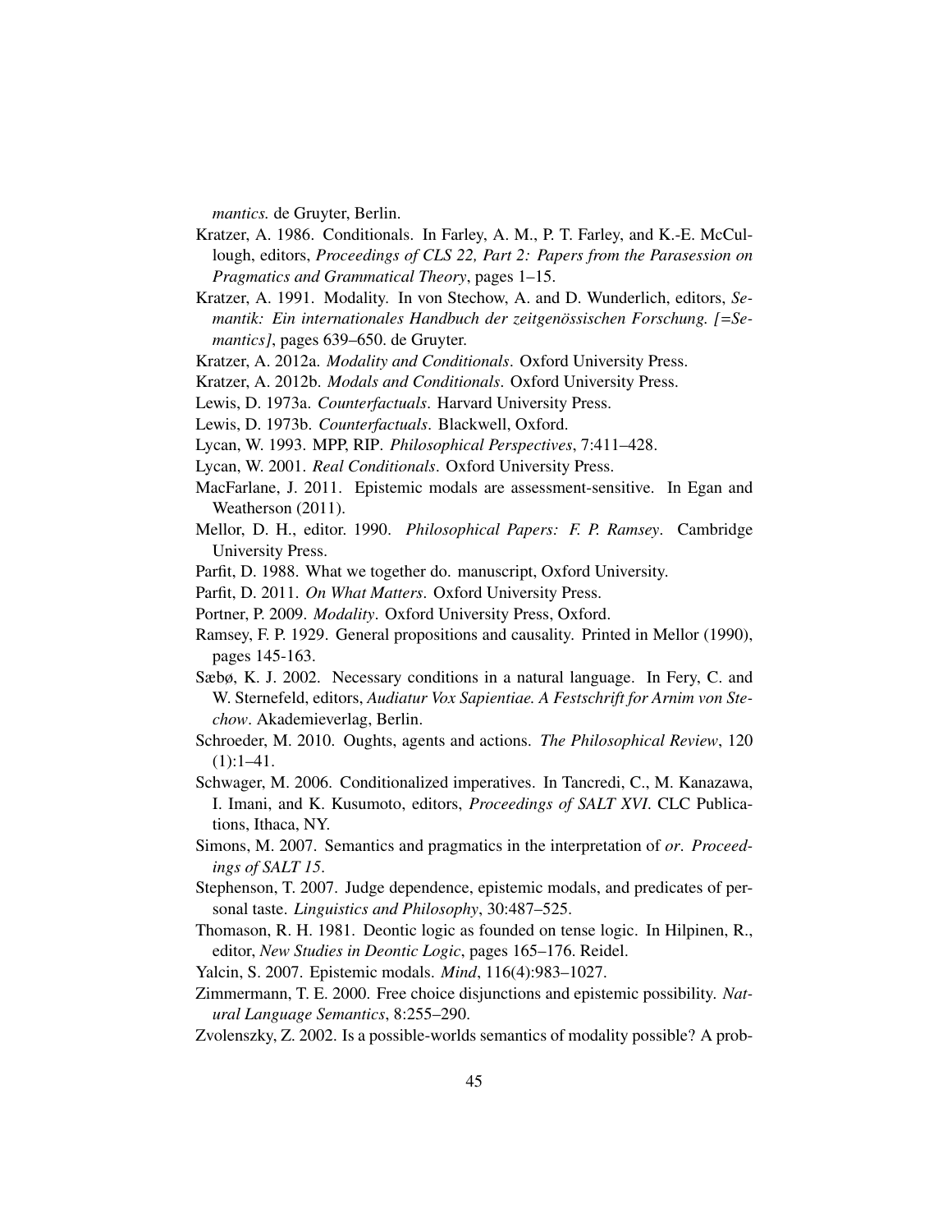*mantics*. de Gruyter, Berlin.

Kratzer, A. 1986. Conditionals. In Farley, A. M., P. T. Farley, and K.-E. McCullough, editors, *Proceedings of CLS 22, Part 2: Papers from the Parasession on Pragmatics and Grammatical Theory*, pages 1–15.

Kratzer, A. 1991. Modality. In von Stechow, A. and D. Wunderlich, editors, *Semantik: Ein internationales Handbuch der zeitgenössischen Forschung. [=Semantics]*, pages 639–650. de Gruyter.

Kratzer, A. 2012a. *Modality and Conditionals*. Oxford University Press.

Kratzer, A. 2012b. *Modals and Conditionals*. Oxford University Press.

Lewis, D. 1973a. *Counterfactuals*. Harvard University Press.

Lewis, D. 1973b. *Counterfactuals*. Blackwell, Oxford.

Lycan, W. 1993. MPP, RIP. *Philosophical Perspectives*, 7:411–428.

Lycan, W. 2001. *Real Conditionals*. Oxford University Press.

MacFarlane, J. 2011. Epistemic modals are assessment-sensitive. In Egan and Weatherson (2011).

Mellor, D. H., editor. 1990. *Philosophical Papers: F. P. Ramsey*. Cambridge University Press.

Parfit, D. 1988. What we together do. manuscript, Oxford University.

Parfit, D. 2011. *On What Matters*. Oxford University Press.

Portner, P. 2009. *Modality*. Oxford University Press, Oxford.

Ramsey, F. P. 1929. General propositions and causality. Printed in Mellor (1990), pages 145-163.

Sæbø, K. J. 2002. Necessary conditions in a natural language. In Fery, C. and W. Sternefeld, editors, *Audiatur Vox Sapientiae. A Festschrift for Arnim von Stechow*. Akademieverlag, Berlin.

Schroeder, M. 2010. Oughts, agents and actions. *The Philosophical Review*, 120 (1):1–41.

Schwager, M. 2006. Conditionalized imperatives. In Tancredi, C., M. Kanazawa, I. Imani, and K. Kusumoto, editors, *Proceedings of SALT XVI*. CLC Publications, Ithaca, NY.

Simons, M. 2007. Semantics and pragmatics in the interpretation of *or*. *Proceedings of SALT 15*.

Stephenson, T. 2007. Judge dependence, epistemic modals, and predicates of personal taste. *Linguistics and Philosophy*, 30:487–525.

Thomason, R. H. 1981. Deontic logic as founded on tense logic. In Hilpinen, R., editor, *New Studies in Deontic Logic*, pages 165–176. Reidel.

Yalcin, S. 2007. Epistemic modals. *Mind*, 116(4):983–1027.

Zimmermann, T. E. 2000. Free choice disjunctions and epistemic possibility. *Natural Language Semantics*, 8:255–290.

Zvolenszky, Z. 2002. Is a possible-worlds semantics of modality possible? A prob-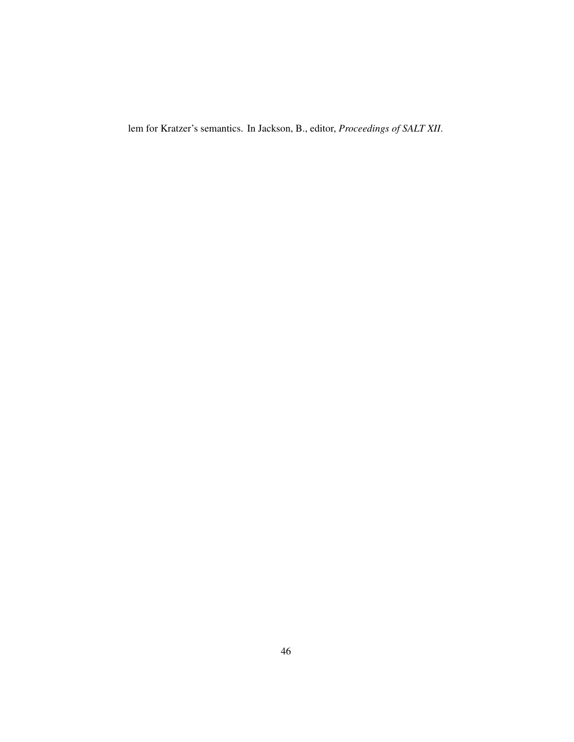lem for Kratzer's semantics. In Jackson, B., editor, *Proceedings of SALT XII*.